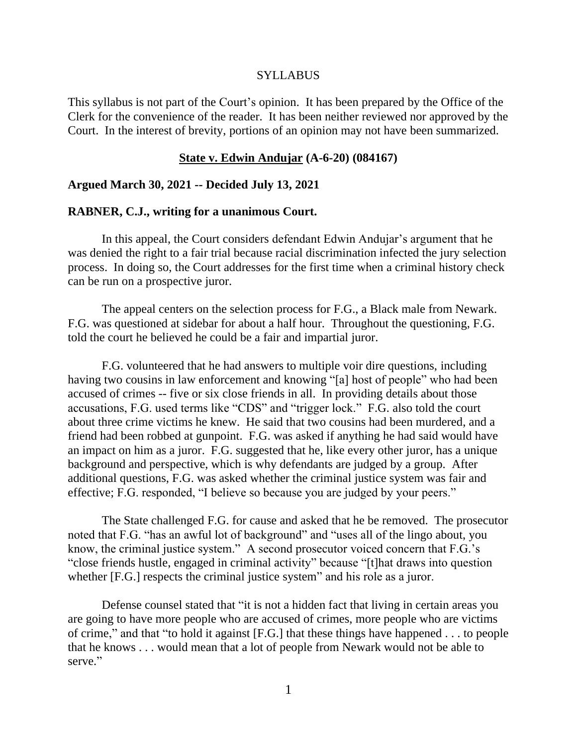SYLLABUS

This syllabus is not part of the Court's opinion. It has been prepared by the Office of the Clerk for the convenience of the reader. It has been neither reviewed nor approved by the Court. In the interest of brevity, portions of an opinion may not have been summarized.

**State v. Edwin Andujar (A-6-20) (084167)**

**Argued March 30, 2021 -- Decided July 13, 2021**

**RABNER, C.J., writing for a unanimous Court.**

In this appeal, the Court considers defendant Edwin Andujar's argument that he was denied the right to a fair trial because racial discrimination infected the jury selection process. In doing so, the Court addresses for the first time when a criminal history check can be run on a prospective juror.

The appeal centers on the selection process for F.G., a Black male from Newark. F.G. was questioned at sidebar for about a half hour. Throughout the questioning, F.G. told the court he believed he could be a fair and impartial juror.

F.G. volunteered that he had answers to multiple voir dire questions, including having two cousins in law enforcement and knowing "[a] host of people" who had been accused of crimes -- five or six close friends in all. In providing details about those accusations, F.G. used terms like "CDS" and "trigger lock." F.G. also told the court about three crime victims he knew. He said that two cousins had been murdered, and a friend had been robbed at gunpoint. F.G. was asked if anything he had said would have an impact on him as a juror. F.G. suggested that he, like every other juror, has a unique background and perspective, which is why defendants are judged by a group. After additional questions, F.G. was asked whether the criminal justice system was fair and effective; F.G. responded, "I believe so because you are judged by your peers."

The State challenged F.G. for cause and asked that he be removed. The prosecutor noted that F.G. "has an awful lot of background" and "uses all of the lingo about, you know, the criminal justice system." A second prosecutor voiced concern that F.G.'s "close friends hustle, engaged in criminal activity" because "[t]hat draws into question whether [F.G.] respects the criminal justice system" and his role as a juror.

Defense counsel stated that "it is not a hidden fact that living in certain areas you are going to have more people who are accused of crimes, more people who are victims of crime," and that "to hold it against [F.G.] that these things have happened . . . to people that he knows . . . would mean that a lot of people from Newark would not be able to serve."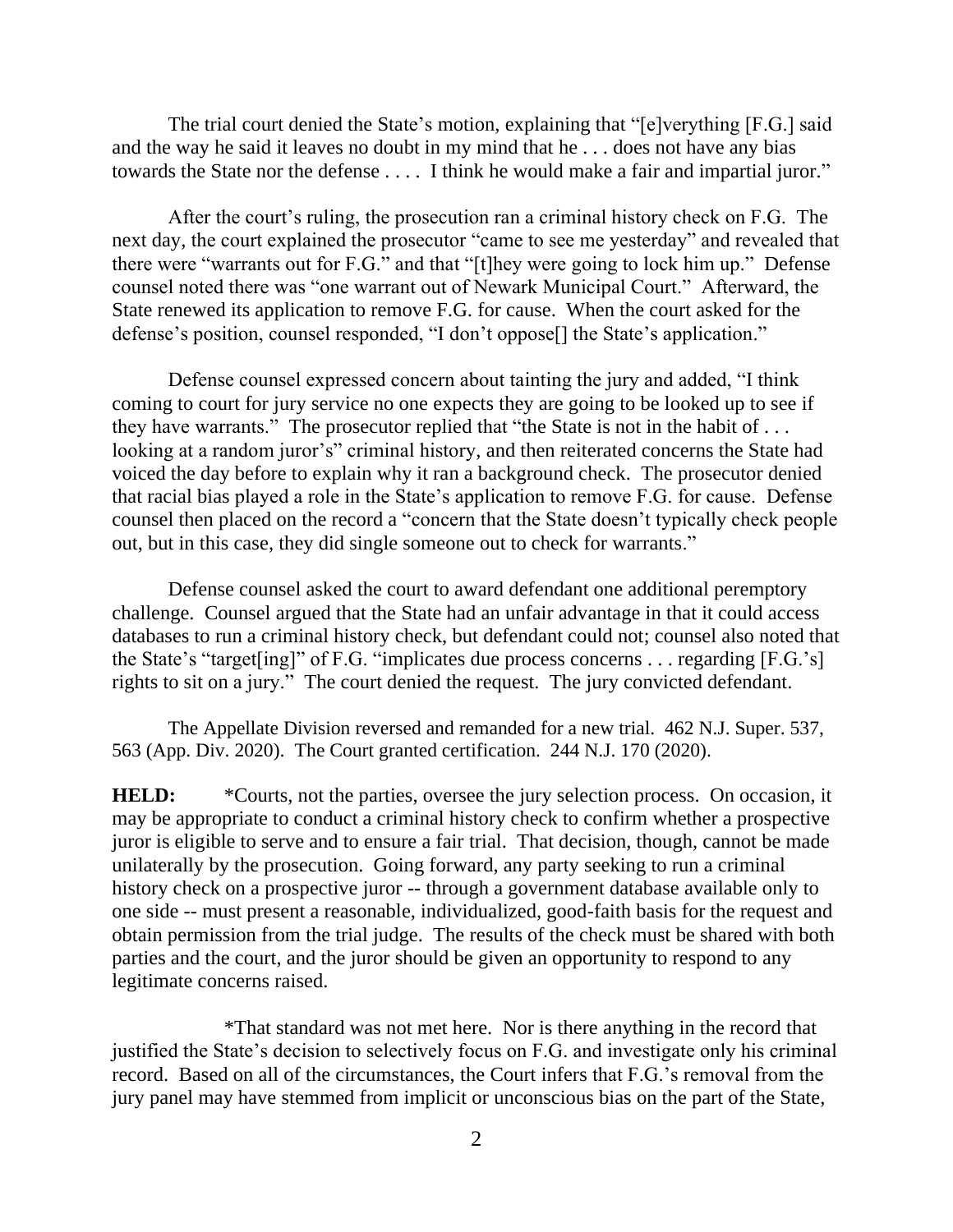The trial court denied the State's motion, explaining that "[e]verything [F.G.] said and the way he said it leaves no doubt in my mind that he . . . does not have any bias towards the State nor the defense . . . . I think he would make a fair and impartial juror."

After the court's ruling, the prosecution ran a criminal history check on F.G. The next day, the court explained the prosecutor "came to see me yesterday" and revealed that there were "warrants out for F.G." and that "[t]hey were going to lock him up." Defense counsel noted there was "one warrant out of Newark Municipal Court." Afterward, the State renewed its application to remove F.G. for cause. When the court asked for the defense's position, counsel responded, "I don't oppose[] the State's application."

Defense counsel expressed concern about tainting the jury and added, "I think coming to court for jury service no one expects they are going to be looked up to see if they have warrants." The prosecutor replied that "the State is not in the habit of . . . looking at a random juror's" criminal history, and then reiterated concerns the State had voiced the day before to explain why it ran a background check. The prosecutor denied that racial bias played a role in the State's application to remove F.G. for cause. Defense counsel then placed on the record a "concern that the State doesn't typically check people out, but in this case, they did single someone out to check for warrants."

Defense counsel asked the court to award defendant one additional peremptory challenge. Counsel argued that the State had an unfair advantage in that it could access databases to run a criminal history check, but defendant could not; counsel also noted that the State's "target[ing]" of F.G. "implicates due process concerns . . . regarding [F.G.'s] rights to sit on a jury." The court denied the request. The jury convicted defendant.

The Appellate Division reversed and remanded for a new trial. 462 N.J. Super. 537, 563 (App. Div. 2020). The Court granted certification. 244 N.J. 170 (2020).

**HELD:** *Courts, not the parties, oversee the jury selection process. On occasion, it may be appropriate to conduct a criminal history check to confirm whether a prospective juror is eligible to serve and to ensure a fair trial. That decision, though, cannot be made unilaterally by the prosecution. Going forward, any party seeking to run a criminal history check on a prospective juror -- through a government database available only to one side -- must present a reasonable, individualized, good-faith basis for the request and obtain permission from the trial judge. The results of the check must be shared with both parties and the court, and the juror should be given an opportunity to respond to any legitimate concerns raised.

*That standard was not met here. Nor is there anything in the record that justified the State's decision to selectively focus on F.G. and investigate only his criminal record. Based on all of the circumstances, the Court infers that F.G.'s removal from the jury panel may have stemmed from implicit or unconscious bias on the part of the State,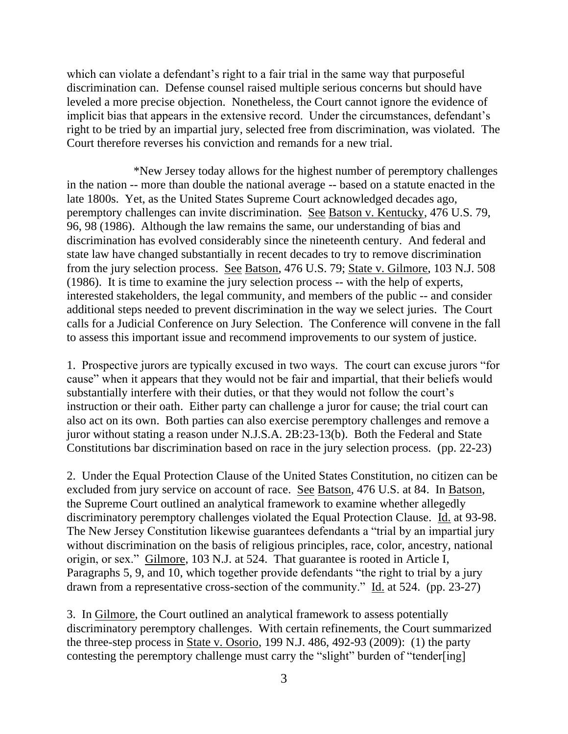which can violate a defendant's right to a fair trial in the same way that purposeful discrimination can. Defense counsel raised multiple serious concerns but should have leveled a more precise objection. Nonetheless, the Court cannot ignore the evidence of implicit bias that appears in the extensive record. Under the circumstances, defendant's right to be tried by an impartial jury, selected free from discrimination, was violated. The Court therefore reverses his conviction and remands for a new trial.

*New Jersey today allows for the highest number of peremptory challenges in the nation -- more than double the national average -- based on a statute enacted in the late 1800s. Yet, as the United States Supreme Court acknowledged decades ago, peremptory challenges can invite discrimination. See Batson v. Kentucky, 476 U.S. 79, 96, 98 (1986). Although the law remains the same, our understanding of bias and discrimination has evolved considerably since the nineteenth century. And federal and state law have changed substantially in recent decades to try to remove discrimination from the jury selection process. See Batson, 476 U.S. 79; State v. Gilmore, 103 N.J. 508 (1986). It is time to examine the jury selection process -- with the help of experts, interested stakeholders, the legal community, and members of the public -- and consider additional steps needed to prevent discrimination in the way we select juries. The Court calls for a Judicial Conference on Jury Selection. The Conference will convene in the fall to assess this important issue and recommend improvements to our system of justice.

1. Prospective jurors are typically excused in two ways. The court can excuse jurors "for cause" when it appears that they would not be fair and impartial, that their beliefs would substantially interfere with their duties, or that they would not follow the court's instruction or their oath. Either party can challenge a juror for cause; the trial court can also act on its own. Both parties can also exercise peremptory challenges and remove a juror without stating a reason under N.J.S.A. 2B:23-13(b). Both the Federal and State Constitutions bar discrimination based on race in the jury selection process. (pp. 22-23)

2. Under the Equal Protection Clause of the United States Constitution, no citizen can be excluded from jury service on account of race. See Batson, 476 U.S. at 84. In Batson, the Supreme Court outlined an analytical framework to examine whether allegedly discriminatory peremptory challenges violated the Equal Protection Clause. Id. at 93-98. The New Jersey Constitution likewise guarantees defendants a "trial by an impartial jury without discrimination on the basis of religious principles, race, color, ancestry, national origin, or sex." Gilmore, 103 N.J. at 524. That guarantee is rooted in Article I, Paragraphs 5, 9, and 10, which together provide defendants "the right to trial by a jury drawn from a representative cross-section of the community." Id. at 524. (pp. 23-27)

3. In Gilmore, the Court outlined an analytical framework to assess potentially discriminatory peremptory challenges. With certain refinements, the Court summarized the three-step process in State v. Osorio, 199 N.J. 486, 492-93 (2009): (1) the party contesting the peremptory challenge must carry the "slight" burden of "tender[ing]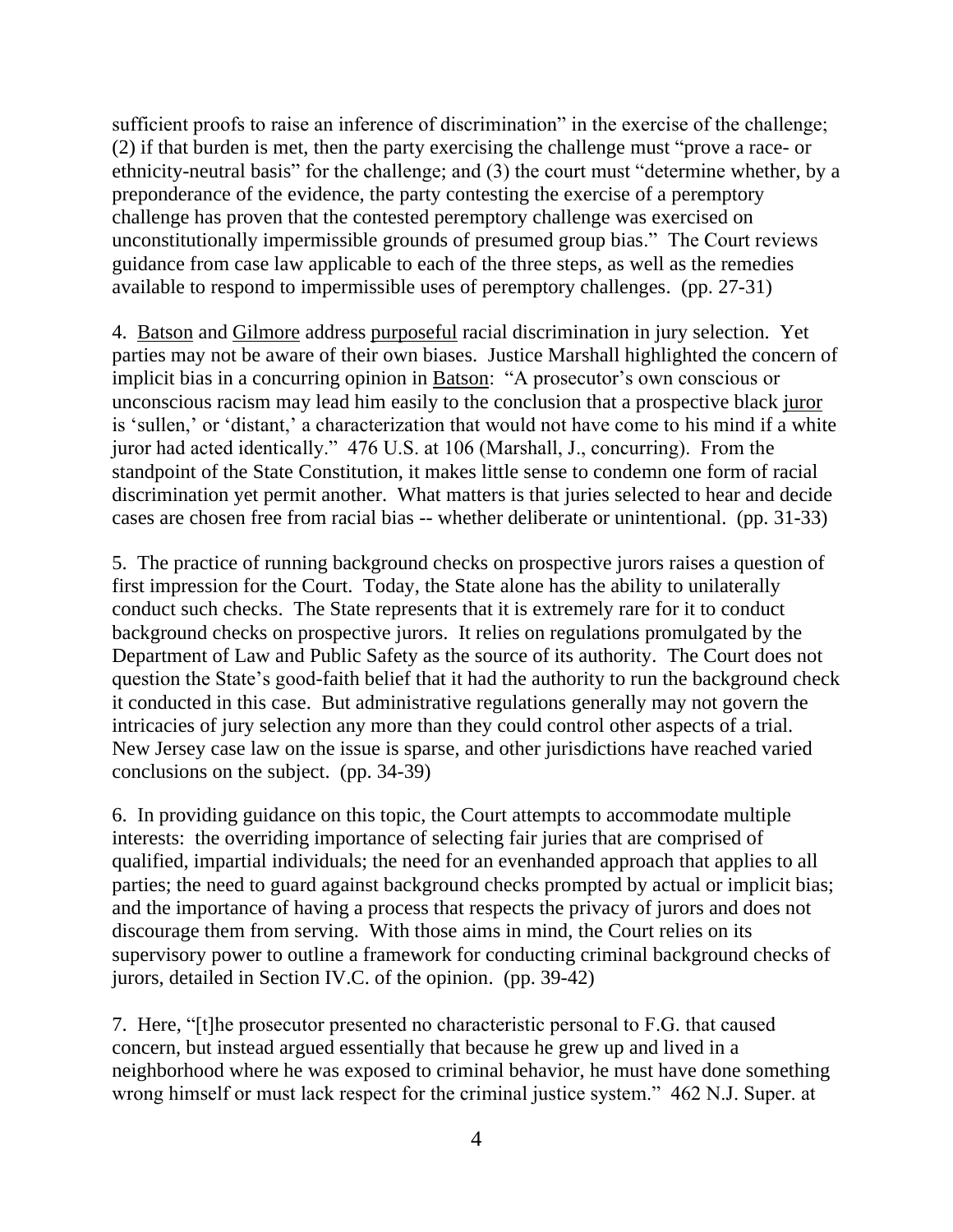sufficient proofs to raise an inference of discrimination" in the exercise of the challenge; (2) if that burden is met, then the party exercising the challenge must "prove a race- or ethnicity-neutral basis" for the challenge; and (3) the court must "determine whether, by a preponderance of the evidence, the party contesting the exercise of a peremptory challenge has proven that the contested peremptory challenge was exercised on unconstitutionally impermissible grounds of presumed group bias." The Court reviews guidance from case law applicable to each of the three steps, as well as the remedies available to respond to impermissible uses of peremptory challenges. (pp. 27-31)

4. Batson and Gilmore address purposeful racial discrimination in jury selection. Yet parties may not be aware of their own biases. Justice Marshall highlighted the concern of implicit bias in a concurring opinion in Batson: "A prosecutor's own conscious or unconscious racism may lead him easily to the conclusion that a prospective black juror is 'sullen,' or 'distant,' a characterization that would not have come to his mind if a white juror had acted identically." 476 U.S. at 106 (Marshall, J., concurring). From the standpoint of the State Constitution, it makes little sense to condemn one form of racial discrimination yet permit another. What matters is that juries selected to hear and decide cases are chosen free from racial bias -- whether deliberate or unintentional. (pp. 31-33)

5. The practice of running background checks on prospective jurors raises a question of first impression for the Court. Today, the State alone has the ability to unilaterally conduct such checks. The State represents that it is extremely rare for it to conduct background checks on prospective jurors. It relies on regulations promulgated by the Department of Law and Public Safety as the source of its authority. The Court does not question the State's good-faith belief that it had the authority to run the background check it conducted in this case. But administrative regulations generally may not govern the intricacies of jury selection any more than they could control other aspects of a trial. New Jersey case law on the issue is sparse, and other jurisdictions have reached varied conclusions on the subject. (pp. 34-39)

6. In providing guidance on this topic, the Court attempts to accommodate multiple interests: the overriding importance of selecting fair juries that are comprised of qualified, impartial individuals; the need for an evenhanded approach that applies to all parties; the need to guard against background checks prompted by actual or implicit bias; and the importance of having a process that respects the privacy of jurors and does not discourage them from serving. With those aims in mind, the Court relies on its supervisory power to outline a framework for conducting criminal background checks of jurors, detailed in Section IV.C. of the opinion. (pp. 39-42)

7. Here, "[t]he prosecutor presented no characteristic personal to F.G. that caused concern, but instead argued essentially that because he grew up and lived in a neighborhood where he was exposed to criminal behavior, he must have done something wrong himself or must lack respect for the criminal justice system." 462 N.J. Super. at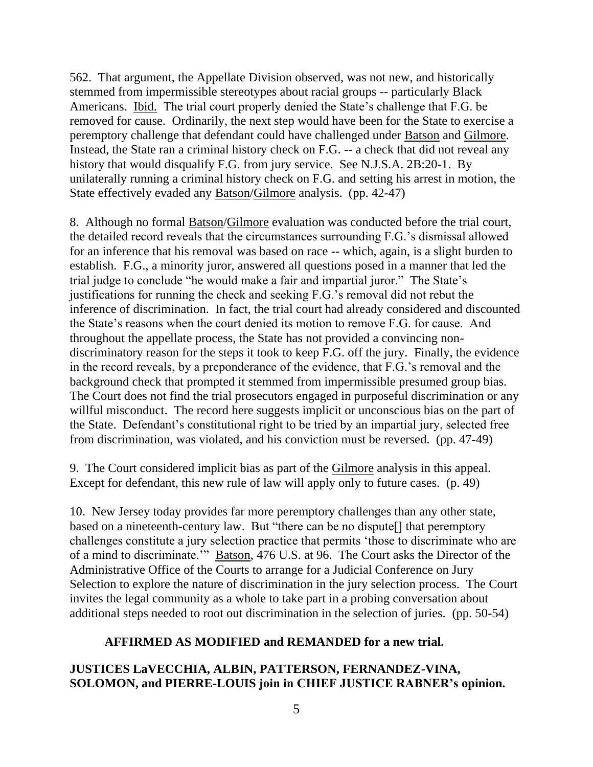562. That argument, the Appellate Division observed, was not new, and historically stemmed from impermissible stereotypes about racial groups -- particularly Black Americans. Ibid. The trial court properly denied the State's challenge that F.G. be removed for cause. Ordinarily, the next step would have been for the State to exercise a peremptory challenge that defendant could have challenged under Batson and Gilmore. Instead, the State ran a criminal history check on F.G. -- a check that did not reveal any history that would disqualify F.G. from jury service. See N.J.S.A. 2B:20-1. By unilaterally running a criminal history check on F.G. and setting his arrest in motion, the State effectively evaded any Batson/Gilmore analysis. (pp. 42-47)

8. Although no formal Batson/Gilmore evaluation was conducted before the trial court, the detailed record reveals that the circumstances surrounding F.G.'s dismissal allowed for an inference that his removal was based on race -- which, again, is a slight burden to establish. F.G., a minority juror, answered all questions posed in a manner that led the trial judge to conclude "he would make a fair and impartial juror." The State's justifications for running the check and seeking F.G.'s removal did not rebut the inference of discrimination. In fact, the trial court had already considered and discounted the State's reasons when the court denied its motion to remove F.G. for cause. And throughout the appellate process, the State has not provided a convincing non-discriminatory reason for the steps it took to keep F.G. off the jury. Finally, the evidence in the record reveals, by a preponderance of the evidence, that F.G.'s removal and the background check that prompted it stemmed from impermissible presumed group bias. The Court does not find the trial prosecutors engaged in purposeful discrimination or any willful misconduct. The record here suggests implicit or unconscious bias on the part of the State. Defendant's constitutional right to be tried by an impartial jury, selected free from discrimination, was violated, and his conviction must be reversed. (pp. 47-49)

9. The Court considered implicit bias as part of the Gilmore analysis in this appeal. Except for defendant, this new rule of law will apply only to future cases. (p. 49)

10. New Jersey today provides far more peremptory challenges than any other state, based on a nineteenth-century law. But "there can be no dispute[] that peremptory challenges constitute a jury selection practice that permits 'those to discriminate who are of a mind to discriminate.'" Batson, 476 U.S. at 96. The Court asks the Director of the Administrative Office of the Courts to arrange for a Judicial Conference on Jury Selection to explore the nature of discrimination in the jury selection process. The Court invites the legal community as a whole to take part in a probing conversation about additional steps needed to root out discrimination in the selection of juries. (pp. 50-54)

**AFFIRMED AS MODIFIED and REMANDED for a new trial.**

**JUSTICES LaVECCHIA, ALBIN, PATTERSON, FERNANDEZ-VINA, SOLOMON, and PIERRE-LOUIS join in CHIEF JUSTICE RABNER's opinion.**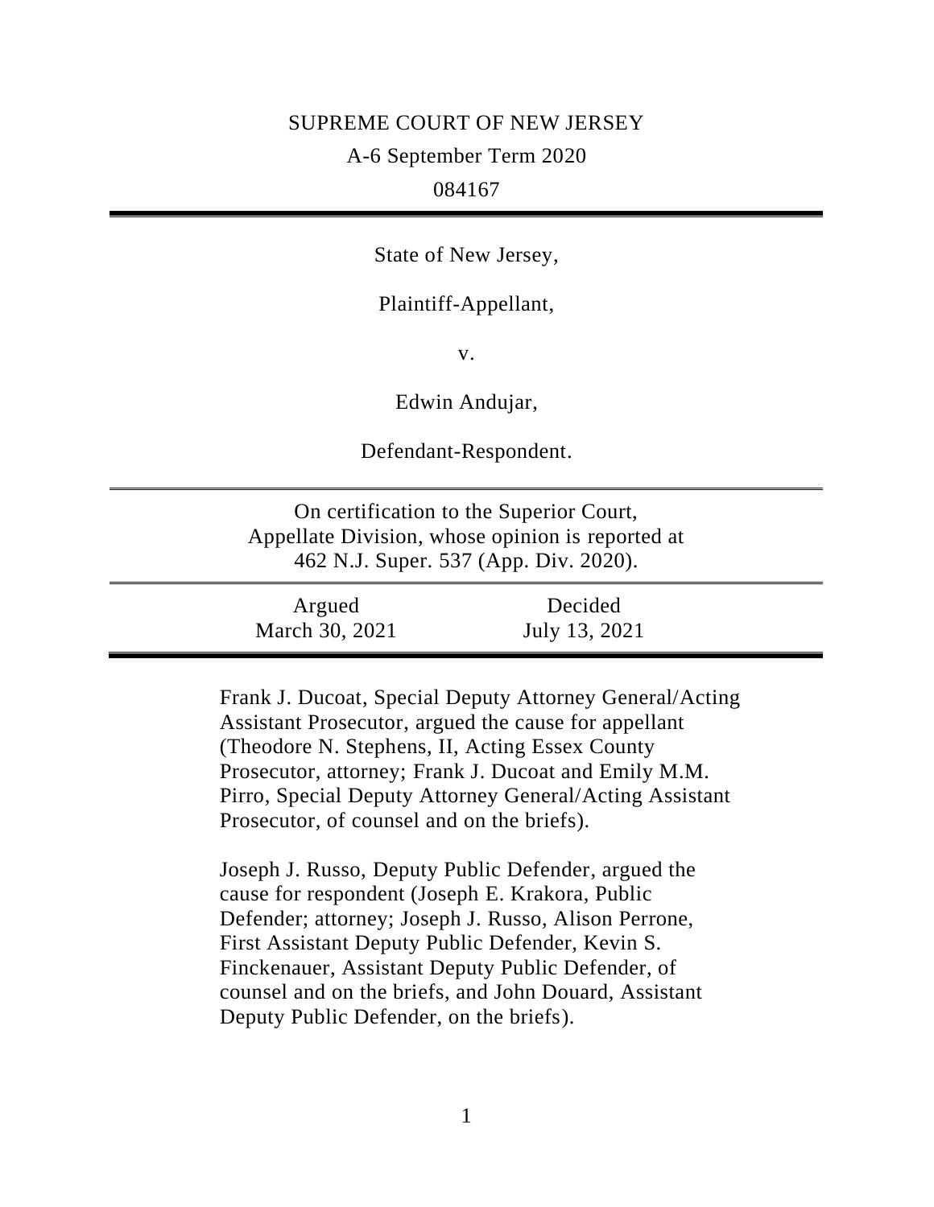SUPREME COURT OF NEW JERSEY

A-6 September Term 2020

084167

---

State of New Jersey,

Plaintiff-Appellant,

v.

Edwin Andujar,

Defendant-Respondent.

---

On certification to the Superior Court, Appellate Division, whose opinion is reported at 462 N.J. Super. 537 (App. Div. 2020).

---

| Argued | Decided |
| --- | --- |
| March 30, 2021 | July 13, 2021 |

---

Frank J. Ducoat, Special Deputy Attorney General/Acting Assistant Prosecutor, argued the cause for appellant (Theodore N. Stephens, II, Acting Essex County Prosecutor, attorney; Frank J. Ducoat and Emily M.M. Pirro, Special Deputy Attorney General/Acting Assistant Prosecutor, of counsel and on the briefs).

Joseph J. Russo, Deputy Public Defender, argued the cause for respondent (Joseph E. Krakora, Public Defender; attorney; Joseph J. Russo, Alison Perrone, First Assistant Deputy Public Defender, Kevin S. Finckenauer, Assistant Deputy Public Defender, of counsel and on the briefs, and John Douard, Assistant Deputy Public Defender, on the briefs).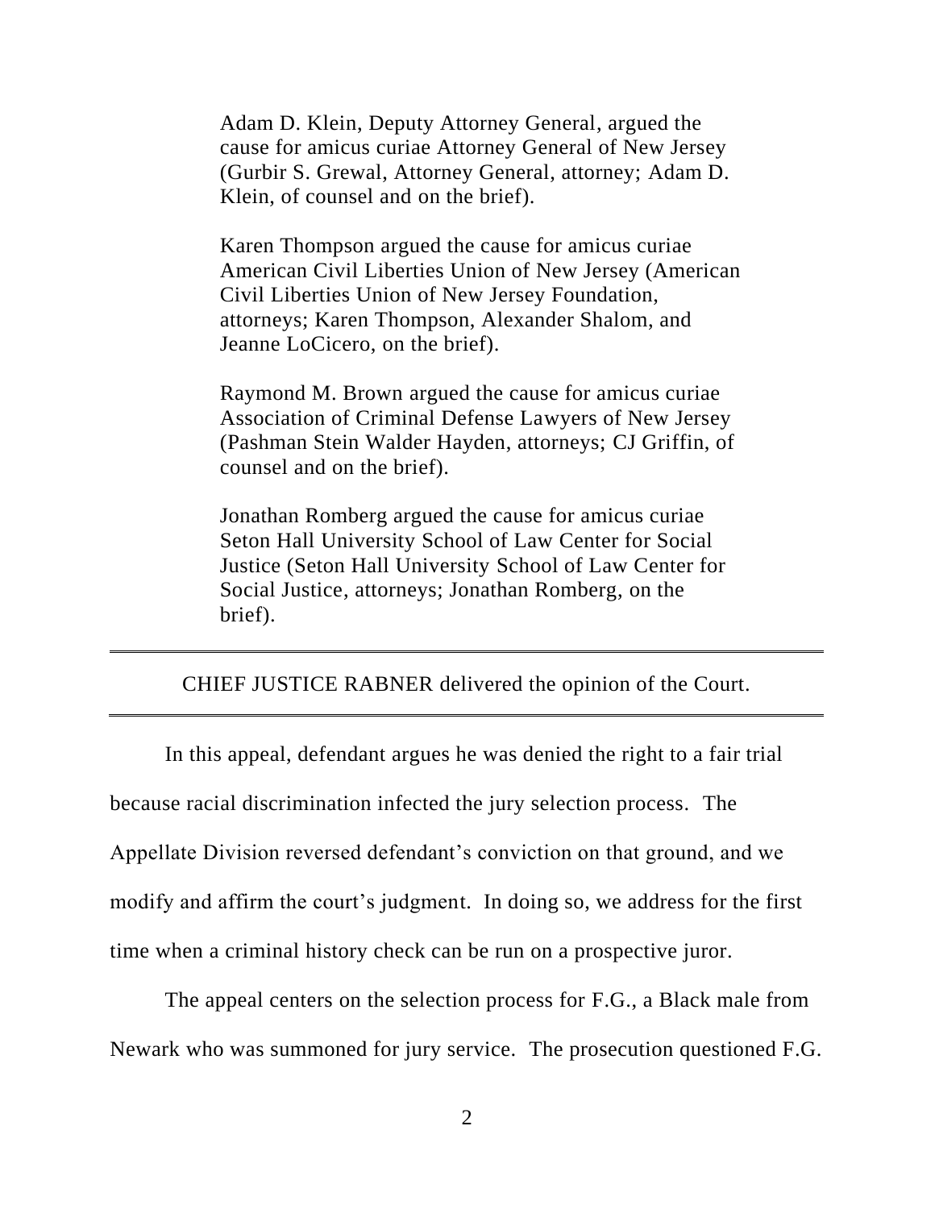Adam D. Klein, Deputy Attorney General, argued the cause for amicus curiae Attorney General of New Jersey (Gurbir S. Grewal, Attorney General, attorney; Adam D. Klein, of counsel and on the brief).

Karen Thompson argued the cause for amicus curiae American Civil Liberties Union of New Jersey (American Civil Liberties Union of New Jersey Foundation, attorneys; Karen Thompson, Alexander Shalom, and Jeanne LoCicero, on the brief).

Raymond M. Brown argued the cause for amicus curiae Association of Criminal Defense Lawyers of New Jersey (Pashman Stein Walder Hayden, attorneys; CJ Griffin, of counsel and on the brief).

Jonathan Romberg argued the cause for amicus curiae Seton Hall University School of Law Center for Social Justice (Seton Hall University School of Law Center for Social Justice, attorneys; Jonathan Romberg, on the brief).

---

CHIEF JUSTICE RABNER delivered the opinion of the Court.

---

In this appeal, defendant argues he was denied the right to a fair trial because racial discrimination infected the jury selection process. The Appellate Division reversed defendant's conviction on that ground, and we modify and affirm the court's judgment. In doing so, we address for the first time when a criminal history check can be run on a prospective juror.

The appeal centers on the selection process for F.G., a Black male from Newark who was summoned for jury service. The prosecution questioned F.G.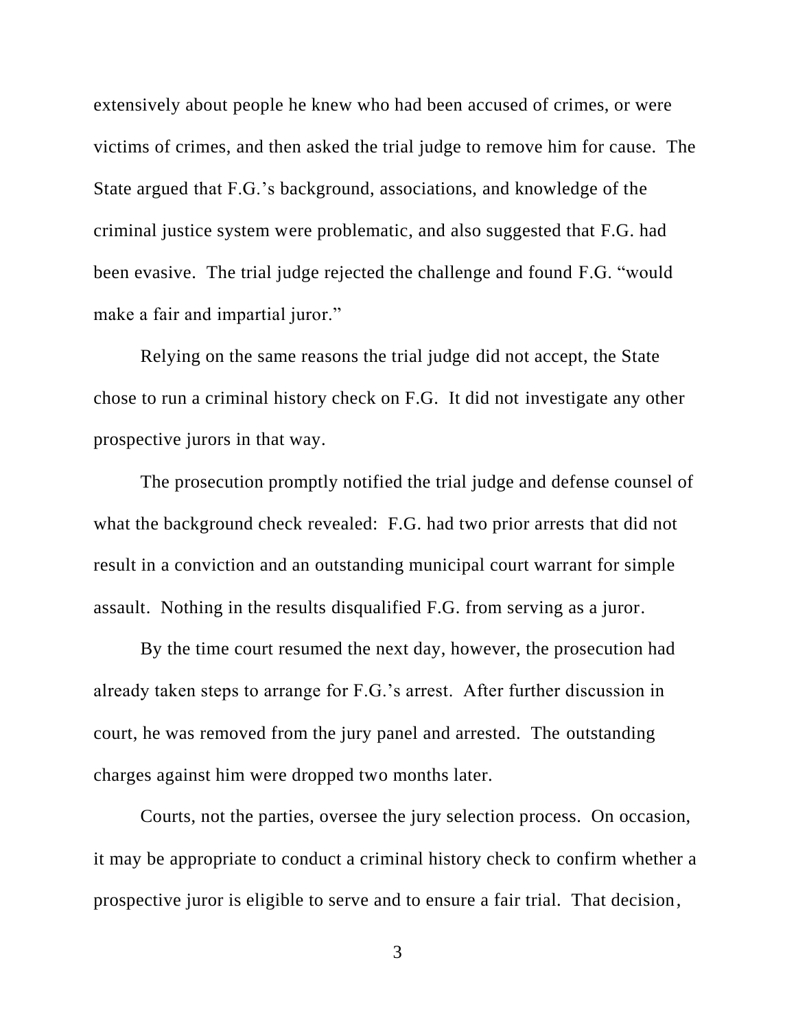extensively about people he knew who had been accused of crimes, or were victims of crimes, and then asked the trial judge to remove him for cause. The State argued that F.G.'s background, associations, and knowledge of the criminal justice system were problematic, and also suggested that F.G. had been evasive. The trial judge rejected the challenge and found F.G. "would make a fair and impartial juror."

Relying on the same reasons the trial judge did not accept, the State chose to run a criminal history check on F.G. It did not investigate any other prospective jurors in that way.

The prosecution promptly notified the trial judge and defense counsel of what the background check revealed: F.G. had two prior arrests that did not result in a conviction and an outstanding municipal court warrant for simple assault. Nothing in the results disqualified F.G. from serving as a juror.

By the time court resumed the next day, however, the prosecution had already taken steps to arrange for F.G.'s arrest. After further discussion in court, he was removed from the jury panel and arrested. The outstanding charges against him were dropped two months later.

Courts, not the parties, oversee the jury selection process. On occasion, it may be appropriate to conduct a criminal history check to confirm whether a prospective juror is eligible to serve and to ensure a fair trial. That decision,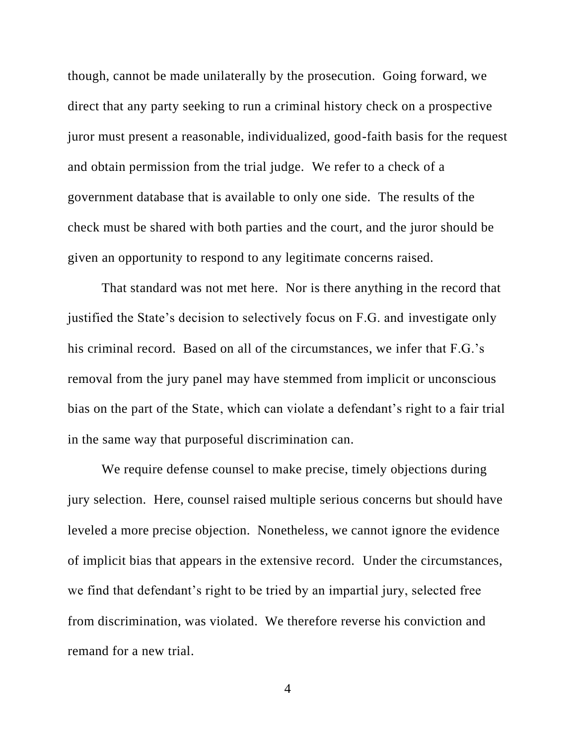though, cannot be made unilaterally by the prosecution. Going forward, we direct that any party seeking to run a criminal history check on a prospective juror must present a reasonable, individualized, good-faith basis for the request and obtain permission from the trial judge. We refer to a check of a government database that is available to only one side. The results of the check must be shared with both parties and the court, and the juror should be given an opportunity to respond to any legitimate concerns raised.

That standard was not met here. Nor is there anything in the record that justified the State's decision to selectively focus on F.G. and investigate only his criminal record. Based on all of the circumstances, we infer that F.G.'s removal from the jury panel may have stemmed from implicit or unconscious bias on the part of the State, which can violate a defendant's right to a fair trial in the same way that purposeful discrimination can.

We require defense counsel to make precise, timely objections during jury selection. Here, counsel raised multiple serious concerns but should have leveled a more precise objection. Nonetheless, we cannot ignore the evidence of implicit bias that appears in the extensive record. Under the circumstances, we find that defendant's right to be tried by an impartial jury, selected free from discrimination, was violated. We therefore reverse his conviction and remand for a new trial.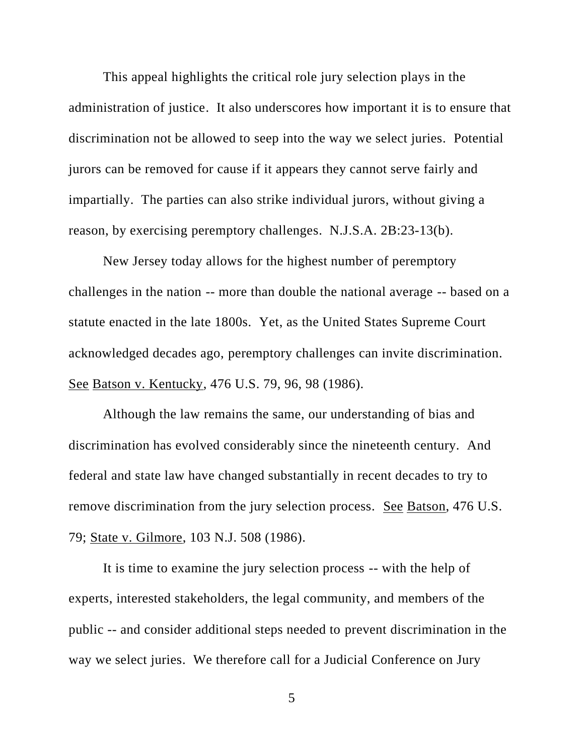This appeal highlights the critical role jury selection plays in the administration of justice. It also underscores how important it is to ensure that discrimination not be allowed to seep into the way we select juries. Potential jurors can be removed for cause if it appears they cannot serve fairly and impartially. The parties can also strike individual jurors, without giving a reason, by exercising peremptory challenges. N.J.S.A. 2B:23-13(b).

New Jersey today allows for the highest number of peremptory challenges in the nation -- more than double the national average -- based on a statute enacted in the late 1800s. Yet, as the United States Supreme Court acknowledged decades ago, peremptory challenges can invite discrimination. See Batson v. Kentucky, 476 U.S. 79, 96, 98 (1986).

Although the law remains the same, our understanding of bias and discrimination has evolved considerably since the nineteenth century. And federal and state law have changed substantially in recent decades to try to remove discrimination from the jury selection process. See Batson, 476 U.S. 79; State v. Gilmore, 103 N.J. 508 (1986).

It is time to examine the jury selection process -- with the help of experts, interested stakeholders, the legal community, and members of the public -- and consider additional steps needed to prevent discrimination in the way we select juries. We therefore call for a Judicial Conference on Jury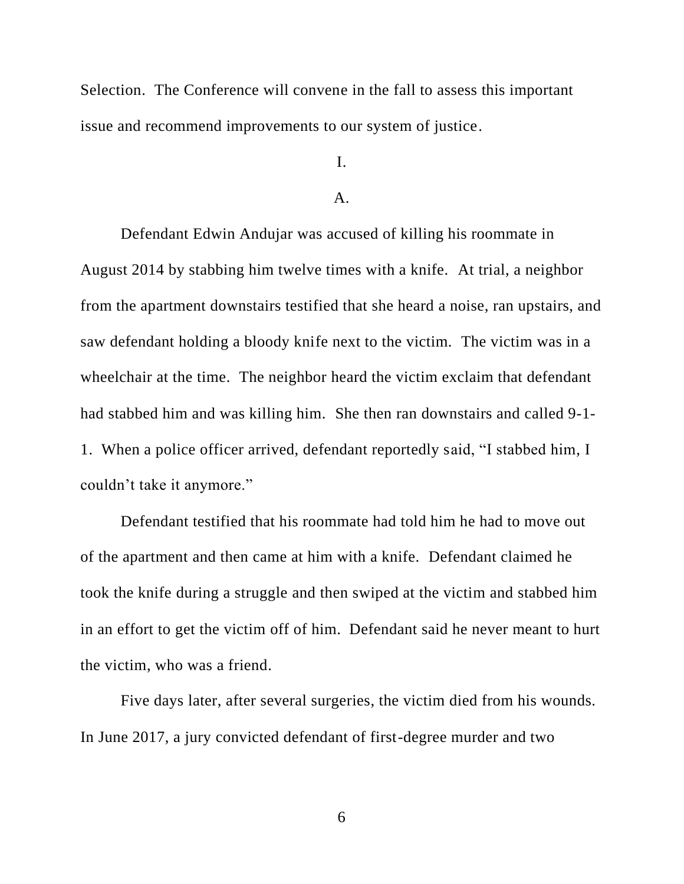Selection. The Conference will convene in the fall to assess this important issue and recommend improvements to our system of justice.

I.

A.

Defendant Edwin Andujar was accused of killing his roommate in August 2014 by stabbing him twelve times with a knife. At trial, a neighbor from the apartment downstairs testified that she heard a noise, ran upstairs, and saw defendant holding a bloody knife next to the victim. The victim was in a wheelchair at the time. The neighbor heard the victim exclaim that defendant had stabbed him and was killing him. She then ran downstairs and called 9-1-1. When a police officer arrived, defendant reportedly said, "I stabbed him, I couldn't take it anymore."

Defendant testified that his roommate had told him he had to move out of the apartment and then came at him with a knife. Defendant claimed he took the knife during a struggle and then swiped at the victim and stabbed him in an effort to get the victim off of him. Defendant said he never meant to hurt the victim, who was a friend.

Five days later, after several surgeries, the victim died from his wounds. In June 2017, a jury convicted defendant of first-degree murder and two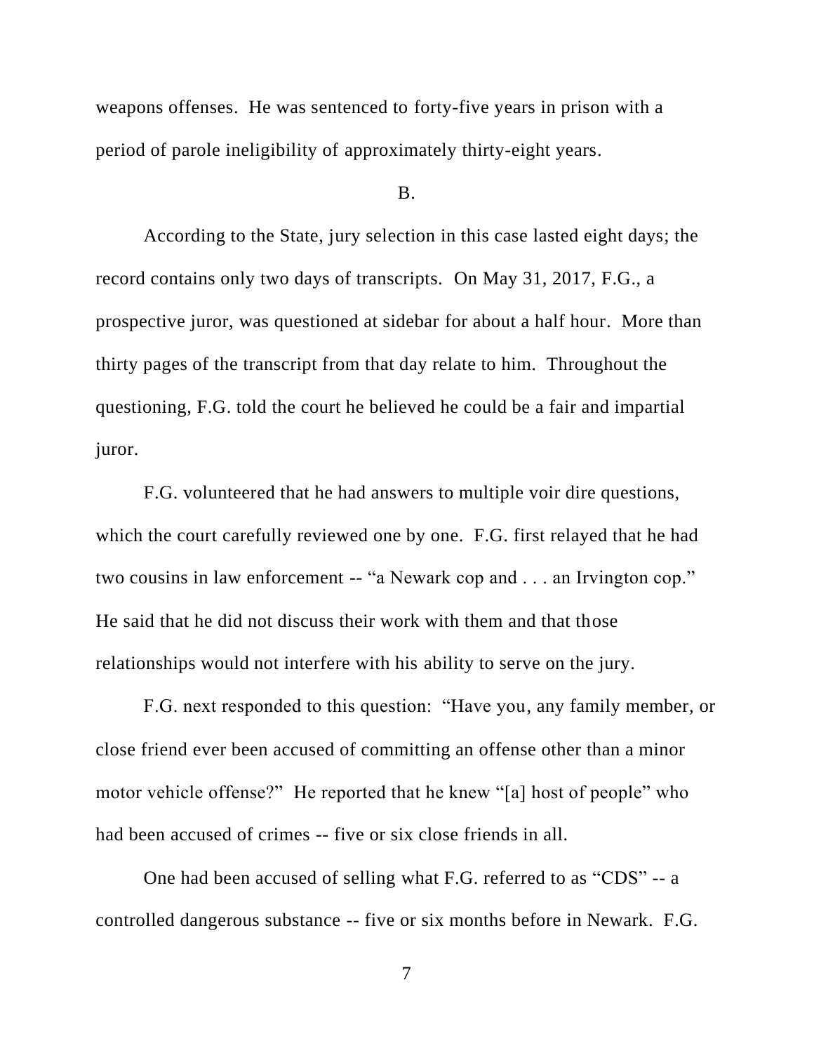weapons offenses. He was sentenced to forty-five years in prison with a period of parole ineligibility of approximately thirty-eight years.

B.

According to the State, jury selection in this case lasted eight days; the record contains only two days of transcripts. On May 31, 2017, F.G., a prospective juror, was questioned at sidebar for about a half hour. More than thirty pages of the transcript from that day relate to him. Throughout the questioning, F.G. told the court he believed he could be a fair and impartial juror.

F.G. volunteered that he had answers to multiple voir dire questions, which the court carefully reviewed one by one. F.G. first relayed that he had two cousins in law enforcement -- "a Newark cop and . . . an Irvington cop." He said that he did not discuss their work with them and that those relationships would not interfere with his ability to serve on the jury.

F.G. next responded to this question: "Have you, any family member, or close friend ever been accused of committing an offense other than a minor motor vehicle offense?" He reported that he knew "[a] host of people" who had been accused of crimes -- five or six close friends in all.

One had been accused of selling what F.G. referred to as "CDS" -- a controlled dangerous substance -- five or six months before in Newark. F.G.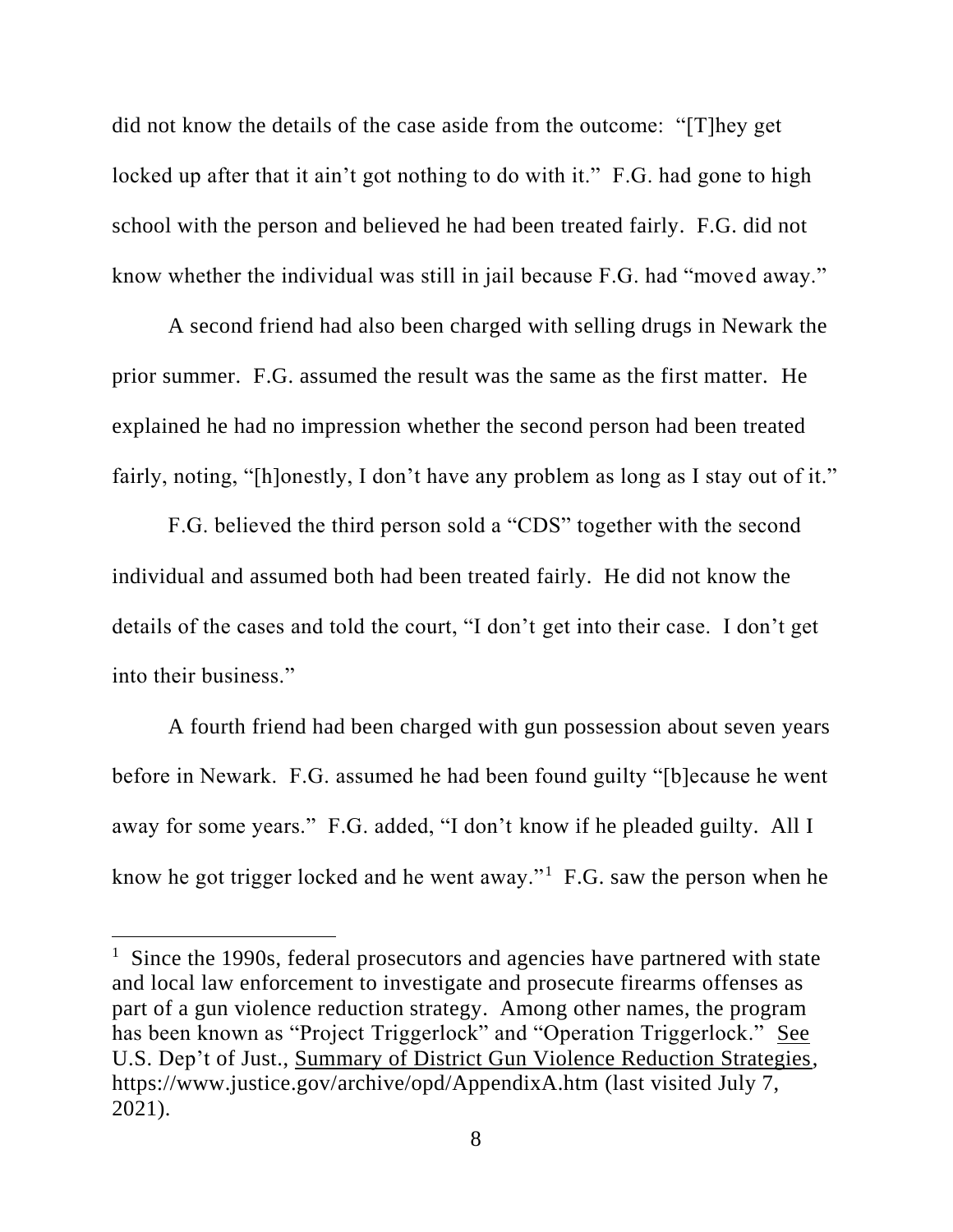did not know the details of the case aside from the outcome: "[T]hey get locked up after that it ain't got nothing to do with it." F.G. had gone to high school with the person and believed he had been treated fairly. F.G. did not know whether the individual was still in jail because F.G. had "moved away."

A second friend had also been charged with selling drugs in Newark the prior summer. F.G. assumed the result was the same as the first matter. He explained he had no impression whether the second person had been treated fairly, noting, "[h]onestly, I don't have any problem as long as I stay out of it."

F.G. believed the third person sold a "CDS" together with the second individual and assumed both had been treated fairly. He did not know the details of the cases and told the court, "I don't get into their case. I don't get into their business."

A fourth friend had been charged with gun possession about seven years before in Newark. F.G. assumed he had been found guilty "[b]ecause he went away for some years." F.G. added, "I don't know if he pleaded guilty. All I know he got trigger locked and he went away."[1] F.G. saw the person when he

---

[1] Since the 1990s, federal prosecutors and agencies have partnered with state and local law enforcement to investigate and prosecute firearms offenses as part of a gun violence reduction strategy. Among other names, the program has been known as "Project Triggerlock" and "Operation Triggerlock." See U.S. Dep't of Just., Summary of District Gun Violence Reduction Strategies, https://www.justice.gov/archive/opd/AppendixA.htm (last visited July 7, 2021).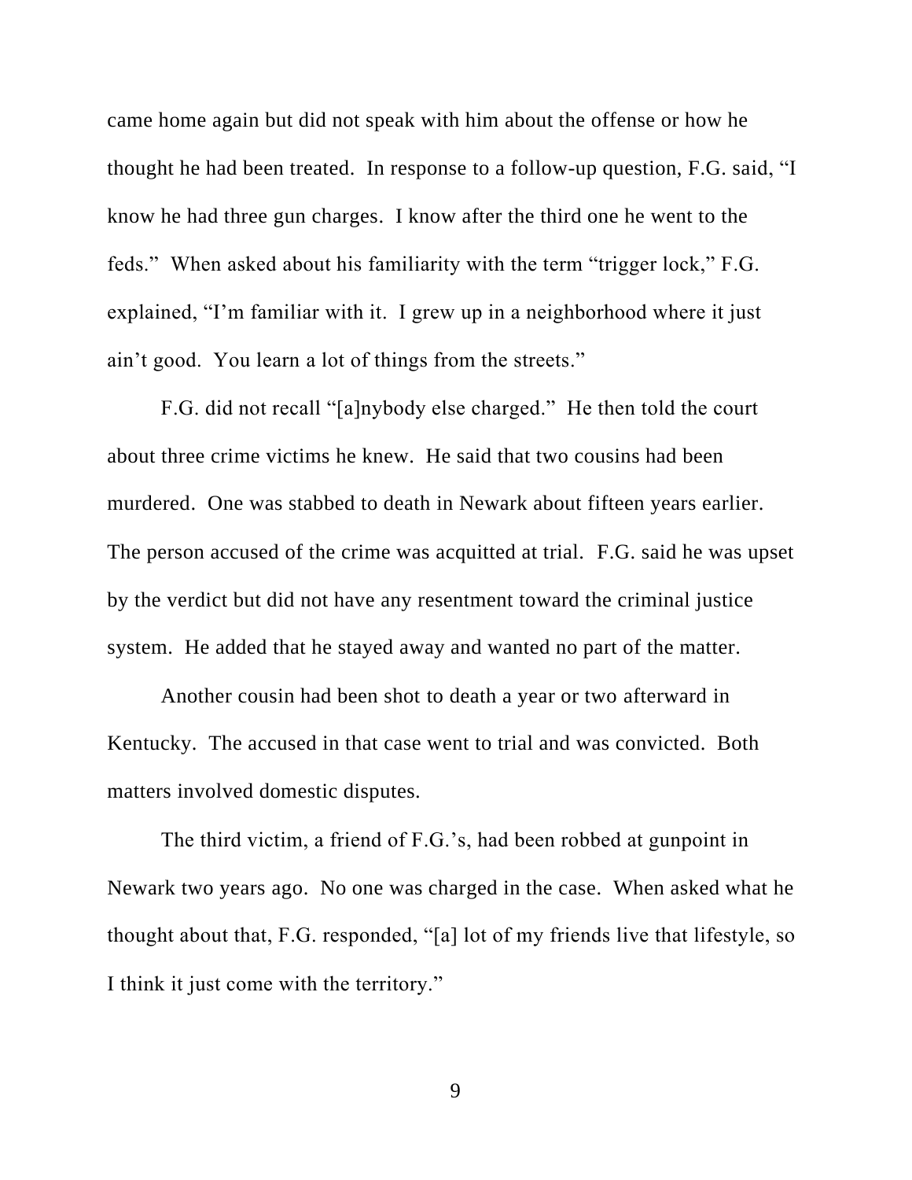came home again but did not speak with him about the offense or how he thought he had been treated. In response to a follow-up question, F.G. said, "I know he had three gun charges. I know after the third one he went to the feds." When asked about his familiarity with the term "trigger lock," F.G. explained, "I'm familiar with it. I grew up in a neighborhood where it just ain't good. You learn a lot of things from the streets."

F.G. did not recall "[a]nybody else charged." He then told the court about three crime victims he knew. He said that two cousins had been murdered. One was stabbed to death in Newark about fifteen years earlier. The person accused of the crime was acquitted at trial. F.G. said he was upset by the verdict but did not have any resentment toward the criminal justice system. He added that he stayed away and wanted no part of the matter.

Another cousin had been shot to death a year or two afterward in Kentucky. The accused in that case went to trial and was convicted. Both matters involved domestic disputes.

The third victim, a friend of F.G.'s, had been robbed at gunpoint in Newark two years ago. No one was charged in the case. When asked what he thought about that, F.G. responded, "[a] lot of my friends live that lifestyle, so I think it just come with the territory."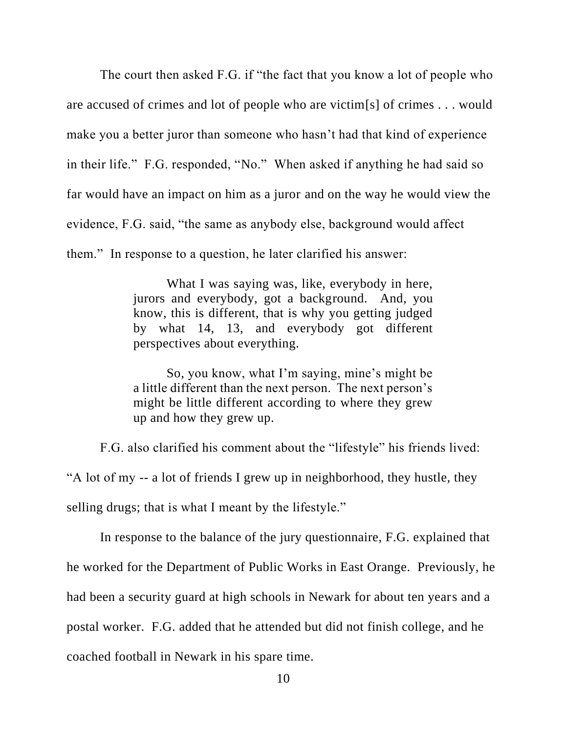The court then asked F.G. if "the fact that you know a lot of people who are accused of crimes and lot of people who are victim[s] of crimes . . . would make you a better juror than someone who hasn't had that kind of experience in their life." F.G. responded, "No." When asked if anything he had said so far would have an impact on him as a juror and on the way he would view the evidence, F.G. said, "the same as anybody else, background would affect them." In response to a question, he later clarified his answer:

> What I was saying was, like, everybody in here, jurors and everybody, got a background. And, you know, this is different, that is why you getting judged by what 14, 13, and everybody got different perspectives about everything.
>
> So, you know, what I'm saying, mine's might be a little different than the next person. The next person's might be little different according to where they grew up and how they grew up.

F.G. also clarified his comment about the "lifestyle" his friends lived: "A lot of my -- a lot of friends I grew up in neighborhood, they hustle, they selling drugs; that is what I meant by the lifestyle."

In response to the balance of the jury questionnaire, F.G. explained that he worked for the Department of Public Works in East Orange. Previously, he had been a security guard at high schools in Newark for about ten years and a postal worker. F.G. added that he attended but did not finish college, and he coached football in Newark in his spare time.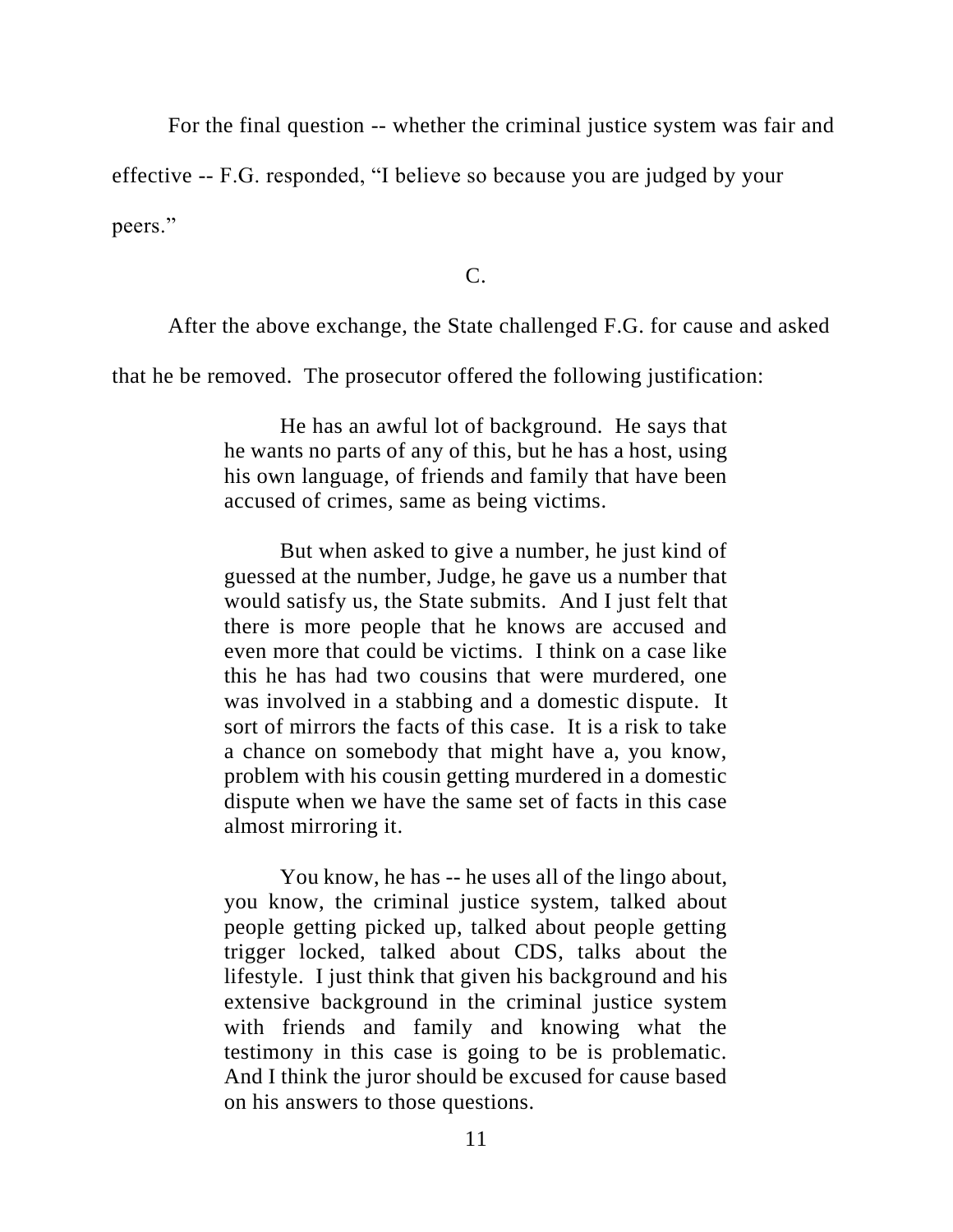For the final question -- whether the criminal justice system was fair and effective -- F.G. responded, "I believe so because you are judged by your peers."

C.

After the above exchange, the State challenged F.G. for cause and asked that he be removed. The prosecutor offered the following justification:

> He has an awful lot of background. He says that he wants no parts of any of this, but he has a host, using his own language, of friends and family that have been accused of crimes, same as being victims.
>
> But when asked to give a number, he just kind of guessed at the number, Judge, he gave us a number that would satisfy us, the State submits. And I just felt that there is more people that he knows are accused and even more that could be victims. I think on a case like this he has had two cousins that were murdered, one was involved in a stabbing and a domestic dispute. It sort of mirrors the facts of this case. It is a risk to take a chance on somebody that might have a, you know, problem with his cousin getting murdered in a domestic dispute when we have the same set of facts in this case almost mirroring it.
>
> You know, he has -- he uses all of the lingo about, you know, the criminal justice system, talked about people getting picked up, talked about people getting trigger locked, talked about CDS, talks about the lifestyle. I just think that given his background and his extensive background in the criminal justice system with friends and family and knowing what the testimony in this case is going to be is problematic. And I think the juror should be excused for cause based on his answers to those questions.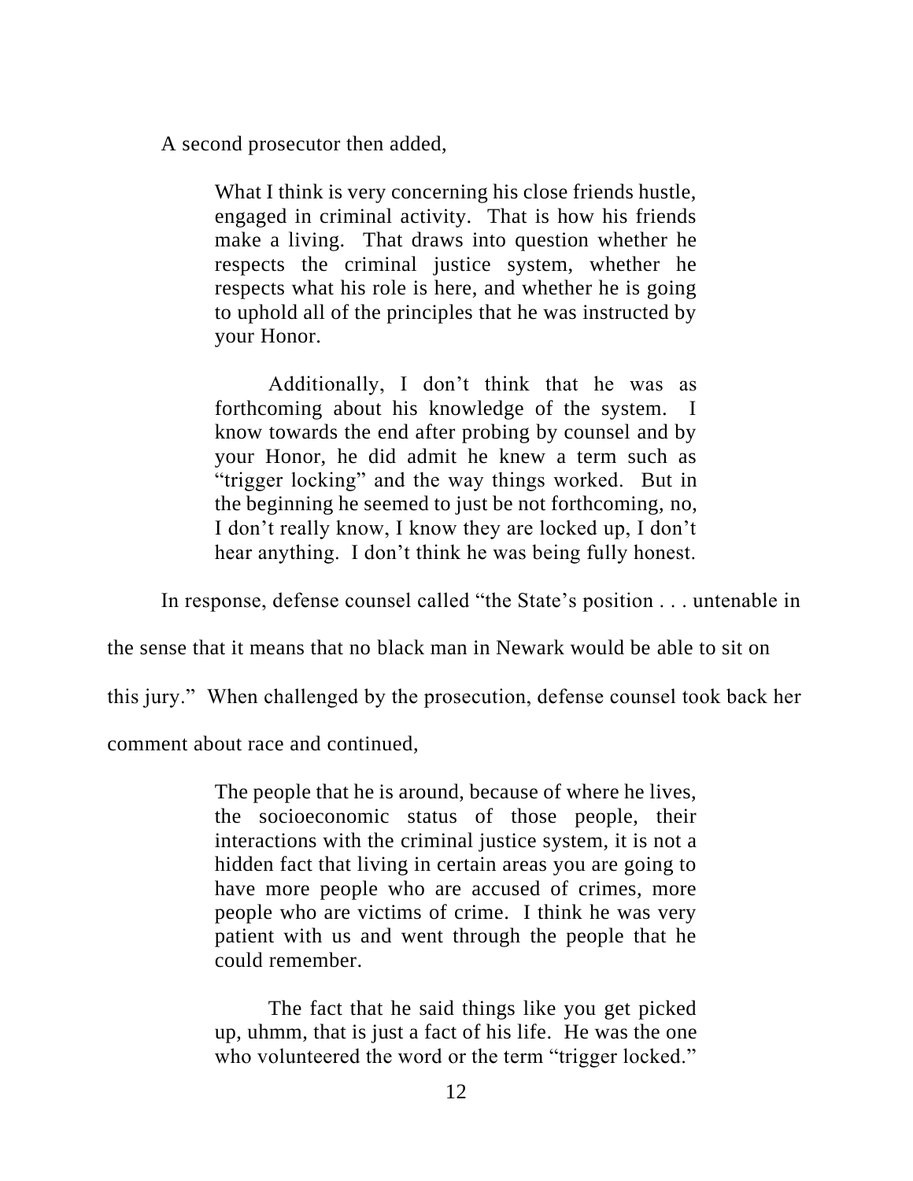A second prosecutor then added,

> What I think is very concerning his close friends hustle, engaged in criminal activity. That is how his friends make a living. That draws into question whether he respects the criminal justice system, whether he respects what his role is here, and whether he is going to uphold all of the principles that he was instructed by your Honor.
>
> Additionally, I don't think that he was as forthcoming about his knowledge of the system. I know towards the end after probing by counsel and by your Honor, he did admit he knew a term such as "trigger locking" and the way things worked. But in the beginning he seemed to just be not forthcoming, no, I don't really know, I know they are locked up, I don't hear anything. I don't think he was being fully honest.

In response, defense counsel called "the State's position . . . untenable in the sense that it means that no black man in Newark would be able to sit on this jury." When challenged by the prosecution, defense counsel took back her comment about race and continued,

> The people that he is around, because of where he lives, the socioeconomic status of those people, their interactions with the criminal justice system, it is not a hidden fact that living in certain areas you are going to have more people who are accused of crimes, more people who are victims of crime. I think he was very patient with us and went through the people that he could remember.
>
> The fact that he said things like you get picked up, uhmm, that is just a fact of his life. He was the one who volunteered the word or the term "trigger locked."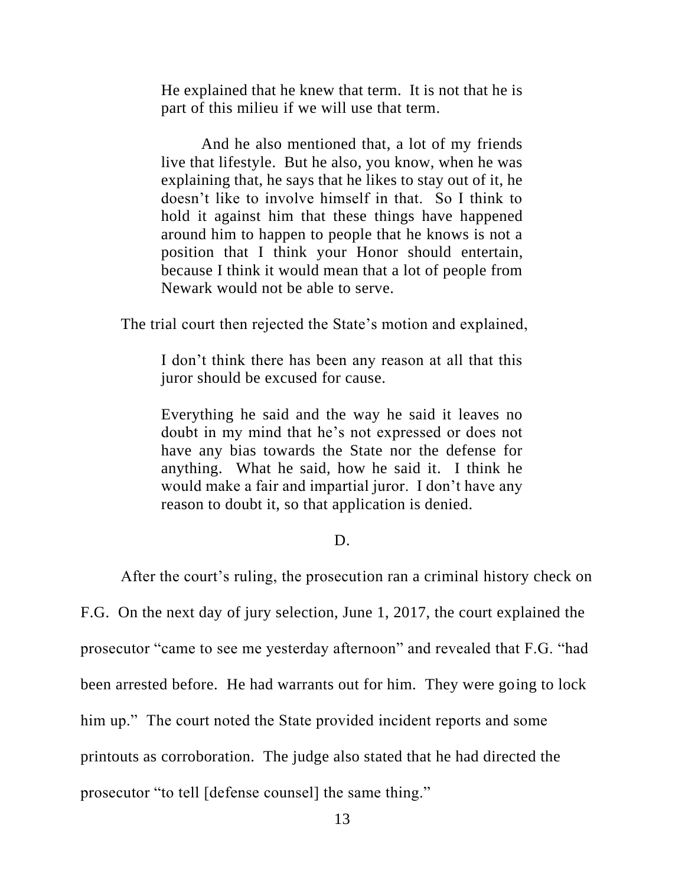> He explained that he knew that term. It is not that he is part of this milieu if we will use that term.
>
> And he also mentioned that, a lot of my friends live that lifestyle. But he also, you know, when he was explaining that, he says that he likes to stay out of it, he doesn't like to involve himself in that. So I think to hold it against him that these things have happened around him to happen to people that he knows is not a position that I think your Honor should entertain, because I think it would mean that a lot of people from Newark would not be able to serve.

The trial court then rejected the State's motion and explained,

> I don't think there has been any reason at all that this juror should be excused for cause.
>
> Everything he said and the way he said it leaves no doubt in my mind that he's not expressed or does not have any bias towards the State nor the defense for anything. What he said, how he said it. I think he would make a fair and impartial juror. I don't have any reason to doubt it, so that application is denied.

### D.

After the court's ruling, the prosecution ran a criminal history check on F.G. On the next day of jury selection, June 1, 2017, the court explained the prosecutor "came to see me yesterday afternoon" and revealed that F.G. "had been arrested before. He had warrants out for him. They were going to lock him up." The court noted the State provided incident reports and some printouts as corroboration. The judge also stated that he had directed the prosecutor "to tell [defense counsel] the same thing."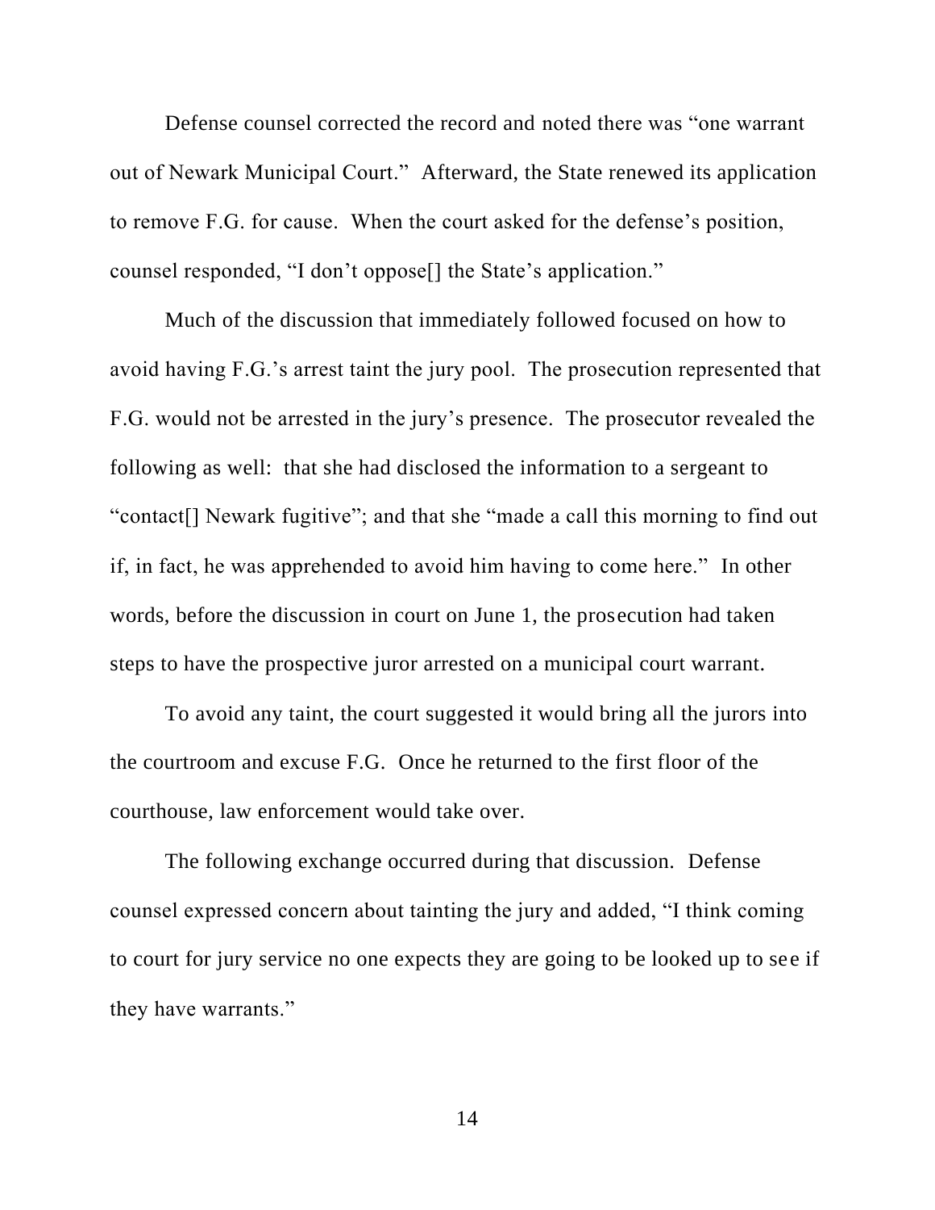Defense counsel corrected the record and noted there was "one warrant out of Newark Municipal Court." Afterward, the State renewed its application to remove F.G. for cause. When the court asked for the defense's position, counsel responded, "I don't oppose[] the State's application."

Much of the discussion that immediately followed focused on how to avoid having F.G.'s arrest taint the jury pool. The prosecution represented that F.G. would not be arrested in the jury's presence. The prosecutor revealed the following as well: that she had disclosed the information to a sergeant to "contact[] Newark fugitive"; and that she "made a call this morning to find out if, in fact, he was apprehended to avoid him having to come here." In other words, before the discussion in court on June 1, the prosecution had taken steps to have the prospective juror arrested on a municipal court warrant.

To avoid any taint, the court suggested it would bring all the jurors into the courtroom and excuse F.G. Once he returned to the first floor of the courthouse, law enforcement would take over.

The following exchange occurred during that discussion. Defense counsel expressed concern about tainting the jury and added, "I think coming to court for jury service no one expects they are going to be looked up to see if they have warrants."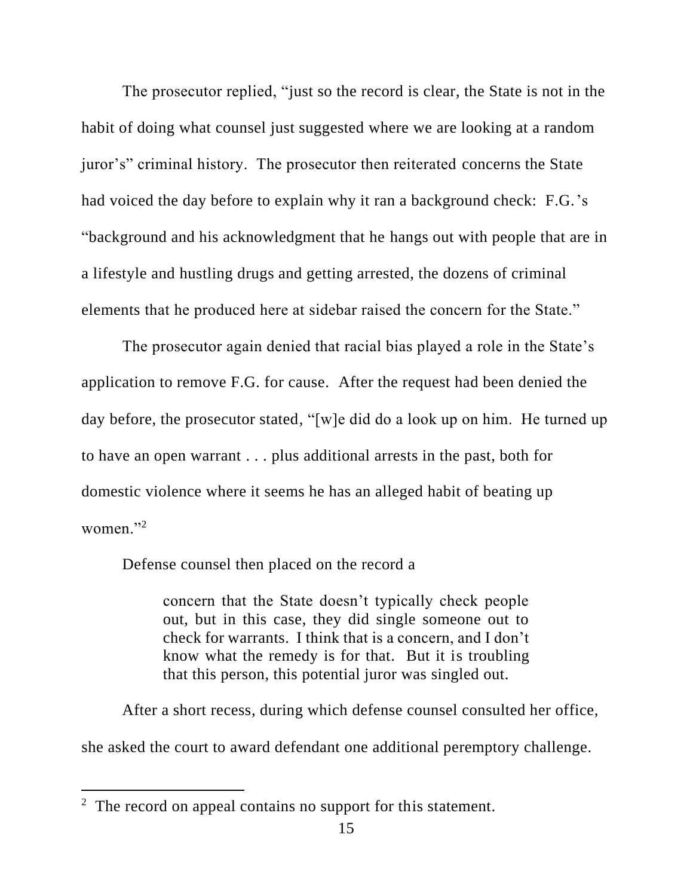The prosecutor replied, "just so the record is clear, the State is not in the habit of doing what counsel just suggested where we are looking at a random juror's" criminal history. The prosecutor then reiterated concerns the State had voiced the day before to explain why it ran a background check: F.G.'s "background and his acknowledgment that he hangs out with people that are in a lifestyle and hustling drugs and getting arrested, the dozens of criminal elements that he produced here at sidebar raised the concern for the State."

The prosecutor again denied that racial bias played a role in the State's application to remove F.G. for cause. After the request had been denied the day before, the prosecutor stated, "[w]e did do a look up on him. He turned up to have an open warrant . . . plus additional arrests in the past, both for domestic violence where it seems he has an alleged habit of beating up women."[2]

Defense counsel then placed on the record a

> concern that the State doesn't typically check people out, but in this case, they did single someone out to check for warrants. I think that is a concern, and I don't know what the remedy is for that. But it is troubling that this person, this potential juror was singled out.

After a short recess, during which defense counsel consulted her office, she asked the court to award defendant one additional peremptory challenge.

---

[2] The record on appeal contains no support for this statement.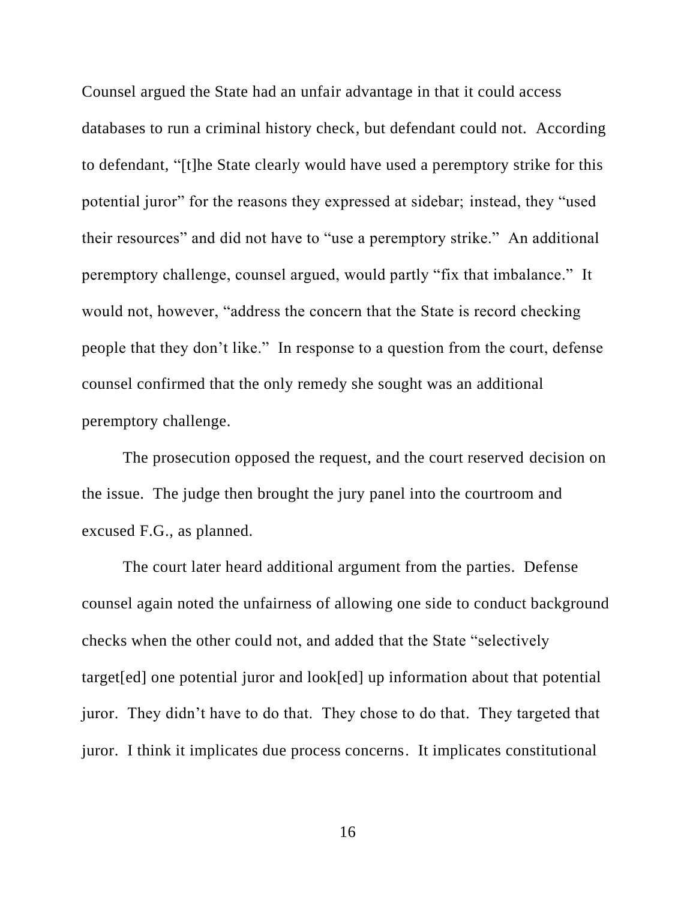Counsel argued the State had an unfair advantage in that it could access databases to run a criminal history check, but defendant could not. According to defendant, "[t]he State clearly would have used a peremptory strike for this potential juror" for the reasons they expressed at sidebar; instead, they "used their resources" and did not have to "use a peremptory strike." An additional peremptory challenge, counsel argued, would partly "fix that imbalance." It would not, however, "address the concern that the State is record checking people that they don't like." In response to a question from the court, defense counsel confirmed that the only remedy she sought was an additional peremptory challenge.

The prosecution opposed the request, and the court reserved decision on the issue. The judge then brought the jury panel into the courtroom and excused F.G., as planned.

The court later heard additional argument from the parties. Defense counsel again noted the unfairness of allowing one side to conduct background checks when the other could not, and added that the State "selectively target[ed] one potential juror and look[ed] up information about that potential juror. They didn't have to do that. They chose to do that. They targeted that juror. I think it implicates due process concerns. It implicates constitutional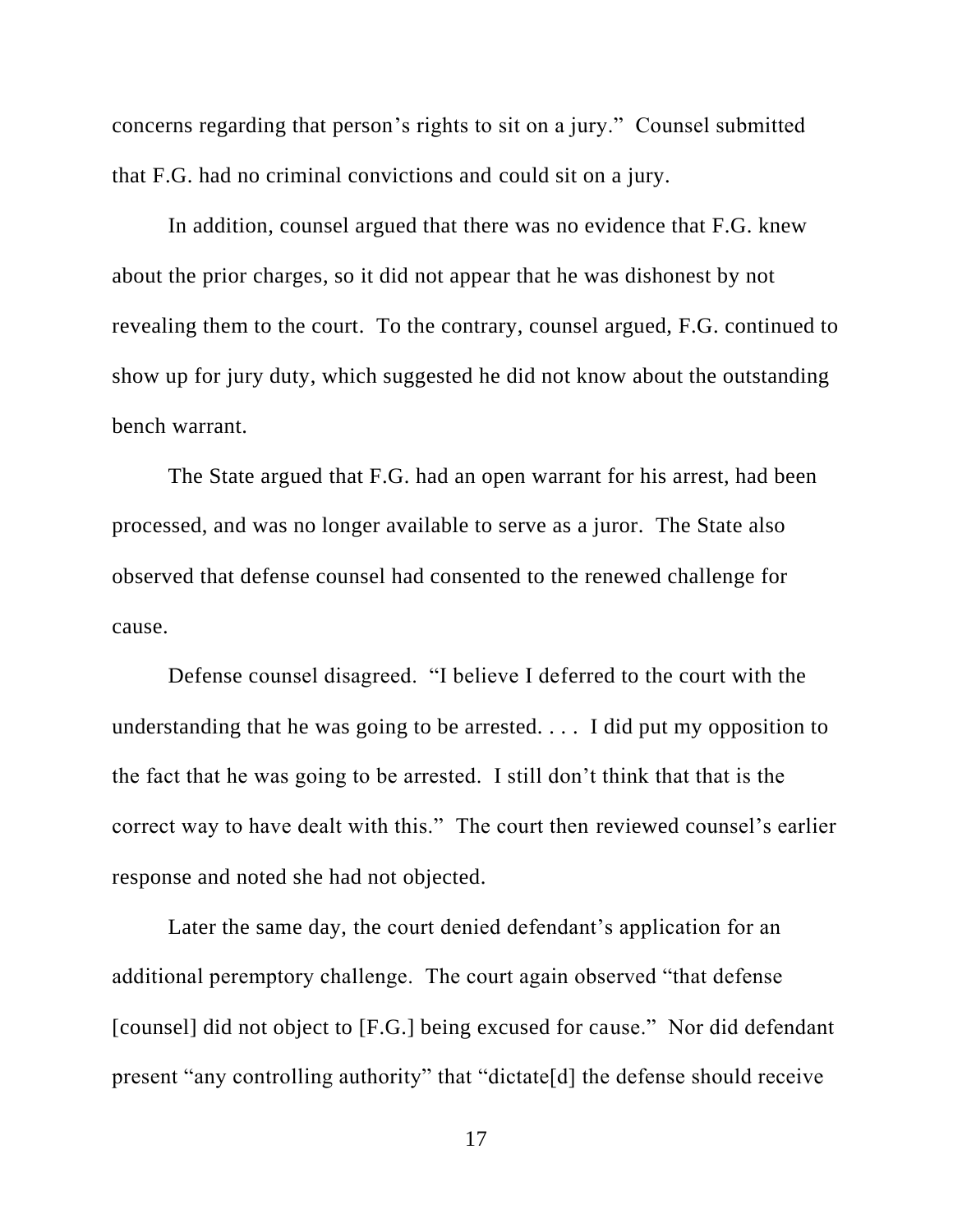concerns regarding that person's rights to sit on a jury." Counsel submitted that F.G. had no criminal convictions and could sit on a jury.

In addition, counsel argued that there was no evidence that F.G. knew about the prior charges, so it did not appear that he was dishonest by not revealing them to the court. To the contrary, counsel argued, F.G. continued to show up for jury duty, which suggested he did not know about the outstanding bench warrant.

The State argued that F.G. had an open warrant for his arrest, had been processed, and was no longer available to serve as a juror. The State also observed that defense counsel had consented to the renewed challenge for cause.

Defense counsel disagreed. "I believe I deferred to the court with the understanding that he was going to be arrested. . . . I did put my opposition to the fact that he was going to be arrested. I still don't think that that is the correct way to have dealt with this." The court then reviewed counsel's earlier response and noted she had not objected.

Later the same day, the court denied defendant's application for an additional peremptory challenge. The court again observed "that defense [counsel] did not object to [F.G.] being excused for cause." Nor did defendant present "any controlling authority" that "dictate[d] the defense should receive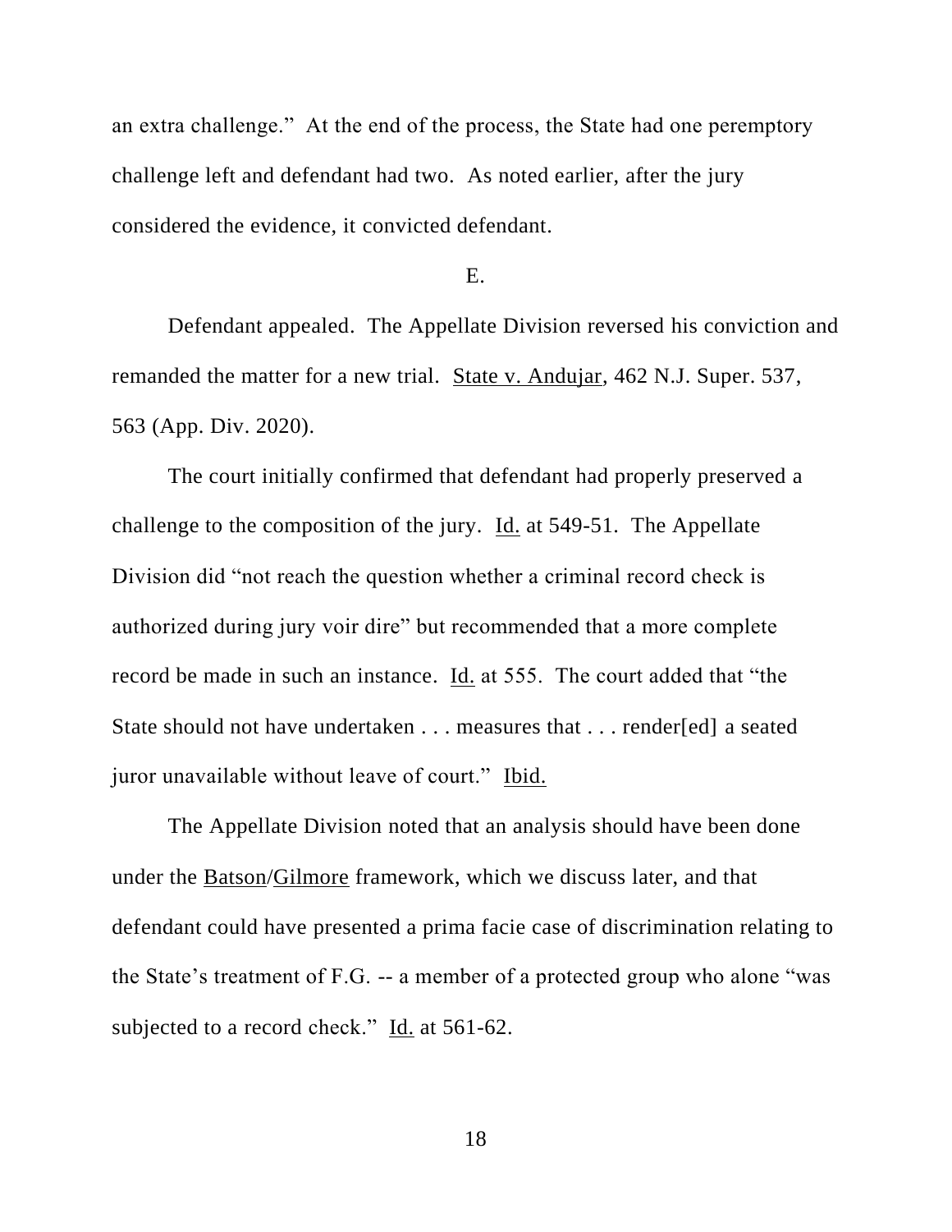an extra challenge." At the end of the process, the State had one peremptory challenge left and defendant had two. As noted earlier, after the jury considered the evidence, it convicted defendant.

E.

Defendant appealed. The Appellate Division reversed his conviction and remanded the matter for a new trial. State v. Andujar, 462 N.J. Super. 537, 563 (App. Div. 2020).

The court initially confirmed that defendant had properly preserved a challenge to the composition of the jury. Id. at 549-51. The Appellate Division did "not reach the question whether a criminal record check is authorized during jury voir dire" but recommended that a more complete record be made in such an instance. Id. at 555. The court added that "the State should not have undertaken . . . measures that . . . render[ed] a seated juror unavailable without leave of court." Ibid.

The Appellate Division noted that an analysis should have been done under the Batson/Gilmore framework, which we discuss later, and that defendant could have presented a prima facie case of discrimination relating to the State's treatment of F.G. -- a member of a protected group who alone "was subjected to a record check." Id. at 561-62.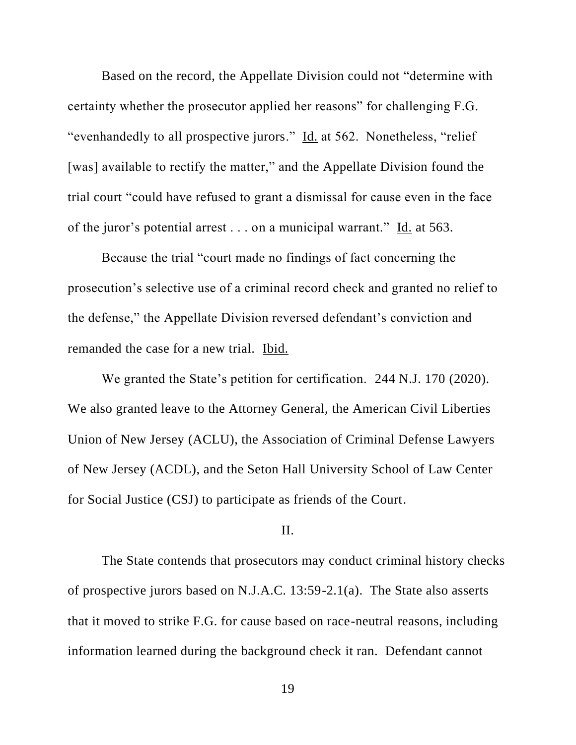Based on the record, the Appellate Division could not "determine with certainty whether the prosecutor applied her reasons" for challenging F.G. "evenhandedly to all prospective jurors." Id. at 562. Nonetheless, "relief [was] available to rectify the matter," and the Appellate Division found the trial court "could have refused to grant a dismissal for cause even in the face of the juror's potential arrest . . . on a municipal warrant." Id. at 563.

Because the trial "court made no findings of fact concerning the prosecution's selective use of a criminal record check and granted no relief to the defense," the Appellate Division reversed defendant's conviction and remanded the case for a new trial. Ibid.

We granted the State's petition for certification. 244 N.J. 170 (2020). We also granted leave to the Attorney General, the American Civil Liberties Union of New Jersey (ACLU), the Association of Criminal Defense Lawyers of New Jersey (ACDL), and the Seton Hall University School of Law Center for Social Justice (CSJ) to participate as friends of the Court.

## II.

The State contends that prosecutors may conduct criminal history checks of prospective jurors based on N.J.A.C. 13:59-2.1(a). The State also asserts that it moved to strike F.G. for cause based on race-neutral reasons, including information learned during the background check it ran. Defendant cannot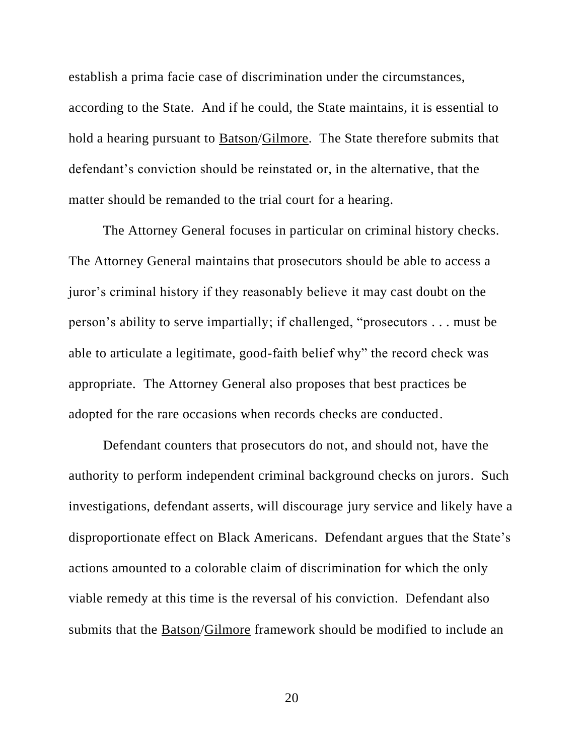establish a prima facie case of discrimination under the circumstances, according to the State. And if he could, the State maintains, it is essential to hold a hearing pursuant to Batson/Gilmore. The State therefore submits that defendant's conviction should be reinstated or, in the alternative, that the matter should be remanded to the trial court for a hearing.

The Attorney General focuses in particular on criminal history checks. The Attorney General maintains that prosecutors should be able to access a juror's criminal history if they reasonably believe it may cast doubt on the person's ability to serve impartially; if challenged, "prosecutors . . . must be able to articulate a legitimate, good-faith belief why" the record check was appropriate. The Attorney General also proposes that best practices be adopted for the rare occasions when records checks are conducted.

Defendant counters that prosecutors do not, and should not, have the authority to perform independent criminal background checks on jurors. Such investigations, defendant asserts, will discourage jury service and likely have a disproportionate effect on Black Americans. Defendant argues that the State's actions amounted to a colorable claim of discrimination for which the only viable remedy at this time is the reversal of his conviction. Defendant also submits that the Batson/Gilmore framework should be modified to include an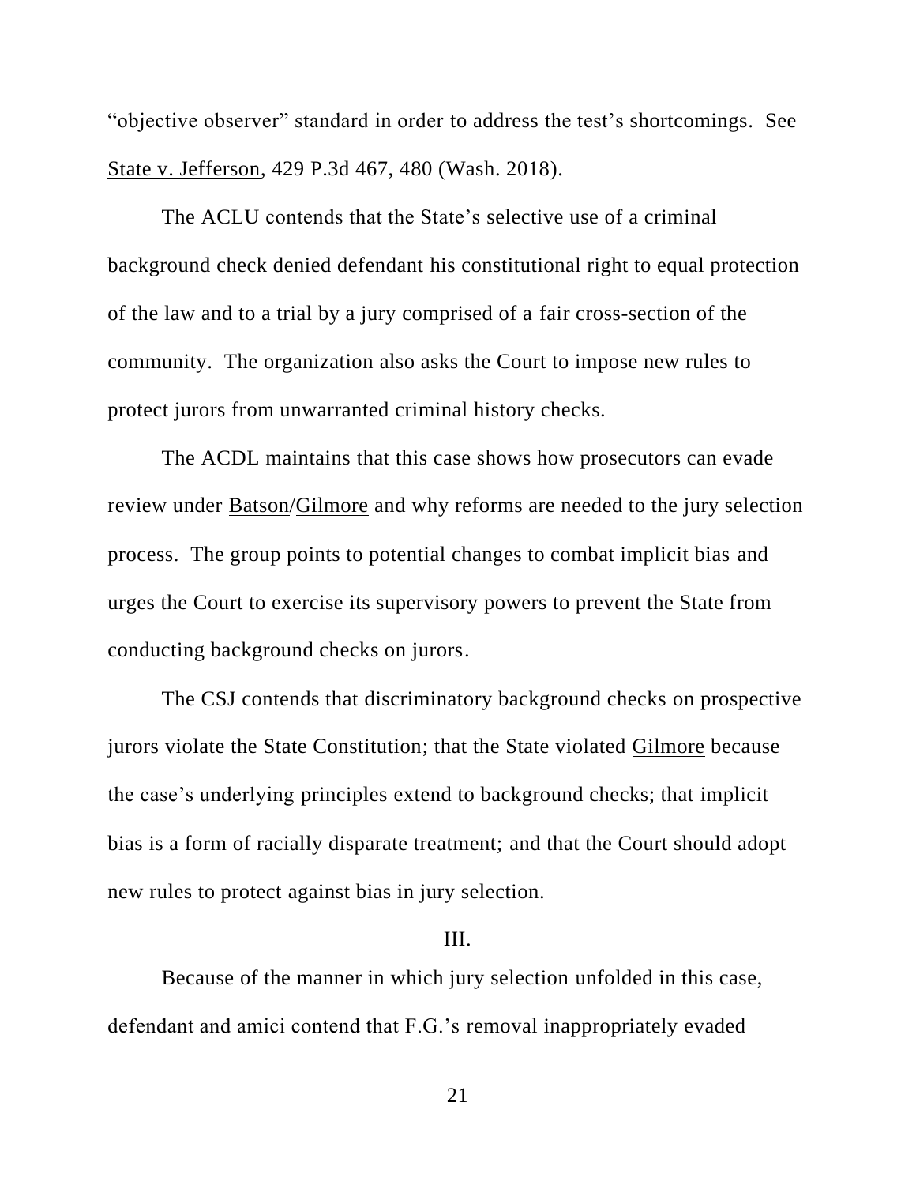"objective observer" standard in order to address the test's shortcomings. See State v. Jefferson, 429 P.3d 467, 480 (Wash. 2018).

The ACLU contends that the State's selective use of a criminal background check denied defendant his constitutional right to equal protection of the law and to a trial by a jury comprised of a fair cross-section of the community. The organization also asks the Court to impose new rules to protect jurors from unwarranted criminal history checks.

The ACDL maintains that this case shows how prosecutors can evade review under Batson/Gilmore and why reforms are needed to the jury selection process. The group points to potential changes to combat implicit bias and urges the Court to exercise its supervisory powers to prevent the State from conducting background checks on jurors.

The CSJ contends that discriminatory background checks on prospective jurors violate the State Constitution; that the State violated Gilmore because the case's underlying principles extend to background checks; that implicit bias is a form of racially disparate treatment; and that the Court should adopt new rules to protect against bias in jury selection.

## III.

Because of the manner in which jury selection unfolded in this case, defendant and amici contend that F.G.'s removal inappropriately evaded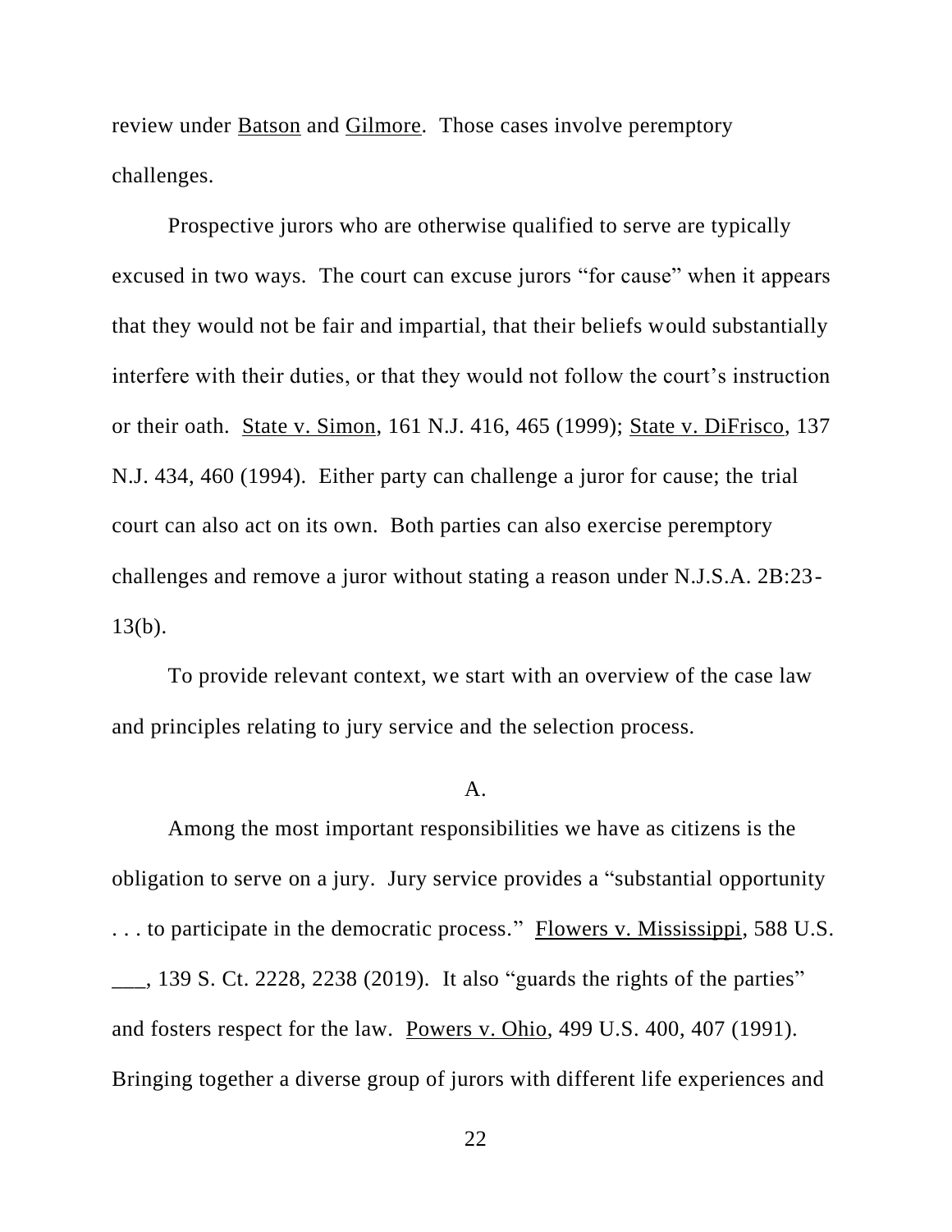review under Batson and Gilmore. Those cases involve peremptory challenges.

Prospective jurors who are otherwise qualified to serve are typically excused in two ways. The court can excuse jurors "for cause" when it appears that they would not be fair and impartial, that their beliefs would substantially interfere with their duties, or that they would not follow the court's instruction or their oath. State v. Simon, 161 N.J. 416, 465 (1999); State v. DiFrisco, 137 N.J. 434, 460 (1994). Either party can challenge a juror for cause; the trial court can also act on its own. Both parties can also exercise peremptory challenges and remove a juror without stating a reason under N.J.S.A. 2B:23-13(b).

To provide relevant context, we start with an overview of the case law and principles relating to jury service and the selection process.

A.

Among the most important responsibilities we have as citizens is the obligation to serve on a jury. Jury service provides a "substantial opportunity . . . to participate in the democratic process." Flowers v. Mississippi, 588 U.S. ___, 139 S. Ct. 2228, 2238 (2019). It also "guards the rights of the parties" and fosters respect for the law. Powers v. Ohio, 499 U.S. 400, 407 (1991). Bringing together a diverse group of jurors with different life experiences and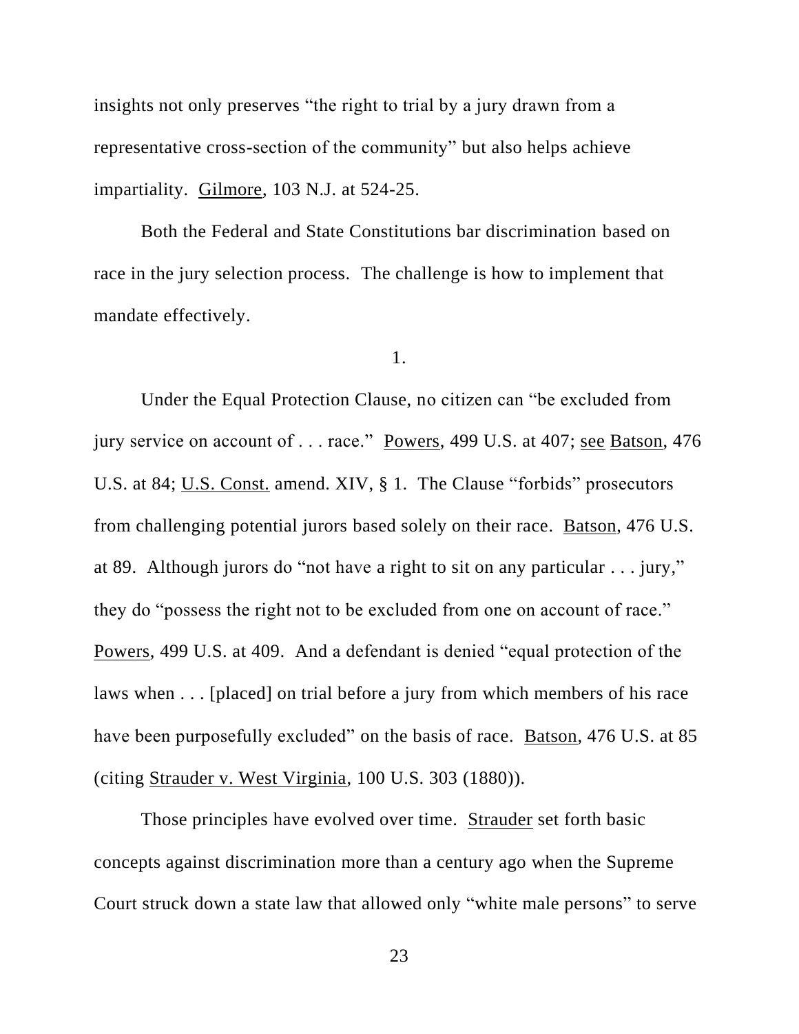insights not only preserves "the right to trial by a jury drawn from a representative cross-section of the community" but also helps achieve impartiality. Gilmore, 103 N.J. at 524-25.

Both the Federal and State Constitutions bar discrimination based on race in the jury selection process. The challenge is how to implement that mandate effectively.

1.

Under the Equal Protection Clause, no citizen can "be excluded from jury service on account of . . . race." Powers, 499 U.S. at 407; see Batson, 476 U.S. at 84; U.S. Const. amend. XIV, § 1. The Clause "forbids" prosecutors from challenging potential jurors based solely on their race. Batson, 476 U.S. at 89. Although jurors do "not have a right to sit on any particular . . . jury," they do "possess the right not to be excluded from one on account of race." Powers, 499 U.S. at 409. And a defendant is denied "equal protection of the laws when . . . [placed] on trial before a jury from which members of his race have been purposefully excluded" on the basis of race. Batson, 476 U.S. at 85 (citing Strauder v. West Virginia, 100 U.S. 303 (1880)).

Those principles have evolved over time. Strauder set forth basic concepts against discrimination more than a century ago when the Supreme Court struck down a state law that allowed only "white male persons" to serve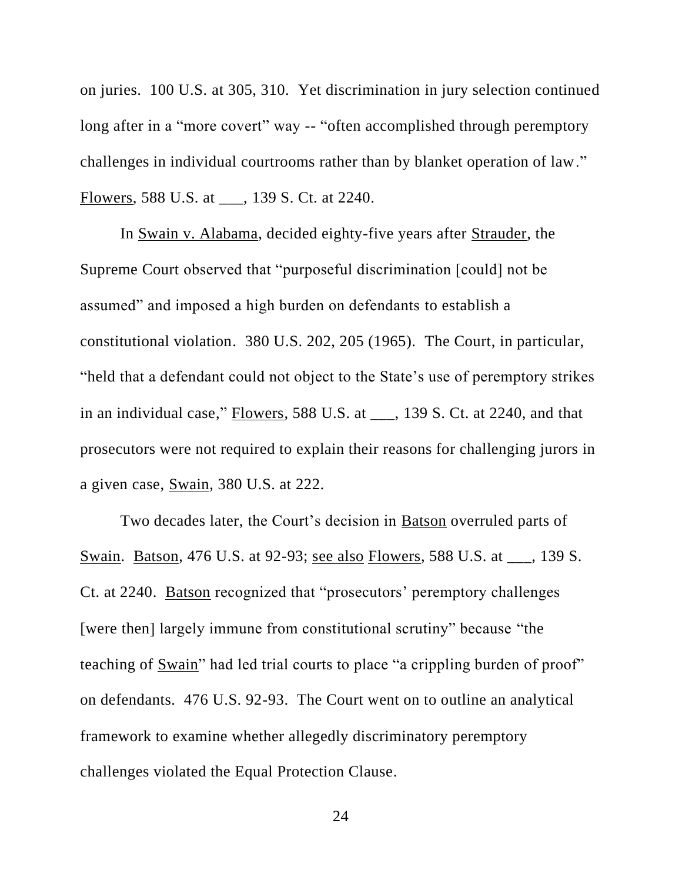on juries. 100 U.S. at 305, 310. Yet discrimination in jury selection continued long after in a "more covert" way -- "often accomplished through peremptory challenges in individual courtrooms rather than by blanket operation of law." Flowers, 588 U.S. at ___, 139 S. Ct. at 2240.

In Swain v. Alabama, decided eighty-five years after Strauder, the Supreme Court observed that "purposeful discrimination [could] not be assumed" and imposed a high burden on defendants to establish a constitutional violation. 380 U.S. 202, 205 (1965). The Court, in particular, "held that a defendant could not object to the State's use of peremptory strikes in an individual case," Flowers, 588 U.S. at ___, 139 S. Ct. at 2240, and that prosecutors were not required to explain their reasons for challenging jurors in a given case, Swain, 380 U.S. at 222.

Two decades later, the Court's decision in Batson overruled parts of Swain. Batson, 476 U.S. at 92-93; see also Flowers, 588 U.S. at ___, 139 S. Ct. at 2240. Batson recognized that "prosecutors' peremptory challenges [were then] largely immune from constitutional scrutiny" because "the teaching of Swain" had led trial courts to place "a crippling burden of proof" on defendants. 476 U.S. 92-93. The Court went on to outline an analytical framework to examine whether allegedly discriminatory peremptory challenges violated the Equal Protection Clause.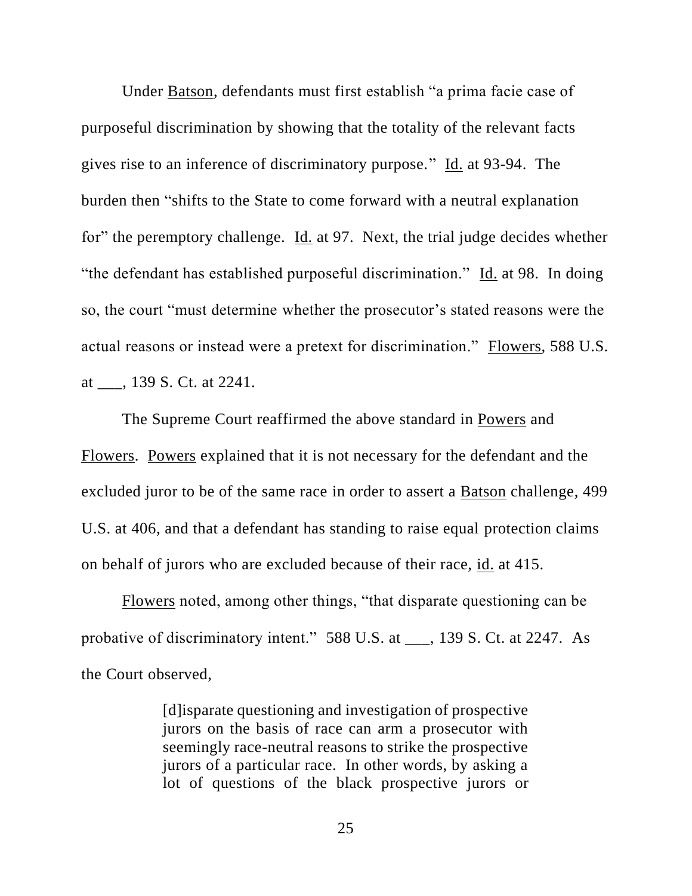Under Batson, defendants must first establish "a prima facie case of purposeful discrimination by showing that the totality of the relevant facts gives rise to an inference of discriminatory purpose." Id. at 93-94. The burden then "shifts to the State to come forward with a neutral explanation for" the peremptory challenge. Id. at 97. Next, the trial judge decides whether "the defendant has established purposeful discrimination." Id. at 98. In doing so, the court "must determine whether the prosecutor's stated reasons were the actual reasons or instead were a pretext for discrimination." Flowers, 588 U.S. at ___, 139 S. Ct. at 2241.

The Supreme Court reaffirmed the above standard in Powers and Flowers. Powers explained that it is not necessary for the defendant and the excluded juror to be of the same race in order to assert a Batson challenge, 499 U.S. at 406, and that a defendant has standing to raise equal protection claims on behalf of jurors who are excluded because of their race, id. at 415.

Flowers noted, among other things, "that disparate questioning can be probative of discriminatory intent." 588 U.S. at ___, 139 S. Ct. at 2247. As the Court observed,

> [d]isparate questioning and investigation of prospective jurors on the basis of race can arm a prosecutor with seemingly race-neutral reasons to strike the prospective jurors of a particular race. In other words, by asking a lot of questions of the black prospective jurors or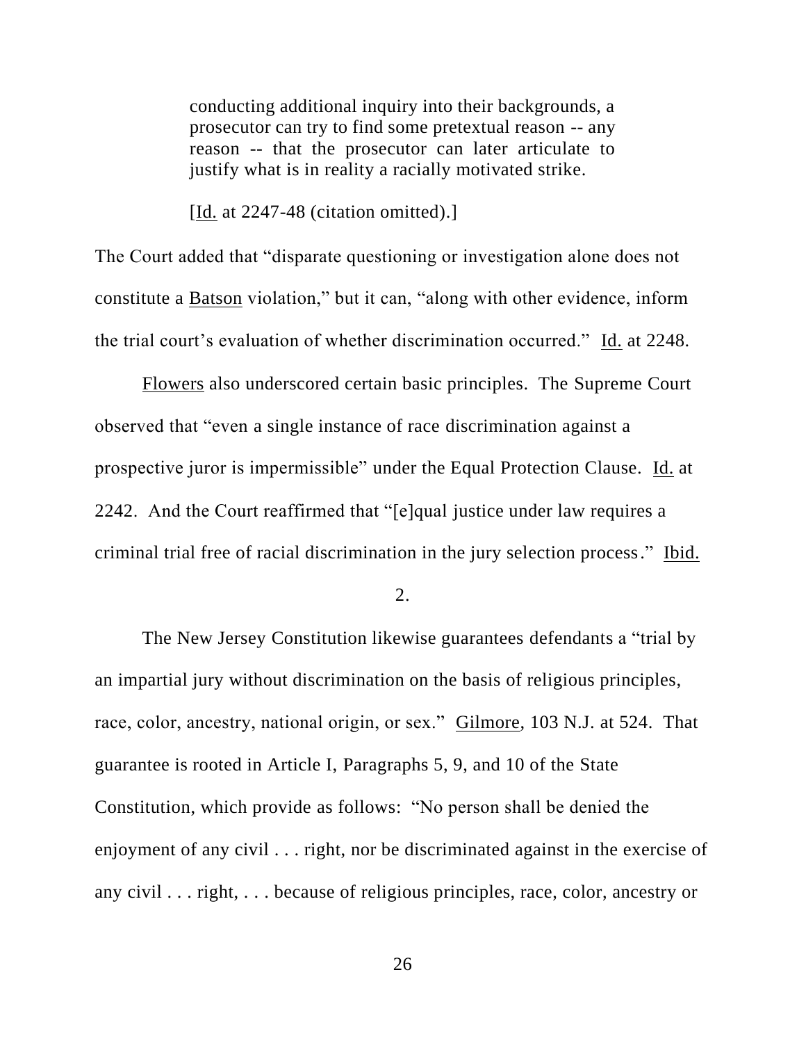> conducting additional inquiry into their backgrounds, a prosecutor can try to find some pretextual reason -- any reason -- that the prosecutor can later articulate to justify what is in reality a racially motivated strike.
>
> [Id. at 2247-48 (citation omitted).]

The Court added that "disparate questioning or investigation alone does not constitute a Batson violation," but it can, "along with other evidence, inform the trial court's evaluation of whether discrimination occurred." Id. at 2248.

Flowers also underscored certain basic principles. The Supreme Court observed that "even a single instance of race discrimination against a prospective juror is impermissible" under the Equal Protection Clause. Id. at 2242. And the Court reaffirmed that "[e]qual justice under law requires a criminal trial free of racial discrimination in the jury selection process." Ibid.

2.

The New Jersey Constitution likewise guarantees defendants a "trial by an impartial jury without discrimination on the basis of religious principles, race, color, ancestry, national origin, or sex." Gilmore, 103 N.J. at 524. That guarantee is rooted in Article I, Paragraphs 5, 9, and 10 of the State Constitution, which provide as follows: "No person shall be denied the enjoyment of any civil . . . right, nor be discriminated against in the exercise of any civil . . . right, . . . because of religious principles, race, color, ancestry or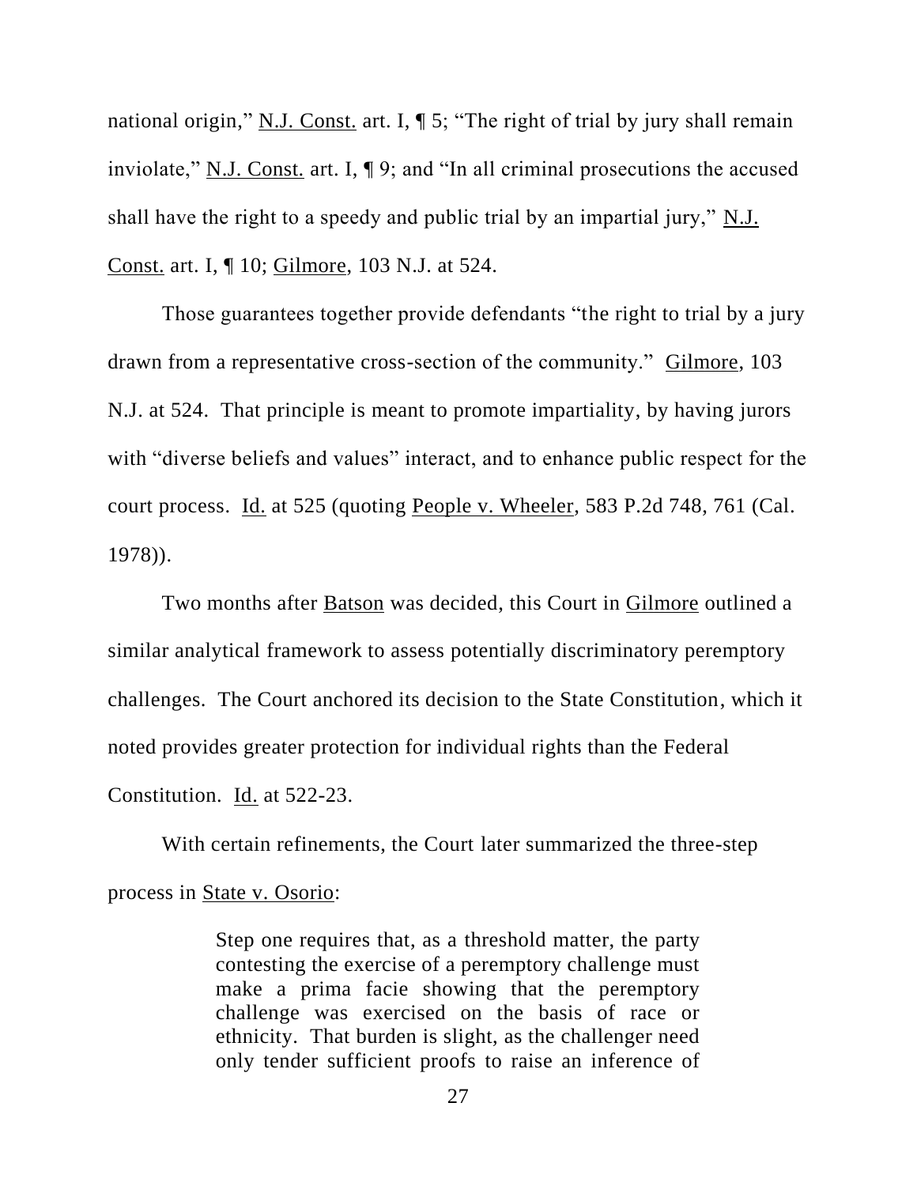national origin," N.J. Const. art. I, ¶ 5; "The right of trial by jury shall remain inviolate," N.J. Const. art. I, ¶ 9; and "In all criminal prosecutions the accused shall have the right to a speedy and public trial by an impartial jury," N.J. Const. art. I, ¶ 10; Gilmore, 103 N.J. at 524.

Those guarantees together provide defendants "the right to trial by a jury drawn from a representative cross-section of the community." Gilmore, 103 N.J. at 524. That principle is meant to promote impartiality, by having jurors with "diverse beliefs and values" interact, and to enhance public respect for the court process. Id. at 525 (quoting People v. Wheeler, 583 P.2d 748, 761 (Cal. 1978)).

Two months after Batson was decided, this Court in Gilmore outlined a similar analytical framework to assess potentially discriminatory peremptory challenges. The Court anchored its decision to the State Constitution, which it noted provides greater protection for individual rights than the Federal Constitution. Id. at 522-23.

With certain refinements, the Court later summarized the three-step process in State v. Osorio:

> Step one requires that, as a threshold matter, the party contesting the exercise of a peremptory challenge must make a prima facie showing that the peremptory challenge was exercised on the basis of race or ethnicity. That burden is slight, as the challenger need only tender sufficient proofs to raise an inference of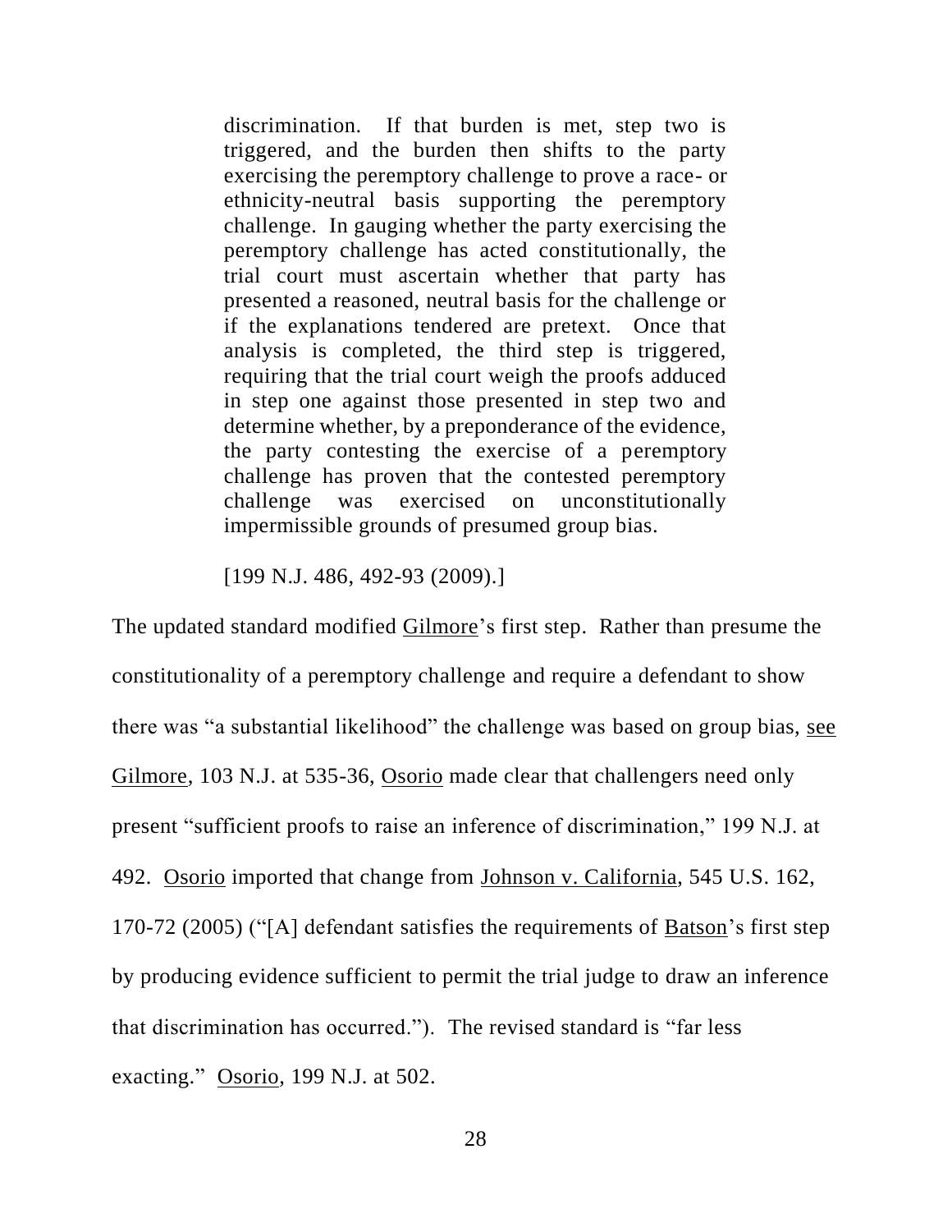> discrimination. If that burden is met, step two is triggered, and the burden then shifts to the party exercising the peremptory challenge to prove a race- or ethnicity-neutral basis supporting the peremptory challenge. In gauging whether the party exercising the peremptory challenge has acted constitutionally, the trial court must ascertain whether that party has presented a reasoned, neutral basis for the challenge or if the explanations tendered are pretext. Once that analysis is completed, the third step is triggered, requiring that the trial court weigh the proofs adduced in step one against those presented in step two and determine whether, by a preponderance of the evidence, the party contesting the exercise of a peremptory challenge has proven that the contested peremptory challenge was exercised on unconstitutionally impermissible grounds of presumed group bias.
>
> [199 N.J. 486, 492-93 (2009).]

The updated standard modified Gilmore's first step. Rather than presume the constitutionality of a peremptory challenge and require a defendant to show there was "a substantial likelihood" the challenge was based on group bias, see Gilmore, 103 N.J. at 535-36, Osorio made clear that challengers need only present "sufficient proofs to raise an inference of discrimination," 199 N.J. at 492. Osorio imported that change from Johnson v. California, 545 U.S. 162, 170-72 (2005) ("[A] defendant satisfies the requirements of Batson's first step by producing evidence sufficient to permit the trial judge to draw an inference that discrimination has occurred."). The revised standard is "far less exacting." Osorio, 199 N.J. at 502.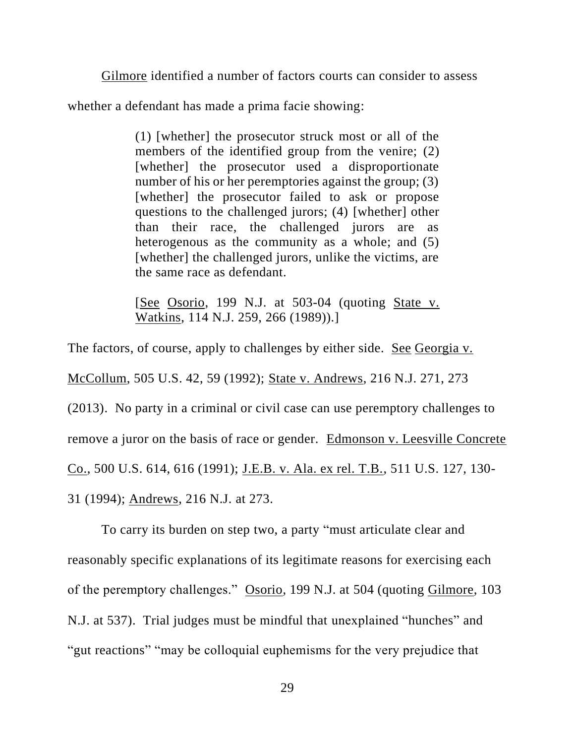Gilmore identified a number of factors courts can consider to assess whether a defendant has made a prima facie showing:

> (1) [whether] the prosecutor struck most or all of the members of the identified group from the venire; (2) [whether] the prosecutor used a disproportionate number of his or her peremptories against the group; (3) [whether] the prosecutor failed to ask or propose questions to the challenged jurors; (4) [whether] other than their race, the challenged jurors are as heterogenous as the community as a whole; and (5) [whether] the challenged jurors, unlike the victims, are the same race as defendant.
>
> [See Osorio, 199 N.J. at 503-04 (quoting State v. Watkins, 114 N.J. 259, 266 (1989)).]

The factors, of course, apply to challenges by either side. See Georgia v. McCollum, 505 U.S. 42, 59 (1992); State v. Andrews, 216 N.J. 271, 273 (2013). No party in a criminal or civil case can use peremptory challenges to remove a juror on the basis of race or gender. Edmonson v. Leesville Concrete Co., 500 U.S. 614, 616 (1991); J.E.B. v. Ala. ex rel. T.B., 511 U.S. 127, 130-31 (1994); Andrews, 216 N.J. at 273.

To carry its burden on step two, a party "must articulate clear and reasonably specific explanations of its legitimate reasons for exercising each of the peremptory challenges." Osorio, 199 N.J. at 504 (quoting Gilmore, 103 N.J. at 537). Trial judges must be mindful that unexplained "hunches" and "gut reactions" "may be colloquial euphemisms for the very prejudice that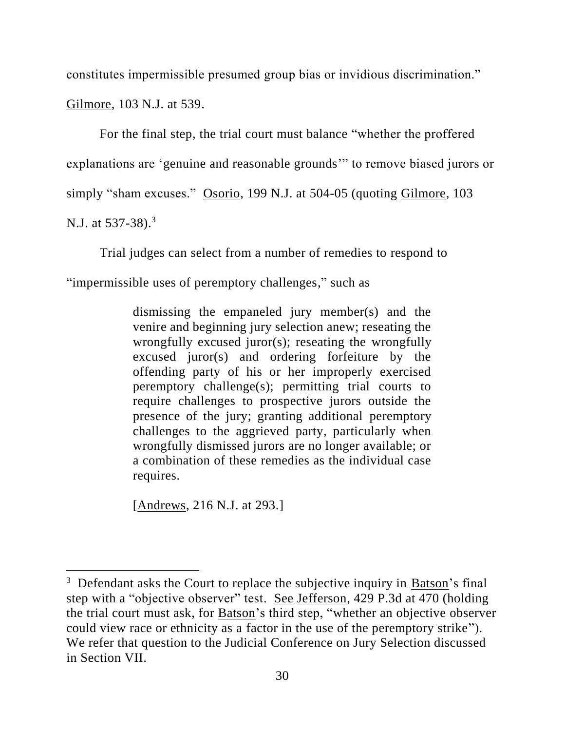constitutes impermissible presumed group bias or invidious discrimination." Gilmore, 103 N.J. at 539.

For the final step, the trial court must balance "whether the proffered explanations are 'genuine and reasonable grounds'" to remove biased jurors or simply "sham excuses." Osorio, 199 N.J. at 504-05 (quoting Gilmore, 103 N.J. at 537-38).[3]

Trial judges can select from a number of remedies to respond to "impermissible uses of peremptory challenges," such as

> dismissing the empaneled jury member(s) and the venire and beginning jury selection anew; reseating the wrongfully excused juror(s); reseating the wrongfully excused juror(s) and ordering forfeiture by the offending party of his or her improperly exercised peremptory challenge(s); permitting trial courts to require challenges to prospective jurors outside the presence of the jury; granting additional peremptory challenges to the aggrieved party, particularly when wrongfully dismissed jurors are no longer available; or a combination of these remedies as the individual case requires.
>
> [Andrews, 216 N.J. at 293.]

---

[3] Defendant asks the Court to replace the subjective inquiry in Batson's final step with a "objective observer" test. See Jefferson, 429 P.3d at 470 (holding the trial court must ask, for Batson's third step, "whether an objective observer could view race or ethnicity as a factor in the use of the peremptory strike"). We refer that question to the Judicial Conference on Jury Selection discussed in Section VII.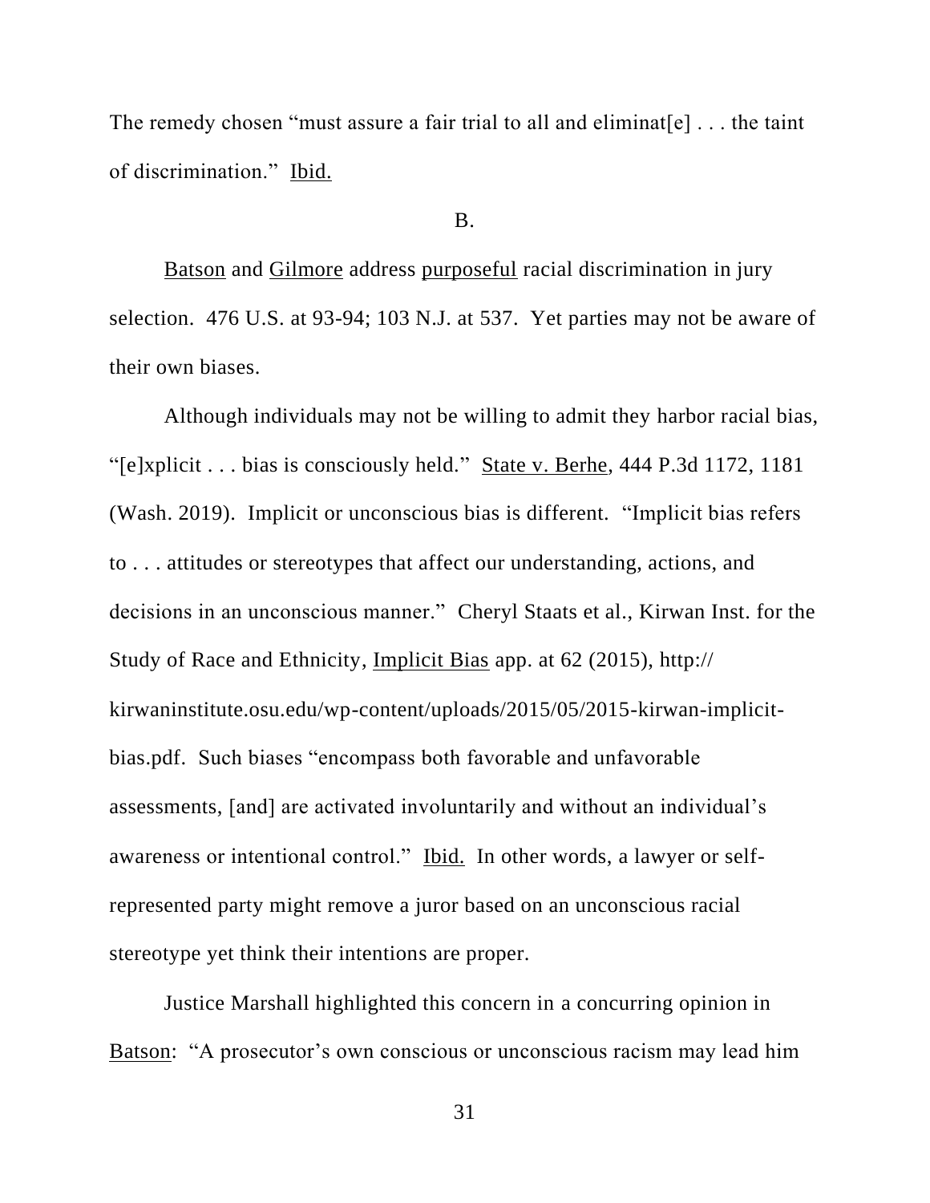The remedy chosen "must assure a fair trial to all and eliminat[e] . . . the taint of discrimination." Ibid.

B.

Batson and Gilmore address purposeful racial discrimination in jury selection. 476 U.S. at 93-94; 103 N.J. at 537. Yet parties may not be aware of their own biases.

Although individuals may not be willing to admit they harbor racial bias, "[e]xplicit . . . bias is consciously held." State v. Berhe, 444 P.3d 1172, 1181 (Wash. 2019). Implicit or unconscious bias is different. "Implicit bias refers to . . . attitudes or stereotypes that affect our understanding, actions, and decisions in an unconscious manner." Cheryl Staats et al., Kirwan Inst. for the Study of Race and Ethnicity, Implicit Bias app. at 62 (2015), http://kirwaninstitute.osu.edu/wp-content/uploads/2015/05/2015-kirwan-implicit-bias.pdf. Such biases "encompass both favorable and unfavorable assessments, [and] are activated involuntarily and without an individual's awareness or intentional control." Ibid. In other words, a lawyer or self-represented party might remove a juror based on an unconscious racial stereotype yet think their intentions are proper.

Justice Marshall highlighted this concern in a concurring opinion in Batson: "A prosecutor's own conscious or unconscious racism may lead him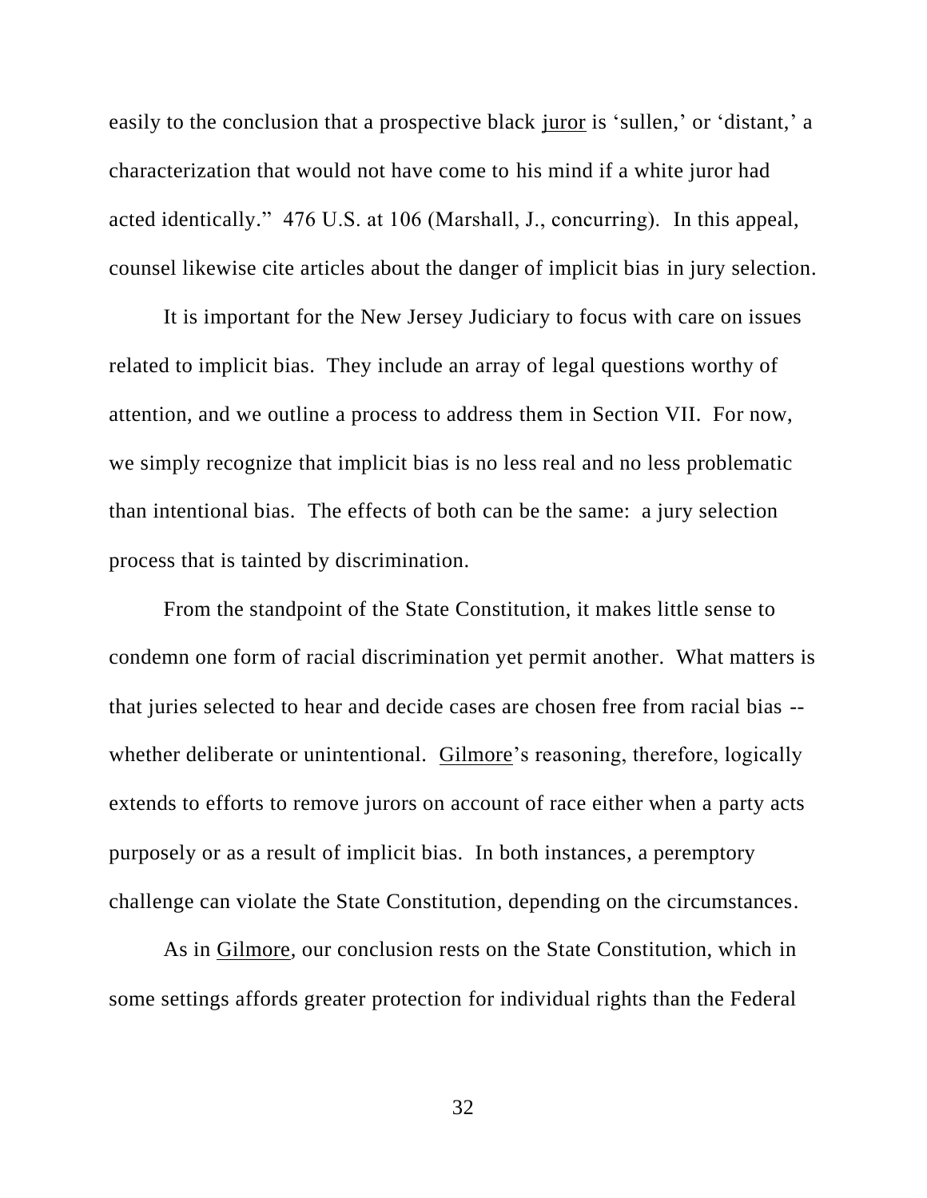easily to the conclusion that a prospective black juror is 'sullen,' or 'distant,' a characterization that would not have come to his mind if a white juror had acted identically." 476 U.S. at 106 (Marshall, J., concurring). In this appeal, counsel likewise cite articles about the danger of implicit bias in jury selection.

It is important for the New Jersey Judiciary to focus with care on issues related to implicit bias. They include an array of legal questions worthy of attention, and we outline a process to address them in Section VII. For now, we simply recognize that implicit bias is no less real and no less problematic than intentional bias. The effects of both can be the same: a jury selection process that is tainted by discrimination.

From the standpoint of the State Constitution, it makes little sense to condemn one form of racial discrimination yet permit another. What matters is that juries selected to hear and decide cases are chosen free from racial bias -- whether deliberate or unintentional. Gilmore's reasoning, therefore, logically extends to efforts to remove jurors on account of race either when a party acts purposely or as a result of implicit bias. In both instances, a peremptory challenge can violate the State Constitution, depending on the circumstances.

As in Gilmore, our conclusion rests on the State Constitution, which in some settings affords greater protection for individual rights than the Federal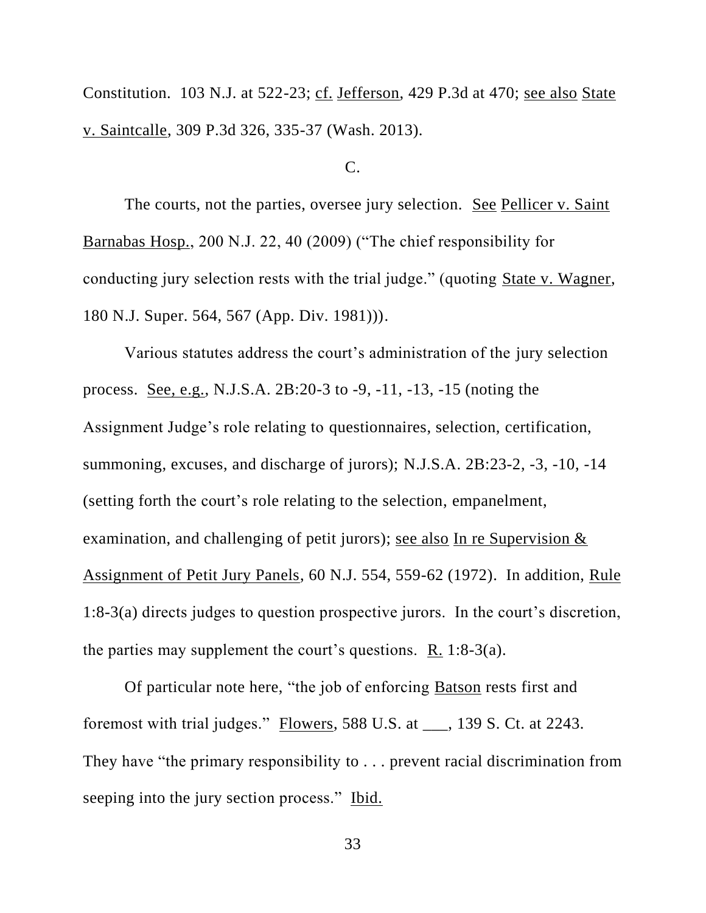Constitution. 103 N.J. at 522-23; cf. Jefferson, 429 P.3d at 470; see also State v. Saintcalle, 309 P.3d 326, 335-37 (Wash. 2013).

C.

The courts, not the parties, oversee jury selection. See Pellicer v. Saint Barnabas Hosp., 200 N.J. 22, 40 (2009) ("The chief responsibility for conducting jury selection rests with the trial judge." (quoting State v. Wagner, 180 N.J. Super. 564, 567 (App. Div. 1981))).

Various statutes address the court's administration of the jury selection process. See, e.g., N.J.S.A. 2B:20-3 to -9, -11, -13, -15 (noting the Assignment Judge's role relating to questionnaires, selection, certification, summoning, excuses, and discharge of jurors); N.J.S.A. 2B:23-2, -3, -10, -14 (setting forth the court's role relating to the selection, empanelment, examination, and challenging of petit jurors); see also In re Supervision & Assignment of Petit Jury Panels, 60 N.J. 554, 559-62 (1972). In addition, Rule 1:8-3(a) directs judges to question prospective jurors. In the court's discretion, the parties may supplement the court's questions. R. 1:8-3(a).

Of particular note here, "the job of enforcing Batson rests first and foremost with trial judges." Flowers, 588 U.S. at ___, 139 S. Ct. at 2243. They have "the primary responsibility to . . . prevent racial discrimination from seeping into the jury section process." Ibid.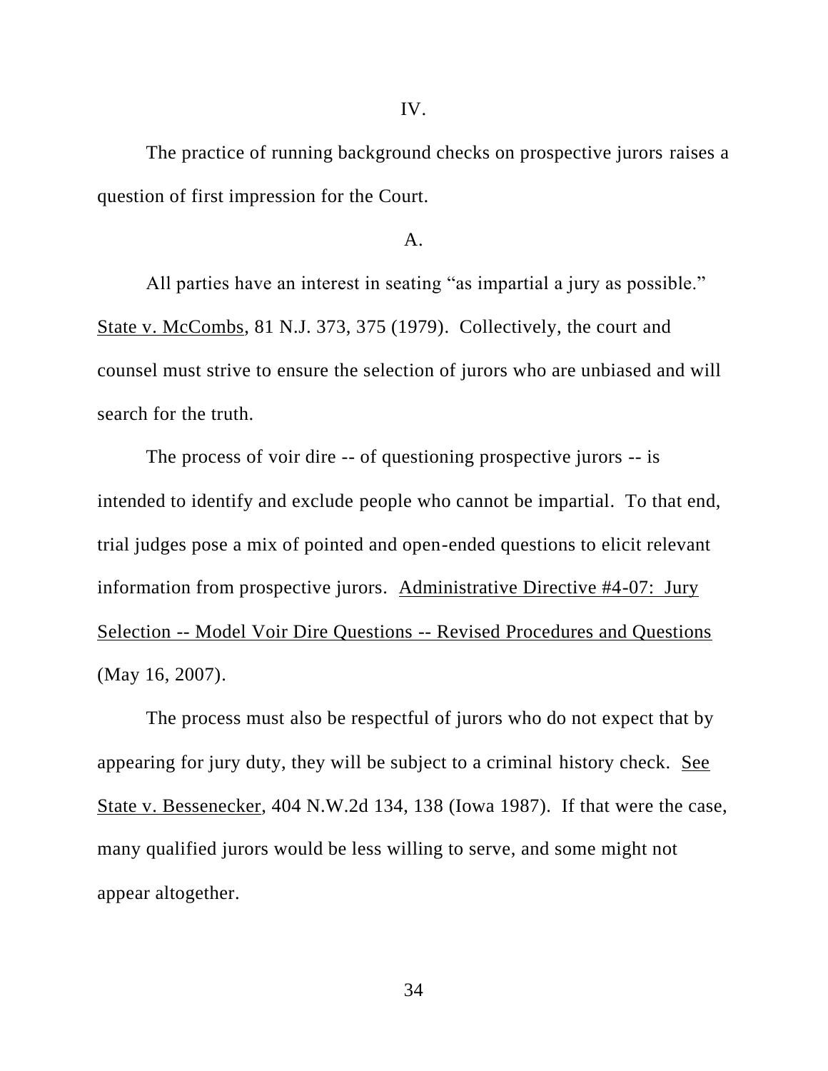IV.

The practice of running background checks on prospective jurors raises a question of first impression for the Court.

A.

All parties have an interest in seating "as impartial a jury as possible." State v. McCombs, 81 N.J. 373, 375 (1979). Collectively, the court and counsel must strive to ensure the selection of jurors who are unbiased and will search for the truth.

The process of voir dire -- of questioning prospective jurors -- is intended to identify and exclude people who cannot be impartial. To that end, trial judges pose a mix of pointed and open-ended questions to elicit relevant information from prospective jurors. Administrative Directive #4-07: Jury Selection -- Model Voir Dire Questions -- Revised Procedures and Questions (May 16, 2007).

The process must also be respectful of jurors who do not expect that by appearing for jury duty, they will be subject to a criminal history check. See State v. Bessenecker, 404 N.W.2d 134, 138 (Iowa 1987). If that were the case, many qualified jurors would be less willing to serve, and some might not appear altogether.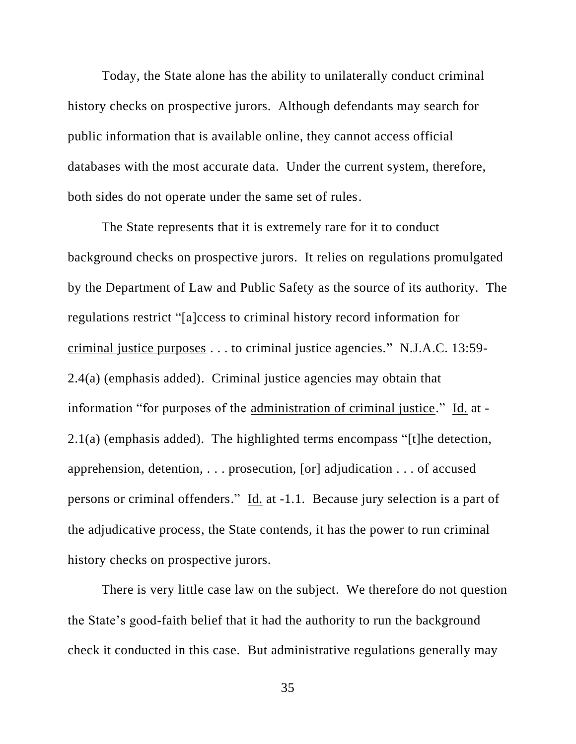Today, the State alone has the ability to unilaterally conduct criminal history checks on prospective jurors. Although defendants may search for public information that is available online, they cannot access official databases with the most accurate data. Under the current system, therefore, both sides do not operate under the same set of rules.

The State represents that it is extremely rare for it to conduct background checks on prospective jurors. It relies on regulations promulgated by the Department of Law and Public Safety as the source of its authority. The regulations restrict "[a]ccess to criminal history record information for <u>criminal justice purposes</u> . . . to criminal justice agencies." N.J.A.C. 13:59-2.4(a) (emphasis added). Criminal justice agencies may obtain that information "for purposes of the <u>administration of criminal justice</u>." <u>Id.</u> at -2.1(a) (emphasis added). The highlighted terms encompass "[t]he detection, apprehension, detention, . . . prosecution, [or] adjudication . . . of accused persons or criminal offenders." <u>Id.</u> at -1.1. Because jury selection is a part of the adjudicative process, the State contends, it has the power to run criminal history checks on prospective jurors.

There is very little case law on the subject. We therefore do not question the State's good-faith belief that it had the authority to run the background check it conducted in this case. But administrative regulations generally may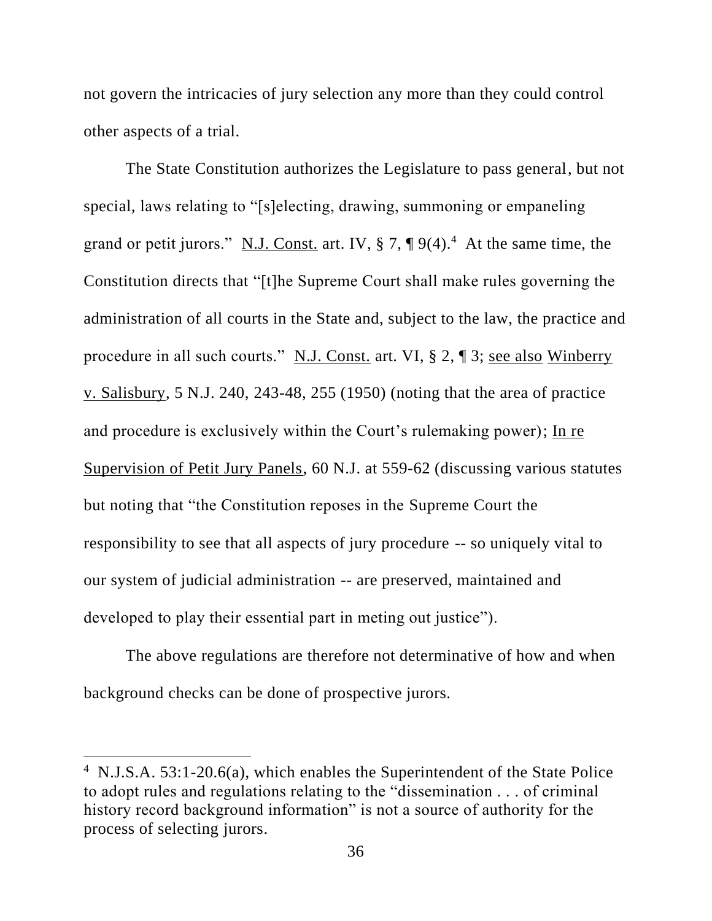not govern the intricacies of jury selection any more than they could control other aspects of a trial.

The State Constitution authorizes the Legislature to pass general, but not special, laws relating to "[s]electing, drawing, summoning or empaneling grand or petit jurors." N.J. Const. art. IV, § 7, ¶ 9(4).[4] At the same time, the Constitution directs that "[t]he Supreme Court shall make rules governing the administration of all courts in the State and, subject to the law, the practice and procedure in all such courts." N.J. Const. art. VI, § 2, ¶ 3; see also Winberry v. Salisbury, 5 N.J. 240, 243-48, 255 (1950) (noting that the area of practice and procedure is exclusively within the Court's rulemaking power); In re Supervision of Petit Jury Panels, 60 N.J. at 559-62 (discussing various statutes but noting that "the Constitution reposes in the Supreme Court the responsibility to see that all aspects of jury procedure -- so uniquely vital to our system of judicial administration -- are preserved, maintained and developed to play their essential part in meting out justice").

The above regulations are therefore not determinative of how and when background checks can be done of prospective jurors.

---

[4] N.J.S.A. 53:1-20.6(a), which enables the Superintendent of the State Police to adopt rules and regulations relating to the "dissemination . . . of criminal history record background information" is not a source of authority for the process of selecting jurors.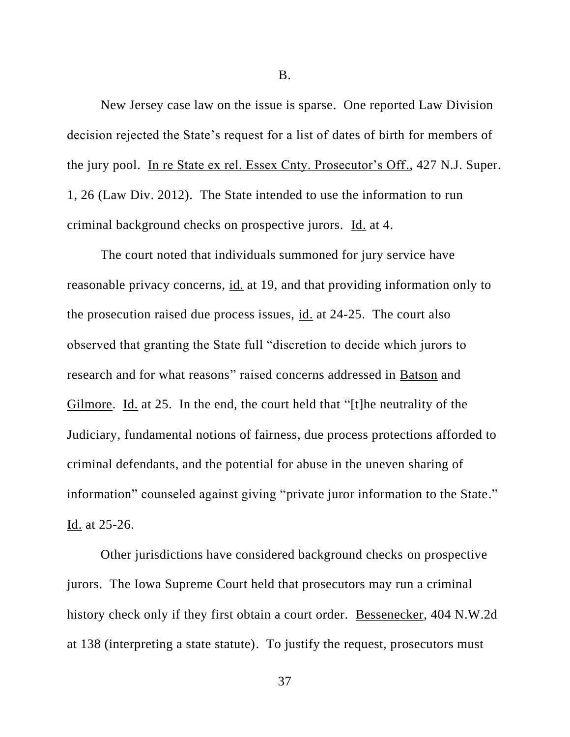B.

New Jersey case law on the issue is sparse. One reported Law Division decision rejected the State's request for a list of dates of birth for members of the jury pool. In re State ex rel. Essex Cnty. Prosecutor's Off., 427 N.J. Super. 1, 26 (Law Div. 2012). The State intended to use the information to run criminal background checks on prospective jurors. Id. at 4.

The court noted that individuals summoned for jury service have reasonable privacy concerns, id. at 19, and that providing information only to the prosecution raised due process issues, id. at 24-25. The court also observed that granting the State full "discretion to decide which jurors to research and for what reasons" raised concerns addressed in Batson and Gilmore. Id. at 25. In the end, the court held that "[t]he neutrality of the Judiciary, fundamental notions of fairness, due process protections afforded to criminal defendants, and the potential for abuse in the uneven sharing of information" counseled against giving "private juror information to the State." Id. at 25-26.

Other jurisdictions have considered background checks on prospective jurors. The Iowa Supreme Court held that prosecutors may run a criminal history check only if they first obtain a court order. Bessenecker, 404 N.W.2d at 138 (interpreting a state statute). To justify the request, prosecutors must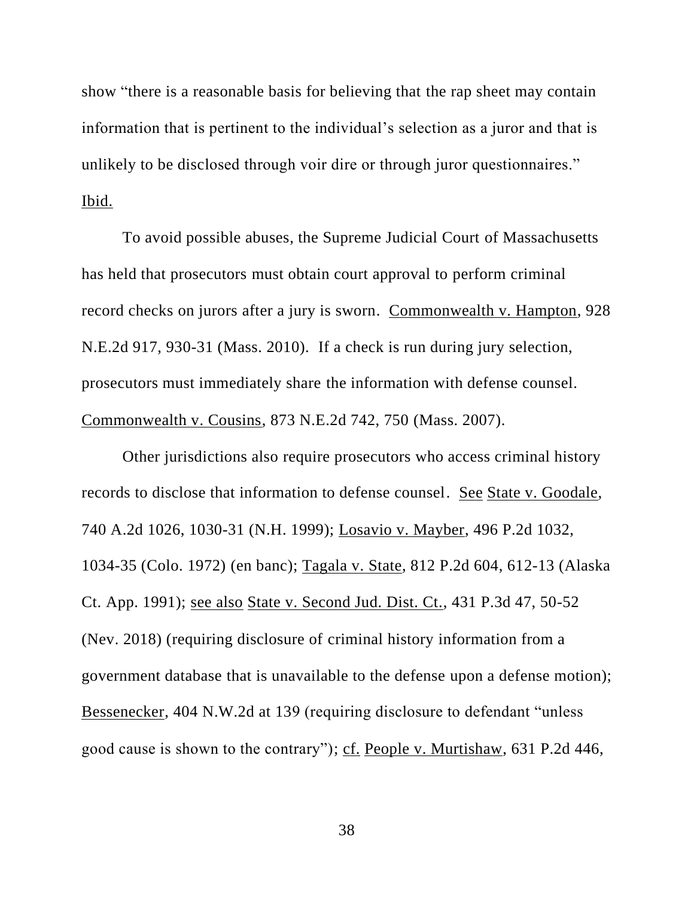show "there is a reasonable basis for believing that the rap sheet may contain information that is pertinent to the individual's selection as a juror and that is unlikely to be disclosed through voir dire or through juror questionnaires." Ibid.

To avoid possible abuses, the Supreme Judicial Court of Massachusetts has held that prosecutors must obtain court approval to perform criminal record checks on jurors after a jury is sworn. Commonwealth v. Hampton, 928 N.E.2d 917, 930-31 (Mass. 2010). If a check is run during jury selection, prosecutors must immediately share the information with defense counsel. Commonwealth v. Cousins, 873 N.E.2d 742, 750 (Mass. 2007).

Other jurisdictions also require prosecutors who access criminal history records to disclose that information to defense counsel. See State v. Goodale, 740 A.2d 1026, 1030-31 (N.H. 1999); Losavio v. Mayber, 496 P.2d 1032, 1034-35 (Colo. 1972) (en banc); Tagala v. State, 812 P.2d 604, 612-13 (Alaska Ct. App. 1991); see also State v. Second Jud. Dist. Ct., 431 P.3d 47, 50-52 (Nev. 2018) (requiring disclosure of criminal history information from a government database that is unavailable to the defense upon a defense motion); Bessenecker, 404 N.W.2d at 139 (requiring disclosure to defendant "unless good cause is shown to the contrary"); cf. People v. Murtishaw, 631 P.2d 446,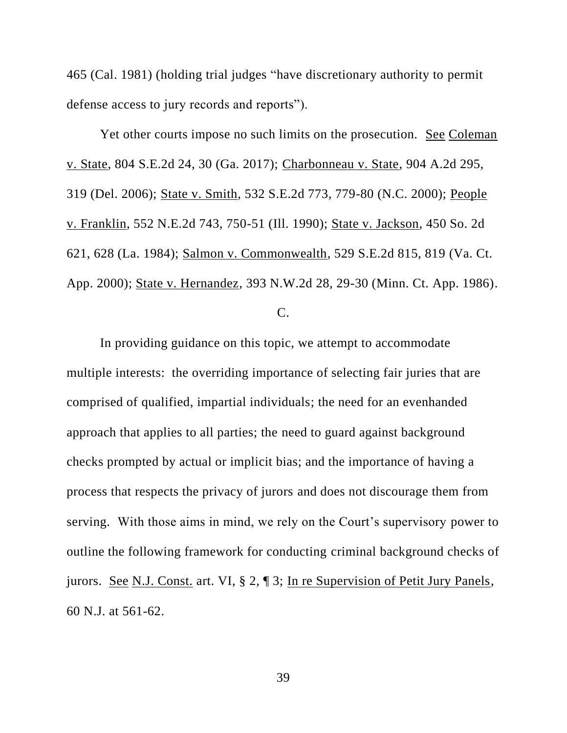465 (Cal. 1981) (holding trial judges "have discretionary authority to permit defense access to jury records and reports").

Yet other courts impose no such limits on the prosecution. See Coleman v. State, 804 S.E.2d 24, 30 (Ga. 2017); Charbonneau v. State, 904 A.2d 295, 319 (Del. 2006); State v. Smith, 532 S.E.2d 773, 779-80 (N.C. 2000); People v. Franklin, 552 N.E.2d 743, 750-51 (Ill. 1990); State v. Jackson, 450 So. 2d 621, 628 (La. 1984); Salmon v. Commonwealth, 529 S.E.2d 815, 819 (Va. Ct. App. 2000); State v. Hernandez, 393 N.W.2d 28, 29-30 (Minn. Ct. App. 1986).

C.

In providing guidance on this topic, we attempt to accommodate multiple interests: the overriding importance of selecting fair juries that are comprised of qualified, impartial individuals; the need for an evenhanded approach that applies to all parties; the need to guard against background checks prompted by actual or implicit bias; and the importance of having a process that respects the privacy of jurors and does not discourage them from serving. With those aims in mind, we rely on the Court's supervisory power to outline the following framework for conducting criminal background checks of jurors. See N.J. Const. art. VI, § 2, ¶ 3; In re Supervision of Petit Jury Panels, 60 N.J. at 561-62.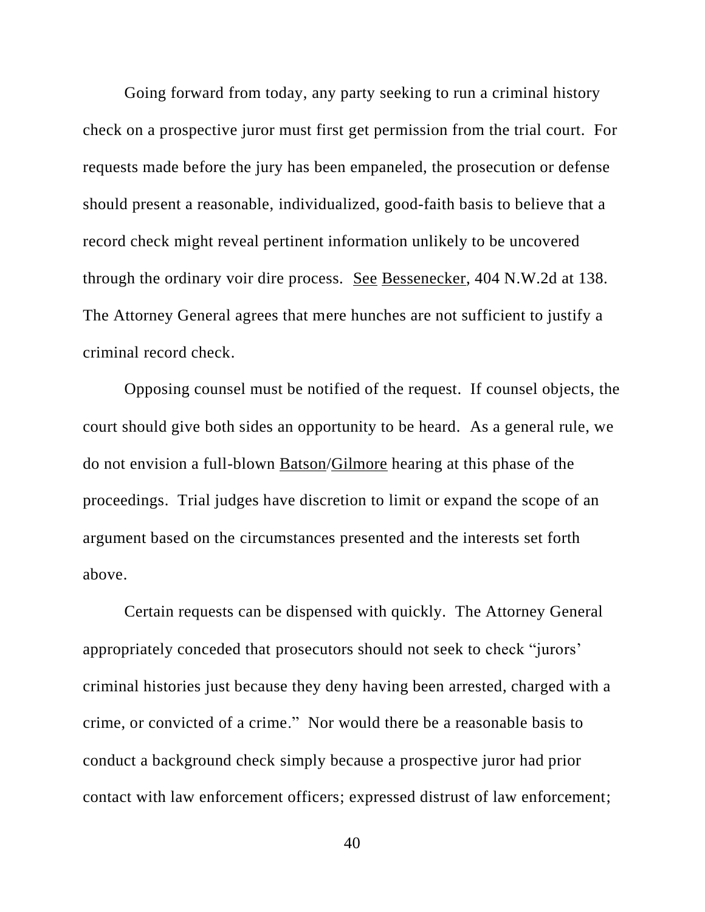Going forward from today, any party seeking to run a criminal history check on a prospective juror must first get permission from the trial court. For requests made before the jury has been empaneled, the prosecution or defense should present a reasonable, individualized, good-faith basis to believe that a record check might reveal pertinent information unlikely to be uncovered through the ordinary voir dire process. See Bessenecker, 404 N.W.2d at 138. The Attorney General agrees that mere hunches are not sufficient to justify a criminal record check.

Opposing counsel must be notified of the request. If counsel objects, the court should give both sides an opportunity to be heard. As a general rule, we do not envision a full-blown Batson/Gilmore hearing at this phase of the proceedings. Trial judges have discretion to limit or expand the scope of an argument based on the circumstances presented and the interests set forth above.

Certain requests can be dispensed with quickly. The Attorney General appropriately conceded that prosecutors should not seek to check "jurors' criminal histories just because they deny having been arrested, charged with a crime, or convicted of a crime." Nor would there be a reasonable basis to conduct a background check simply because a prospective juror had prior contact with law enforcement officers; expressed distrust of law enforcement;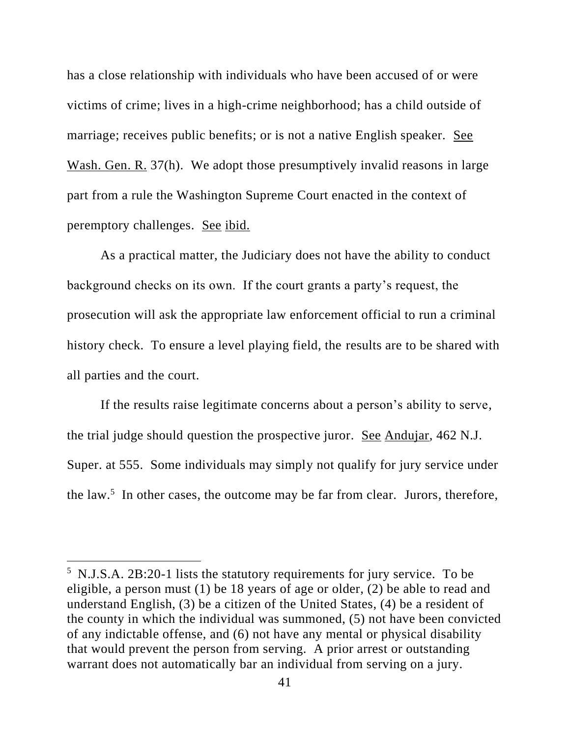has a close relationship with individuals who have been accused of or were victims of crime; lives in a high-crime neighborhood; has a child outside of marriage; receives public benefits; or is not a native English speaker. See Wash. Gen. R. 37(h). We adopt those presumptively invalid reasons in large part from a rule the Washington Supreme Court enacted in the context of peremptory challenges. See ibid.

As a practical matter, the Judiciary does not have the ability to conduct background checks on its own. If the court grants a party's request, the prosecution will ask the appropriate law enforcement official to run a criminal history check. To ensure a level playing field, the results are to be shared with all parties and the court.

If the results raise legitimate concerns about a person's ability to serve, the trial judge should question the prospective juror. See Andujar, 462 N.J. Super. at 555. Some individuals may simply not qualify for jury service under the law.[5] In other cases, the outcome may be far from clear. Jurors, therefore,

---

[5] N.J.S.A. 2B:20-1 lists the statutory requirements for jury service. To be eligible, a person must (1) be 18 years of age or older, (2) be able to read and understand English, (3) be a citizen of the United States, (4) be a resident of the county in which the individual was summoned, (5) not have been convicted of any indictable offense, and (6) not have any mental or physical disability that would prevent the person from serving. A prior arrest or outstanding warrant does not automatically bar an individual from serving on a jury.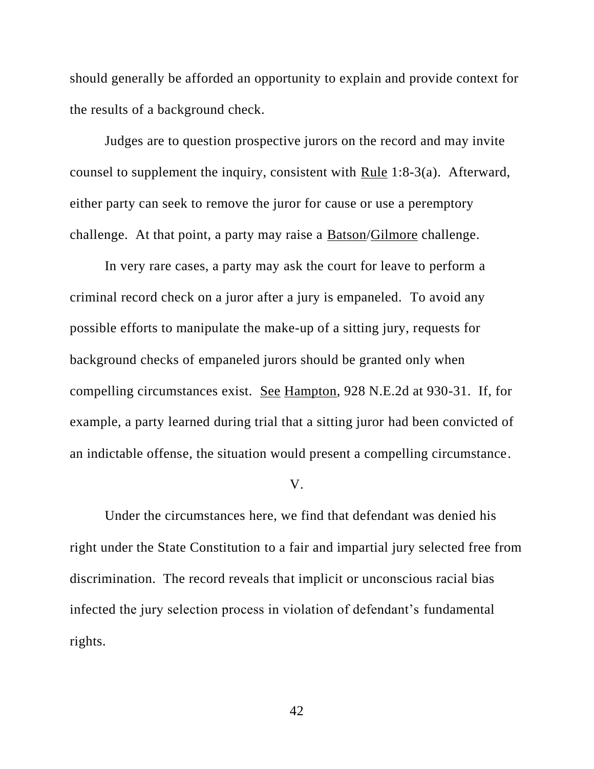should generally be afforded an opportunity to explain and provide context for the results of a background check.

Judges are to question prospective jurors on the record and may invite counsel to supplement the inquiry, consistent with Rule 1:8-3(a). Afterward, either party can seek to remove the juror for cause or use a peremptory challenge. At that point, a party may raise a Batson/Gilmore challenge.

In very rare cases, a party may ask the court for leave to perform a criminal record check on a juror after a jury is empaneled. To avoid any possible efforts to manipulate the make-up of a sitting jury, requests for background checks of empaneled jurors should be granted only when compelling circumstances exist. See Hampton, 928 N.E.2d at 930-31. If, for example, a party learned during trial that a sitting juror had been convicted of an indictable offense, the situation would present a compelling circumstance.

V.

Under the circumstances here, we find that defendant was denied his right under the State Constitution to a fair and impartial jury selected free from discrimination. The record reveals that implicit or unconscious racial bias infected the jury selection process in violation of defendant's fundamental rights.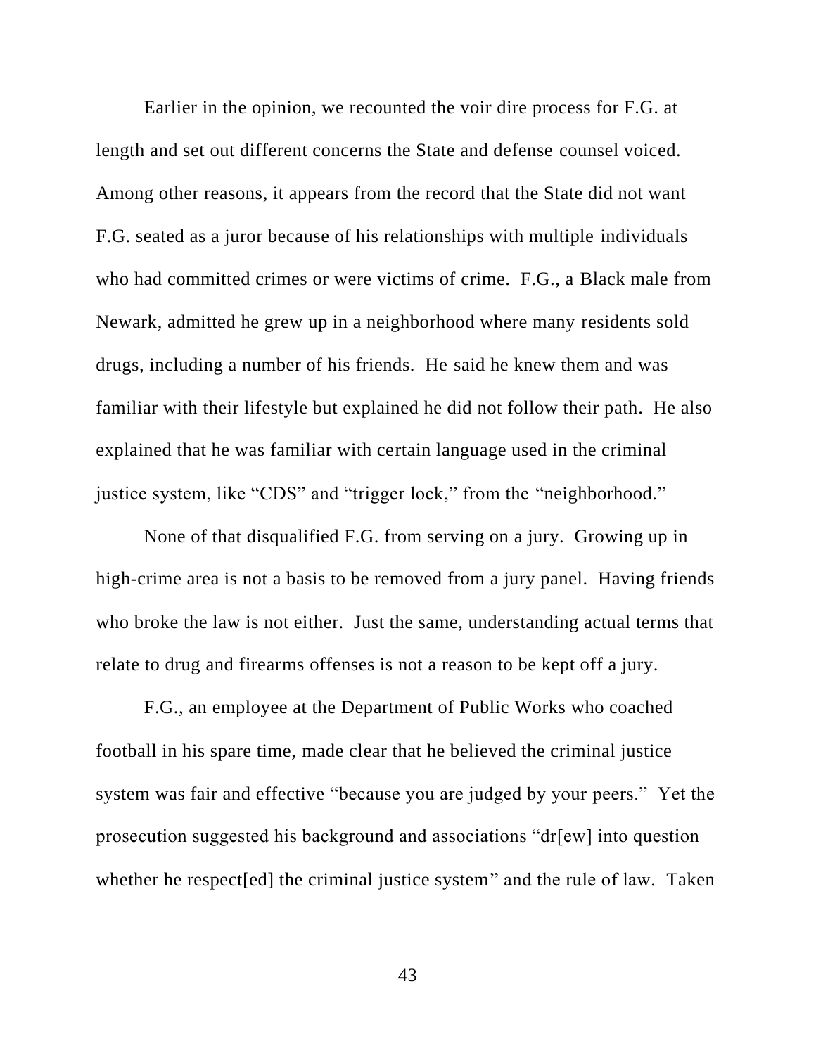Earlier in the opinion, we recounted the voir dire process for F.G. at length and set out different concerns the State and defense counsel voiced. Among other reasons, it appears from the record that the State did not want F.G. seated as a juror because of his relationships with multiple individuals who had committed crimes or were victims of crime. F.G., a Black male from Newark, admitted he grew up in a neighborhood where many residents sold drugs, including a number of his friends. He said he knew them and was familiar with their lifestyle but explained he did not follow their path. He also explained that he was familiar with certain language used in the criminal justice system, like "CDS" and "trigger lock," from the "neighborhood."

None of that disqualified F.G. from serving on a jury. Growing up in high-crime area is not a basis to be removed from a jury panel. Having friends who broke the law is not either. Just the same, understanding actual terms that relate to drug and firearms offenses is not a reason to be kept off a jury.

F.G., an employee at the Department of Public Works who coached football in his spare time, made clear that he believed the criminal justice system was fair and effective "because you are judged by your peers." Yet the prosecution suggested his background and associations "dr[ew] into question whether he respect[ed] the criminal justice system" and the rule of law. Taken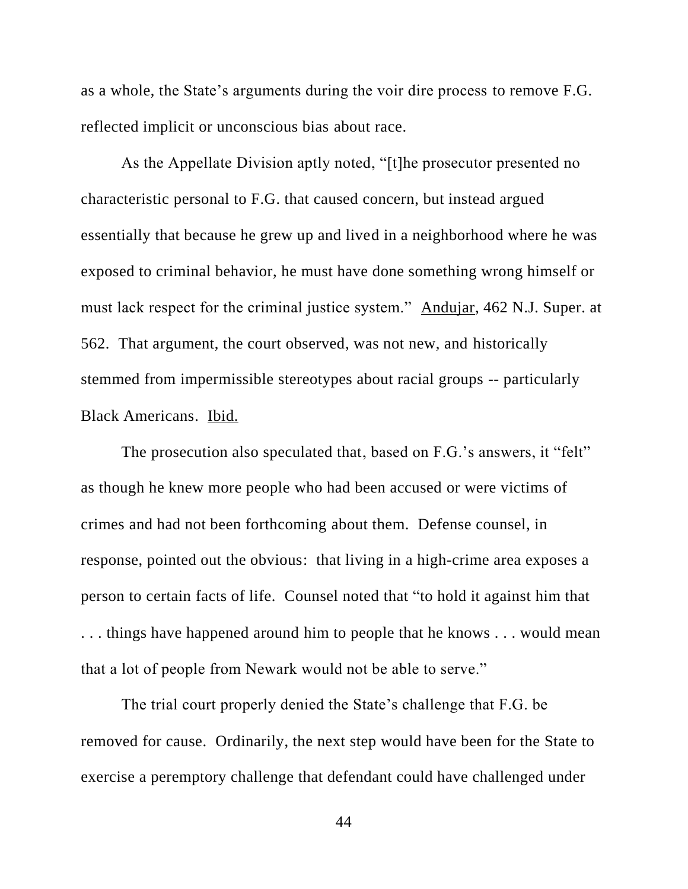as a whole, the State's arguments during the voir dire process to remove F.G. reflected implicit or unconscious bias about race.

As the Appellate Division aptly noted, "[t]he prosecutor presented no characteristic personal to F.G. that caused concern, but instead argued essentially that because he grew up and lived in a neighborhood where he was exposed to criminal behavior, he must have done something wrong himself or must lack respect for the criminal justice system." Andujar, 462 N.J. Super. at 562. That argument, the court observed, was not new, and historically stemmed from impermissible stereotypes about racial groups -- particularly Black Americans. Ibid.

The prosecution also speculated that, based on F.G.'s answers, it "felt" as though he knew more people who had been accused or were victims of crimes and had not been forthcoming about them. Defense counsel, in response, pointed out the obvious: that living in a high-crime area exposes a person to certain facts of life. Counsel noted that "to hold it against him that . . . things have happened around him to people that he knows . . . would mean that a lot of people from Newark would not be able to serve."

The trial court properly denied the State's challenge that F.G. be removed for cause. Ordinarily, the next step would have been for the State to exercise a peremptory challenge that defendant could have challenged under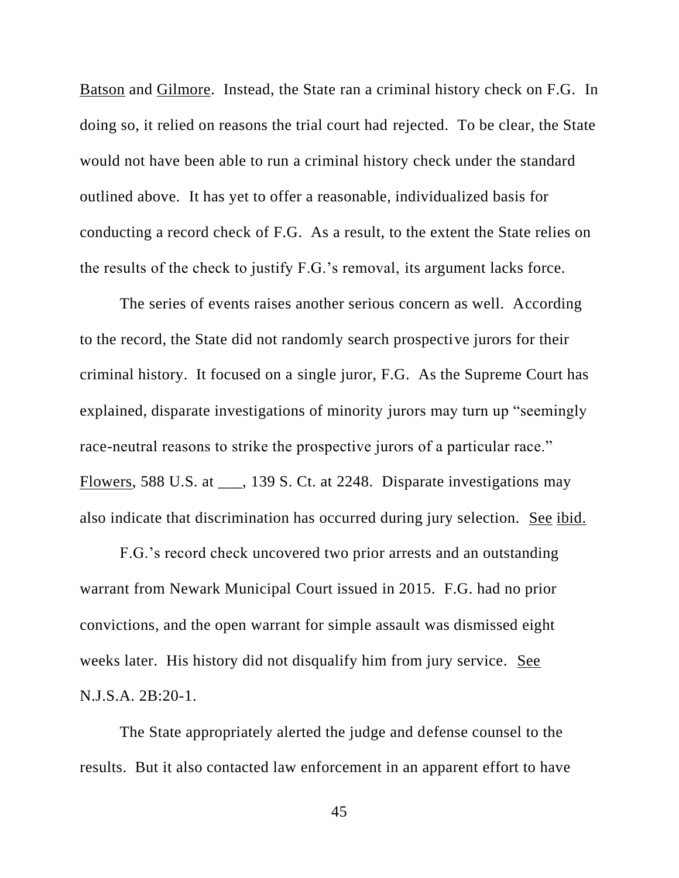Batson and Gilmore. Instead, the State ran a criminal history check on F.G. In doing so, it relied on reasons the trial court had rejected. To be clear, the State would not have been able to run a criminal history check under the standard outlined above. It has yet to offer a reasonable, individualized basis for conducting a record check of F.G. As a result, to the extent the State relies on the results of the check to justify F.G.'s removal, its argument lacks force.

The series of events raises another serious concern as well. According to the record, the State did not randomly search prospective jurors for their criminal history. It focused on a single juror, F.G. As the Supreme Court has explained, disparate investigations of minority jurors may turn up "seemingly race-neutral reasons to strike the prospective jurors of a particular race." Flowers, 588 U.S. at ___, 139 S. Ct. at 2248. Disparate investigations may also indicate that discrimination has occurred during jury selection. See ibid.

F.G.'s record check uncovered two prior arrests and an outstanding warrant from Newark Municipal Court issued in 2015. F.G. had no prior convictions, and the open warrant for simple assault was dismissed eight weeks later. His history did not disqualify him from jury service. See N.J.S.A. 2B:20-1.

The State appropriately alerted the judge and defense counsel to the results. But it also contacted law enforcement in an apparent effort to have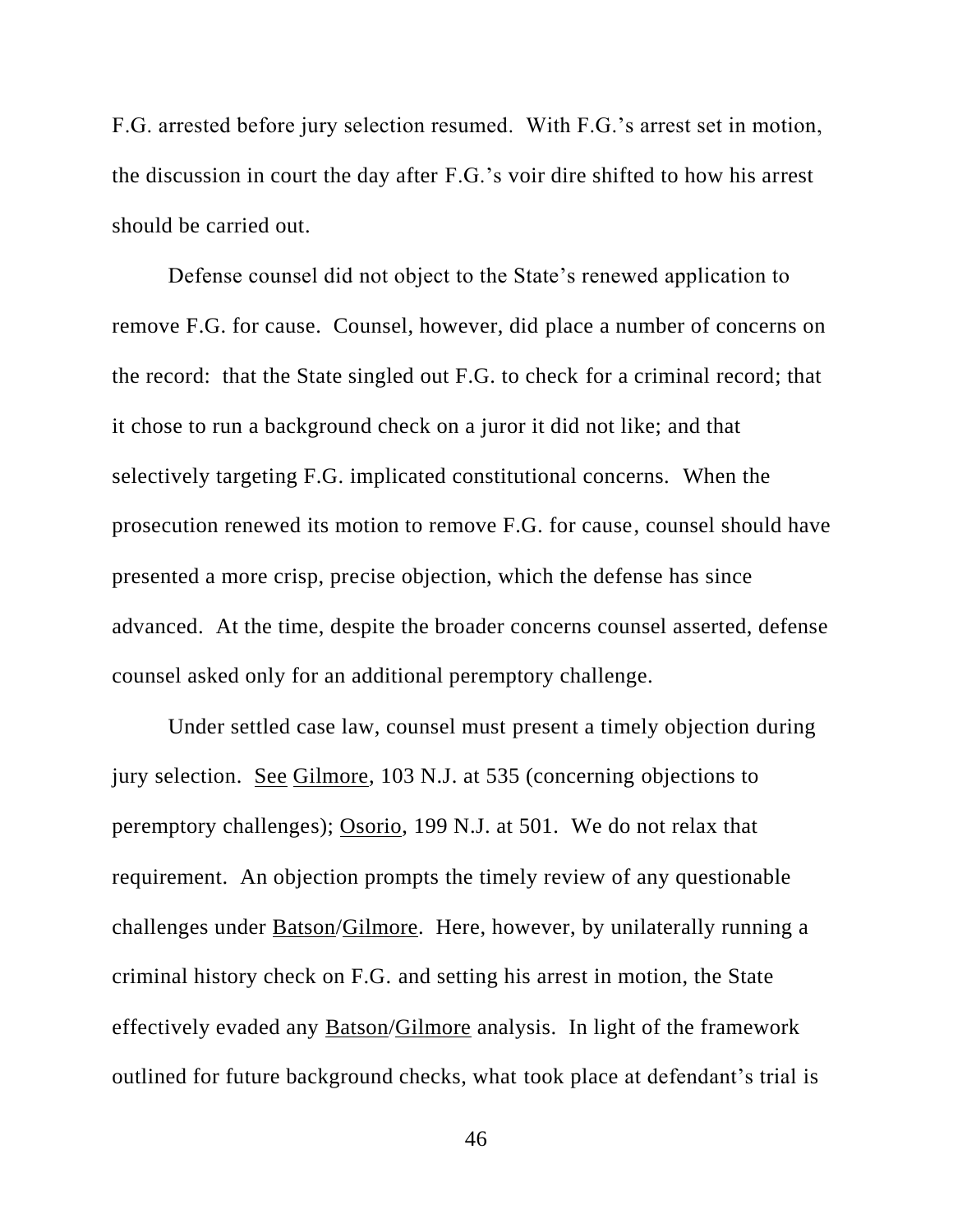F.G. arrested before jury selection resumed. With F.G.'s arrest set in motion, the discussion in court the day after F.G.'s voir dire shifted to how his arrest should be carried out.

Defense counsel did not object to the State's renewed application to remove F.G. for cause. Counsel, however, did place a number of concerns on the record: that the State singled out F.G. to check for a criminal record; that it chose to run a background check on a juror it did not like; and that selectively targeting F.G. implicated constitutional concerns. When the prosecution renewed its motion to remove F.G. for cause, counsel should have presented a more crisp, precise objection, which the defense has since advanced. At the time, despite the broader concerns counsel asserted, defense counsel asked only for an additional peremptory challenge.

Under settled case law, counsel must present a timely objection during jury selection. See Gilmore, 103 N.J. at 535 (concerning objections to peremptory challenges); Osorio, 199 N.J. at 501. We do not relax that requirement. An objection prompts the timely review of any questionable challenges under Batson/Gilmore. Here, however, by unilaterally running a criminal history check on F.G. and setting his arrest in motion, the State effectively evaded any Batson/Gilmore analysis. In light of the framework outlined for future background checks, what took place at defendant's trial is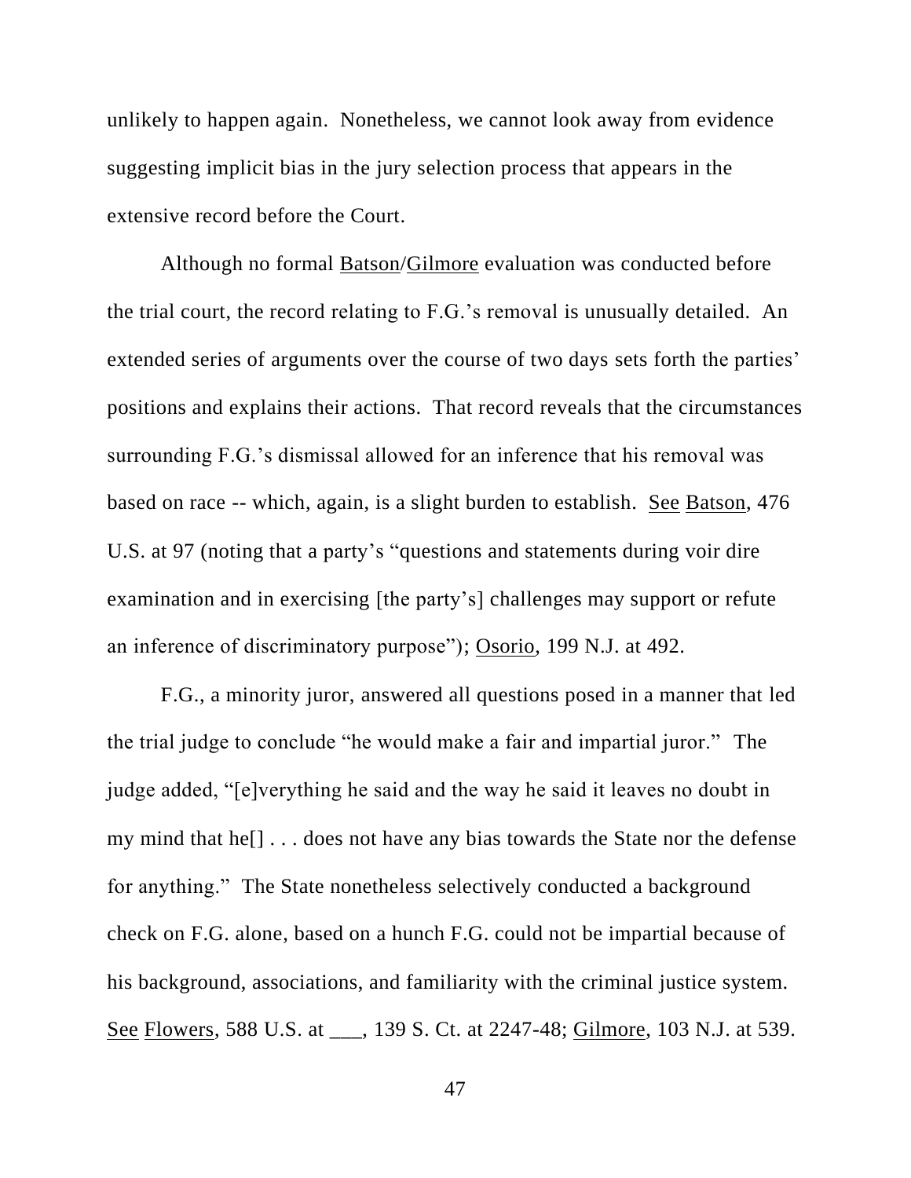unlikely to happen again. Nonetheless, we cannot look away from evidence suggesting implicit bias in the jury selection process that appears in the extensive record before the Court.

Although no formal Batson/Gilmore evaluation was conducted before the trial court, the record relating to F.G.'s removal is unusually detailed. An extended series of arguments over the course of two days sets forth the parties' positions and explains their actions. That record reveals that the circumstances surrounding F.G.'s dismissal allowed for an inference that his removal was based on race -- which, again, is a slight burden to establish. See Batson, 476 U.S. at 97 (noting that a party's "questions and statements during voir dire examination and in exercising [the party's] challenges may support or refute an inference of discriminatory purpose"); Osorio, 199 N.J. at 492.

F.G., a minority juror, answered all questions posed in a manner that led the trial judge to conclude "he would make a fair and impartial juror." The judge added, "[e]verything he said and the way he said it leaves no doubt in my mind that he[] . . . does not have any bias towards the State nor the defense for anything." The State nonetheless selectively conducted a background check on F.G. alone, based on a hunch F.G. could not be impartial because of his background, associations, and familiarity with the criminal justice system. See Flowers, 588 U.S. at ___, 139 S. Ct. at 2247-48; Gilmore, 103 N.J. at 539.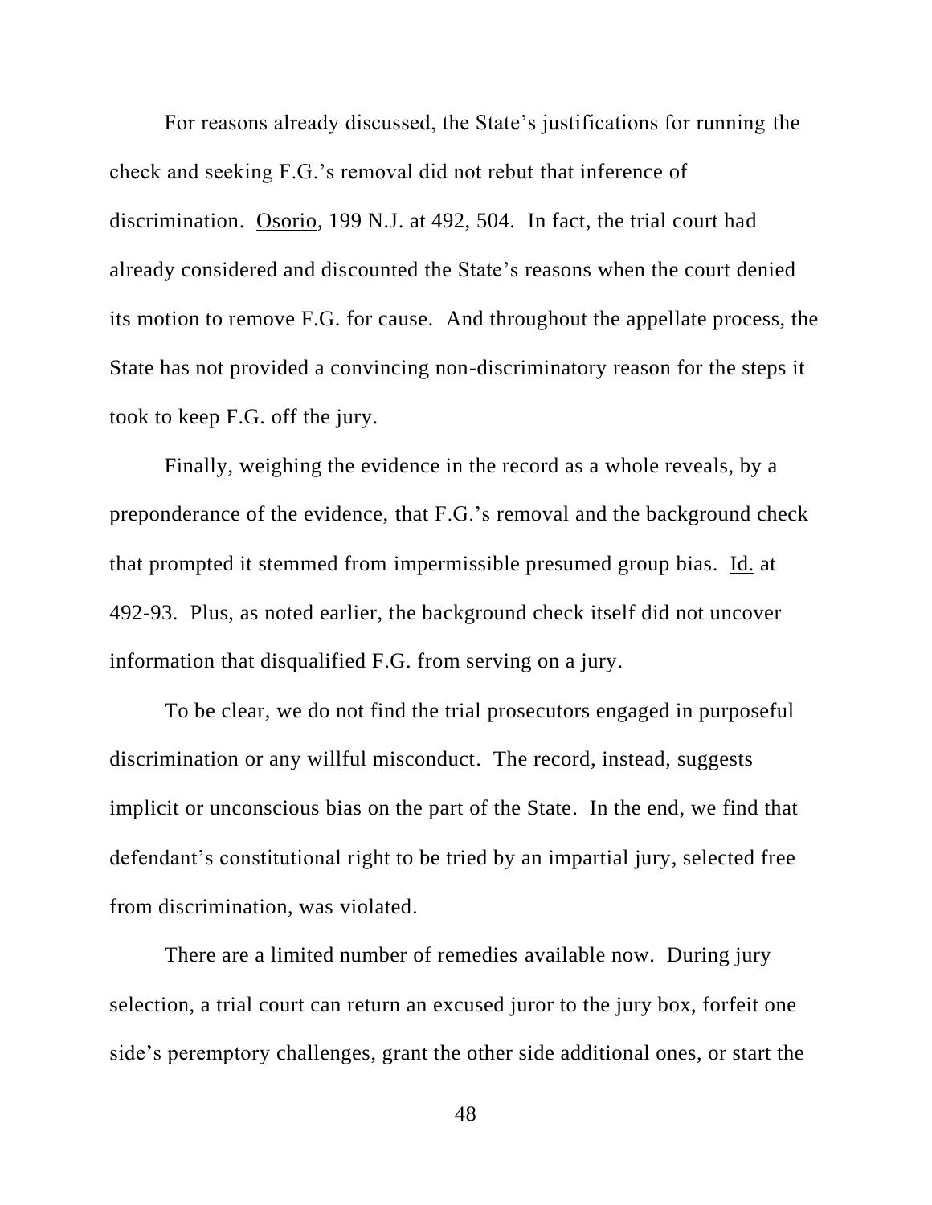For reasons already discussed, the State's justifications for running the check and seeking F.G.'s removal did not rebut that inference of discrimination. Osorio, 199 N.J. at 492, 504. In fact, the trial court had already considered and discounted the State's reasons when the court denied its motion to remove F.G. for cause. And throughout the appellate process, the State has not provided a convincing non-discriminatory reason for the steps it took to keep F.G. off the jury.

Finally, weighing the evidence in the record as a whole reveals, by a preponderance of the evidence, that F.G.'s removal and the background check that prompted it stemmed from impermissible presumed group bias. Id. at 492-93. Plus, as noted earlier, the background check itself did not uncover information that disqualified F.G. from serving on a jury.

To be clear, we do not find the trial prosecutors engaged in purposeful discrimination or any willful misconduct. The record, instead, suggests implicit or unconscious bias on the part of the State. In the end, we find that defendant's constitutional right to be tried by an impartial jury, selected free from discrimination, was violated.

There are a limited number of remedies available now. During jury selection, a trial court can return an excused juror to the jury box, forfeit one side's peremptory challenges, grant the other side additional ones, or start the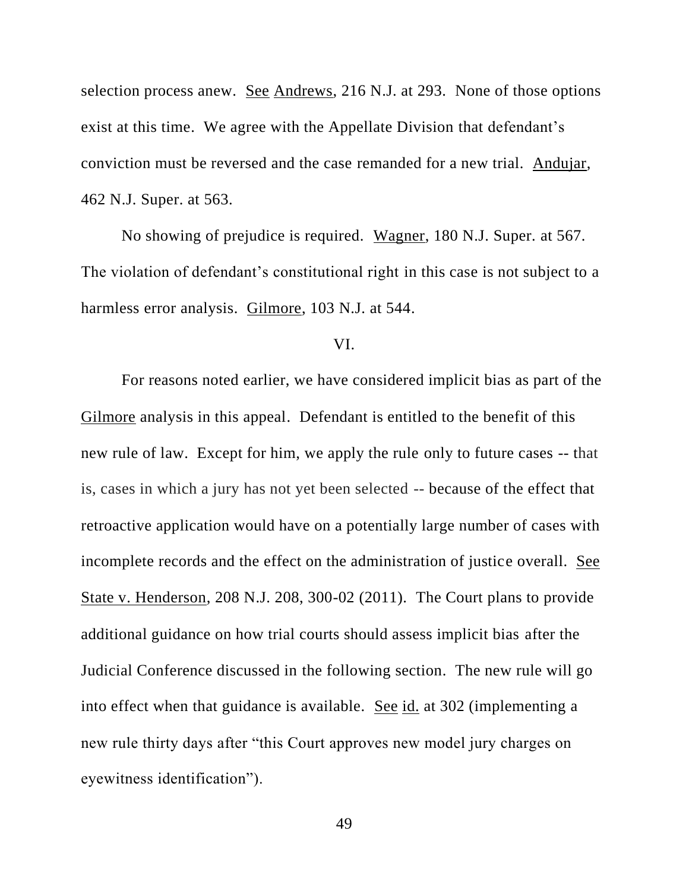selection process anew. See Andrews, 216 N.J. at 293. None of those options exist at this time. We agree with the Appellate Division that defendant's conviction must be reversed and the case remanded for a new trial. Andujar, 462 N.J. Super. at 563.

No showing of prejudice is required. Wagner, 180 N.J. Super. at 567. The violation of defendant's constitutional right in this case is not subject to a harmless error analysis. Gilmore, 103 N.J. at 544.

VI.

For reasons noted earlier, we have considered implicit bias as part of the Gilmore analysis in this appeal. Defendant is entitled to the benefit of this new rule of law. Except for him, we apply the rule only to future cases -- that is, cases in which a jury has not yet been selected -- because of the effect that retroactive application would have on a potentially large number of cases with incomplete records and the effect on the administration of justice overall. See State v. Henderson, 208 N.J. 208, 300-02 (2011). The Court plans to provide additional guidance on how trial courts should assess implicit bias after the Judicial Conference discussed in the following section. The new rule will go into effect when that guidance is available. See id. at 302 (implementing a new rule thirty days after "this Court approves new model jury charges on eyewitness identification").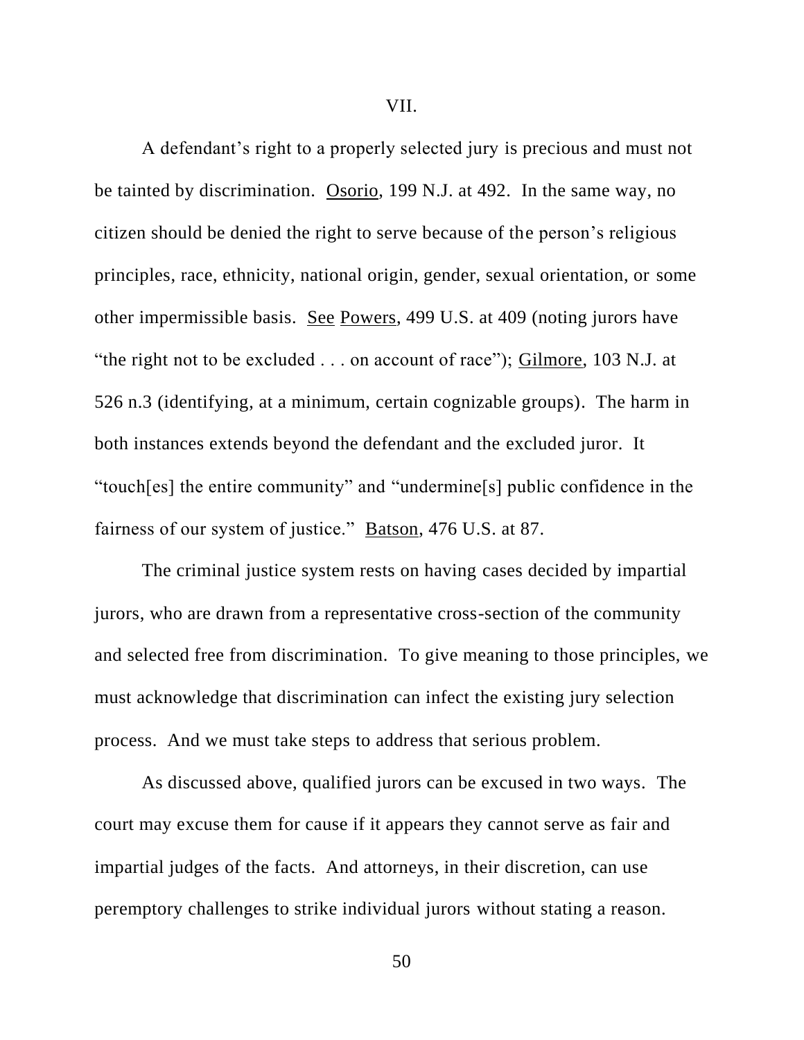## VII.

A defendant's right to a properly selected jury is precious and must not be tainted by discrimination. Osorio, 199 N.J. at 492. In the same way, no citizen should be denied the right to serve because of the person's religious principles, race, ethnicity, national origin, gender, sexual orientation, or some other impermissible basis. See Powers, 499 U.S. at 409 (noting jurors have "the right not to be excluded . . . on account of race"); Gilmore, 103 N.J. at 526 n.3 (identifying, at a minimum, certain cognizable groups). The harm in both instances extends beyond the defendant and the excluded juror. It "touch[es] the entire community" and "undermine[s] public confidence in the fairness of our system of justice." Batson, 476 U.S. at 87.

The criminal justice system rests on having cases decided by impartial jurors, who are drawn from a representative cross-section of the community and selected free from discrimination. To give meaning to those principles, we must acknowledge that discrimination can infect the existing jury selection process. And we must take steps to address that serious problem.

As discussed above, qualified jurors can be excused in two ways. The court may excuse them for cause if it appears they cannot serve as fair and impartial judges of the facts. And attorneys, in their discretion, can use peremptory challenges to strike individual jurors without stating a reason.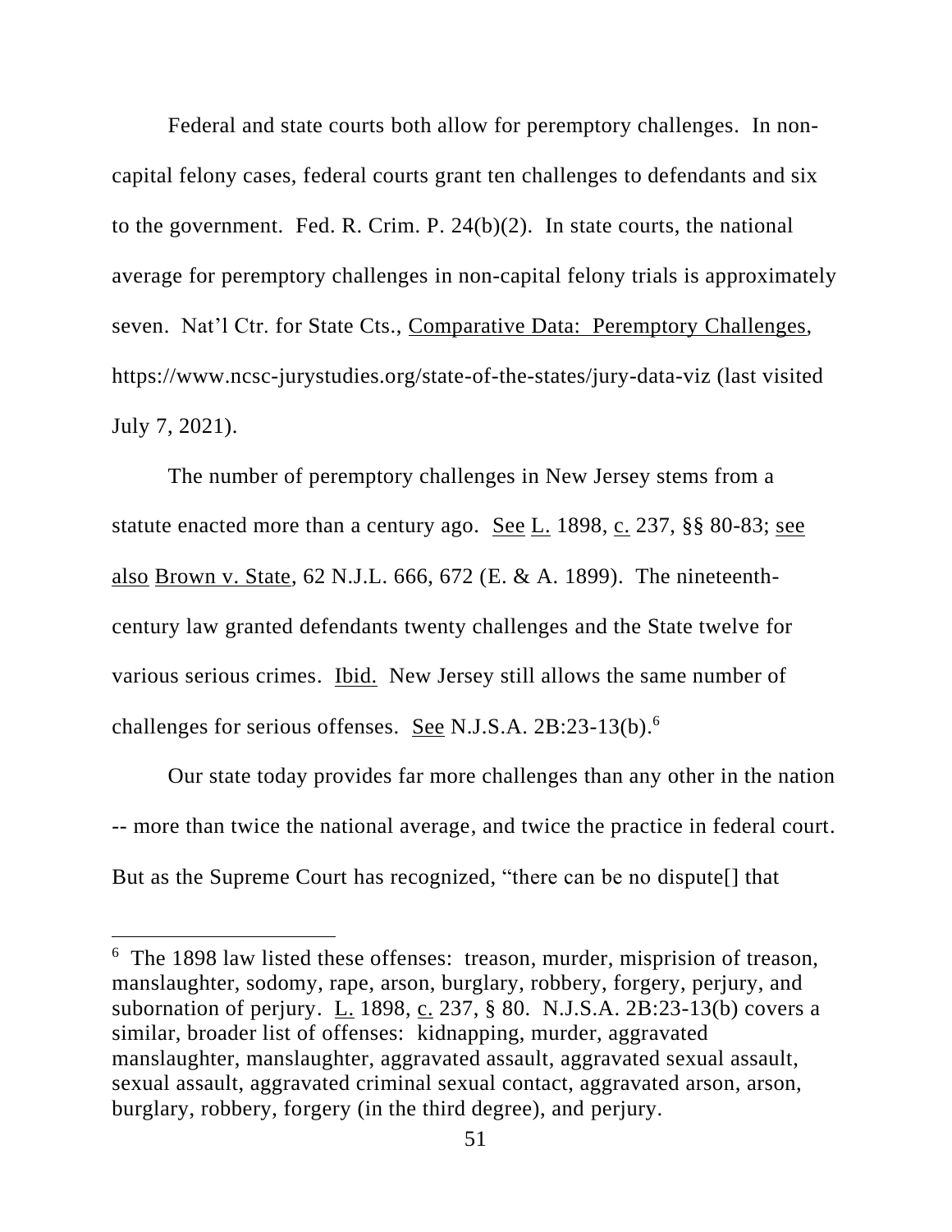Federal and state courts both allow for peremptory challenges. In non-capital felony cases, federal courts grant ten challenges to defendants and six to the government. Fed. R. Crim. P. 24(b)(2). In state courts, the national average for peremptory challenges in non-capital felony trials is approximately seven. Nat'l Ctr. for State Cts., Comparative Data: Peremptory Challenges, https://www.ncsc-jurystudies.org/state-of-the-states/jury-data-viz (last visited July 7, 2021).

The number of peremptory challenges in New Jersey stems from a statute enacted more than a century ago. See L. 1898, c. 237, §§ 80-83; see also Brown v. State, 62 N.J.L. 666, 672 (E. & A. 1899). The nineteenth-century law granted defendants twenty challenges and the State twelve for various serious crimes. Ibid. New Jersey still allows the same number of challenges for serious offenses. See N.J.S.A. 2B:23-13(b).[6]

Our state today provides far more challenges than any other in the nation -- more than twice the national average, and twice the practice in federal court. But as the Supreme Court has recognized, "there can be no dispute[] that

---

[6] The 1898 law listed these offenses: treason, murder, misprision of treason, manslaughter, sodomy, rape, arson, burglary, robbery, forgery, perjury, and subornation of perjury. L. 1898, c. 237, § 80. N.J.S.A. 2B:23-13(b) covers a similar, broader list of offenses: kidnapping, murder, aggravated manslaughter, manslaughter, aggravated assault, aggravated sexual assault, sexual assault, aggravated criminal sexual contact, aggravated arson, arson, burglary, robbery, forgery (in the third degree), and perjury.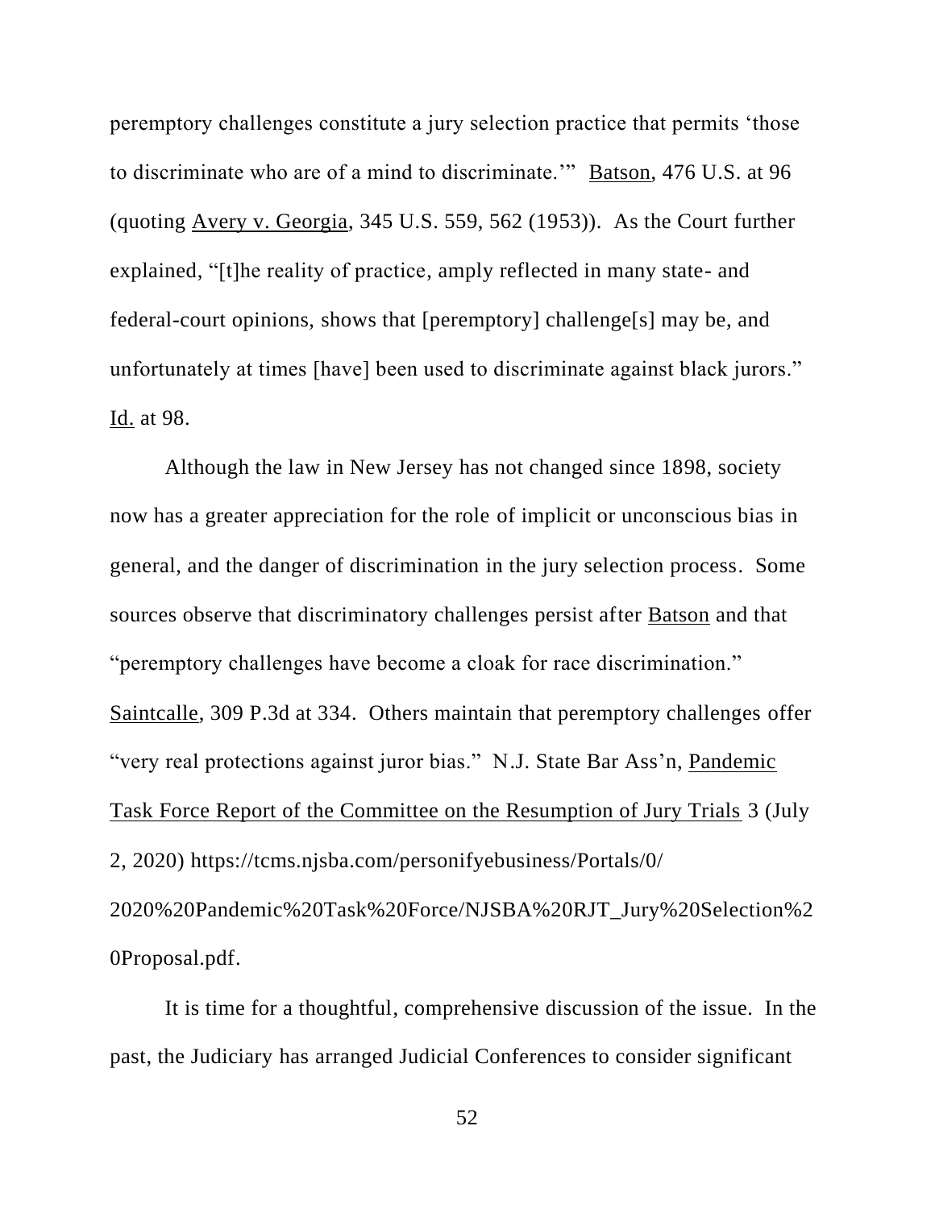peremptory challenges constitute a jury selection practice that permits 'those to discriminate who are of a mind to discriminate.'" Batson, 476 U.S. at 96 (quoting Avery v. Georgia, 345 U.S. 559, 562 (1953)). As the Court further explained, "[t]he reality of practice, amply reflected in many state- and federal-court opinions, shows that [peremptory] challenge[s] may be, and unfortunately at times [have] been used to discriminate against black jurors." Id. at 98.

Although the law in New Jersey has not changed since 1898, society now has a greater appreciation for the role of implicit or unconscious bias in general, and the danger of discrimination in the jury selection process. Some sources observe that discriminatory challenges persist after Batson and that "peremptory challenges have become a cloak for race discrimination." Saintcalle, 309 P.3d at 334. Others maintain that peremptory challenges offer "very real protections against juror bias." N.J. State Bar Ass'n, Pandemic Task Force Report of the Committee on the Resumption of Jury Trials 3 (July 2, 2020) https://tcms.njsba.com/personifyebusiness/Portals/0/2020%20Pandemic%20Task%20Force/NJSBA%20RJT_Jury%20Selection%20Proposal.pdf.

It is time for a thoughtful, comprehensive discussion of the issue. In the past, the Judiciary has arranged Judicial Conferences to consider significant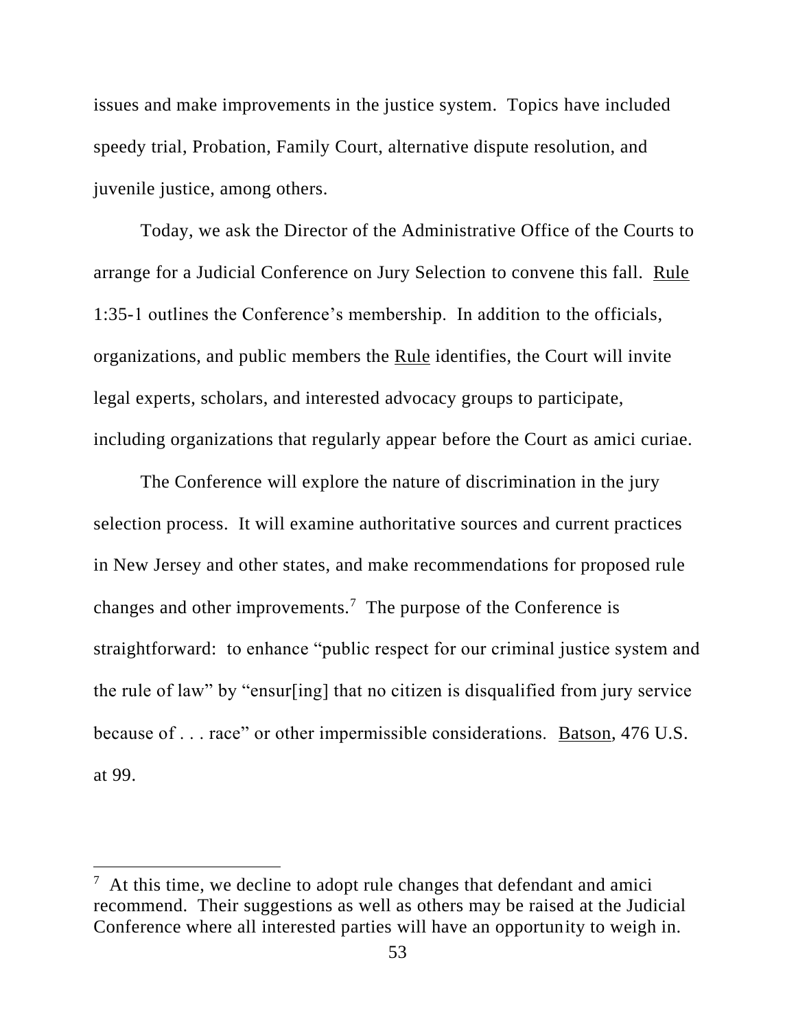issues and make improvements in the justice system. Topics have included speedy trial, Probation, Family Court, alternative dispute resolution, and juvenile justice, among others.

Today, we ask the Director of the Administrative Office of the Courts to arrange for a Judicial Conference on Jury Selection to convene this fall. Rule 1:35-1 outlines the Conference's membership. In addition to the officials, organizations, and public members the Rule identifies, the Court will invite legal experts, scholars, and interested advocacy groups to participate, including organizations that regularly appear before the Court as amici curiae.

The Conference will explore the nature of discrimination in the jury selection process. It will examine authoritative sources and current practices in New Jersey and other states, and make recommendations for proposed rule changes and other improvements.[7] The purpose of the Conference is straightforward: to enhance "public respect for our criminal justice system and the rule of law" by "ensur[ing] that no citizen is disqualified from jury service because of . . . race" or other impermissible considerations. Batson, 476 U.S. at 99.

---

[7] At this time, we decline to adopt rule changes that defendant and amici recommend. Their suggestions as well as others may be raised at the Judicial Conference where all interested parties will have an opportunity to weigh in.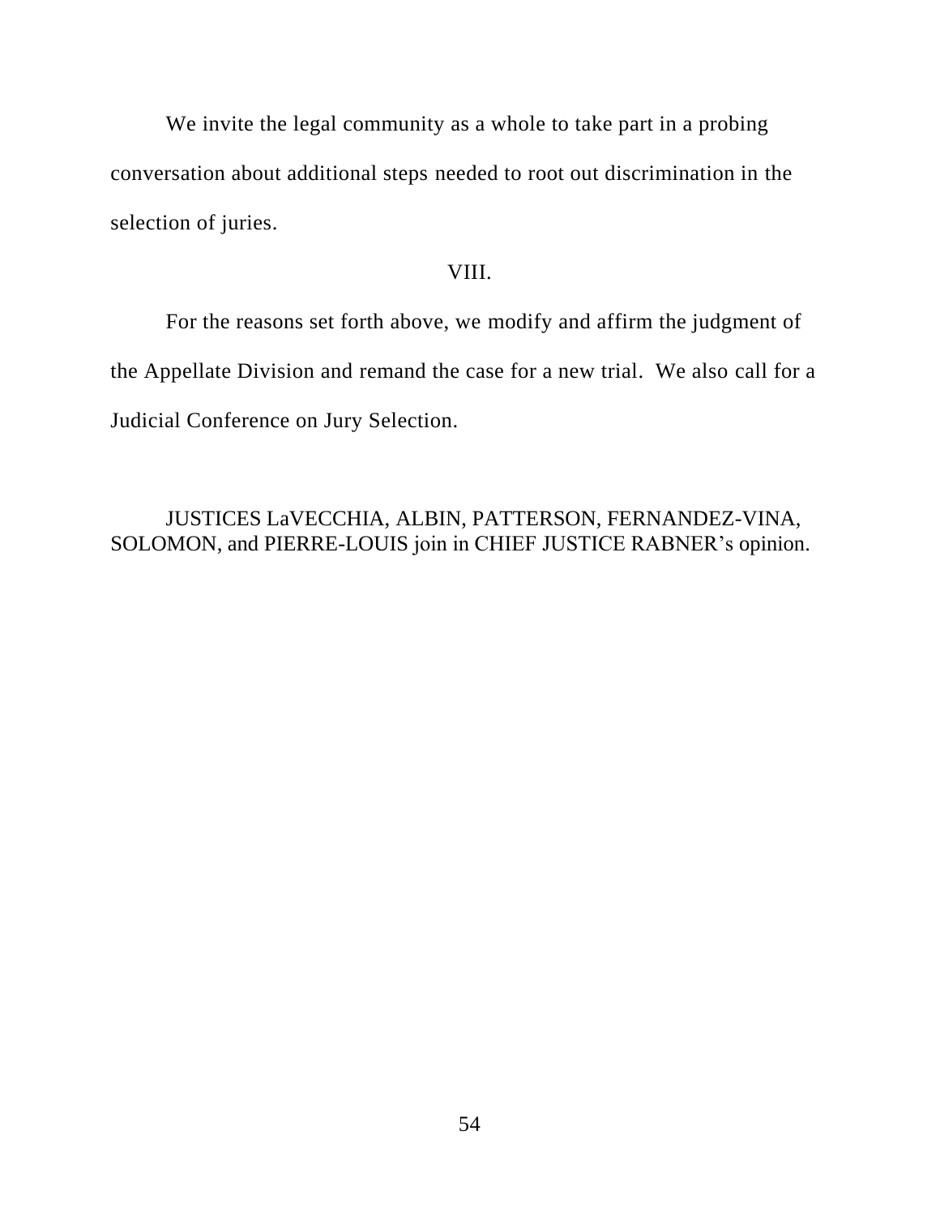We invite the legal community as a whole to take part in a probing conversation about additional steps needed to root out discrimination in the selection of juries.

## VIII.

For the reasons set forth above, we modify and affirm the judgment of the Appellate Division and remand the case for a new trial. We also call for a Judicial Conference on Jury Selection.

JUSTICES LaVECCHIA, ALBIN, PATTERSON, FERNANDEZ-VINA, SOLOMON, and PIERRE-LOUIS join in CHIEF JUSTICE RABNER's opinion.